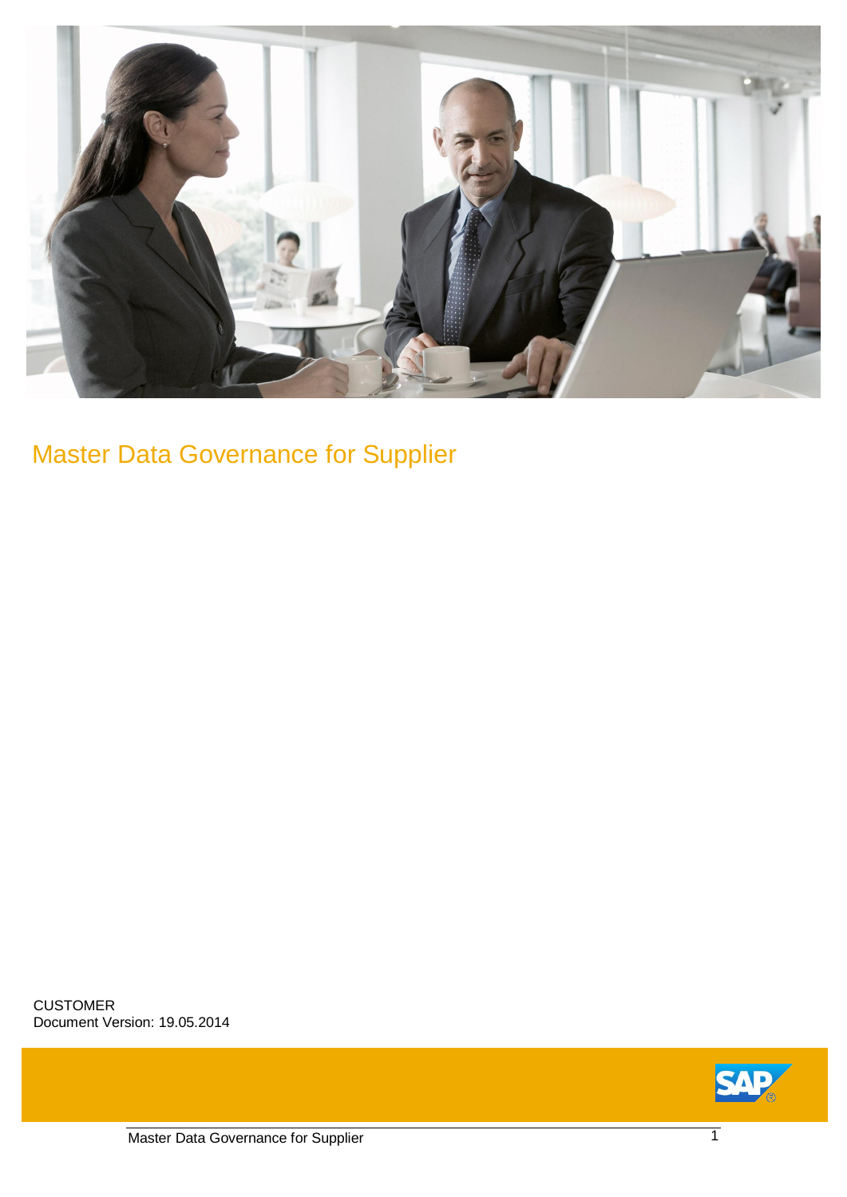# Master Data Governance for Supplier

CUSTOMER
Document Version: 19.05.2014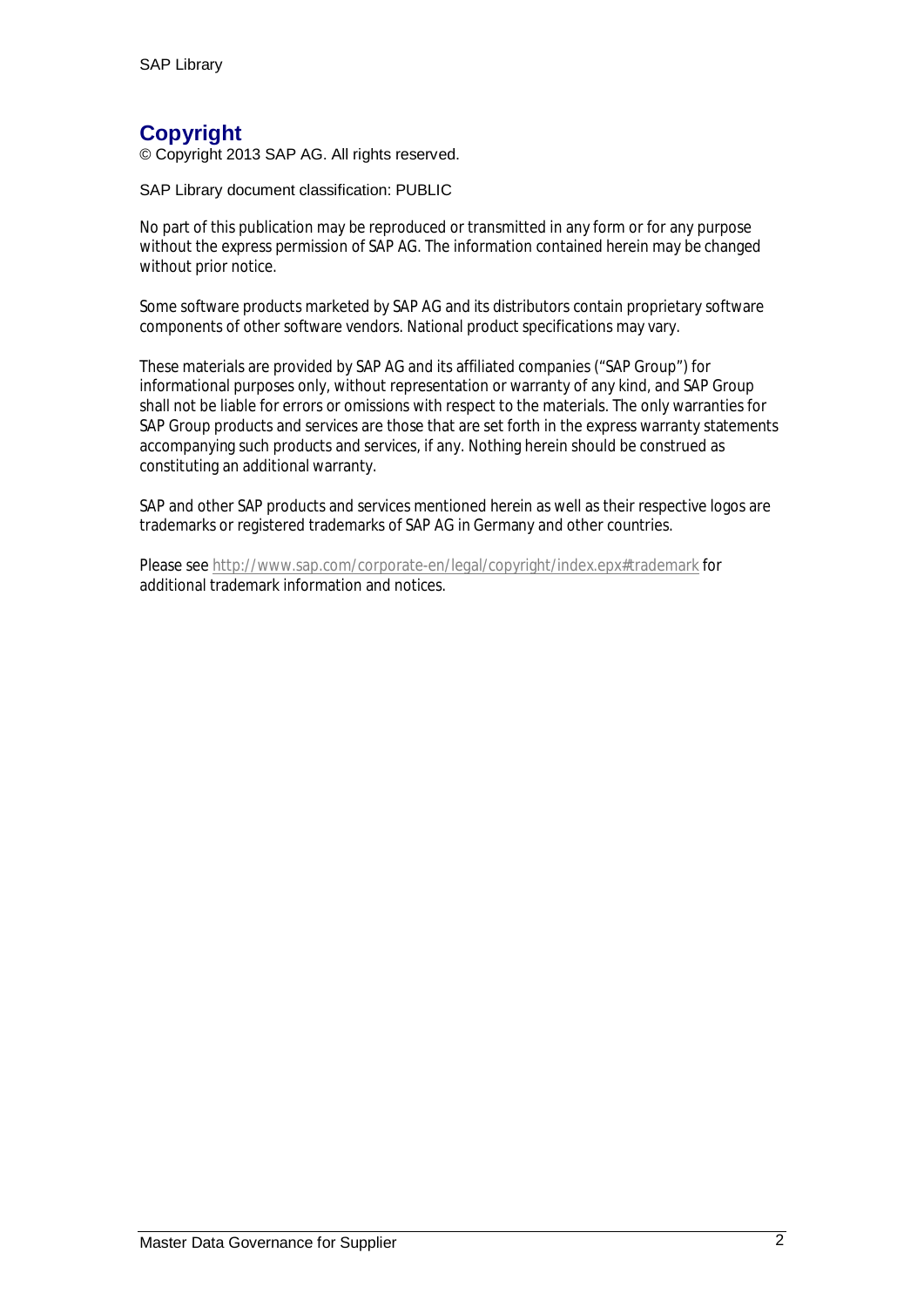# Copyright

© Copyright 2013 SAP AG. All rights reserved.

SAP Library document classification: PUBLIC

No part of this publication may be reproduced or transmitted in any form or for any purpose without the express permission of SAP AG. The information contained herein may be changed without prior notice.

Some software products marketed by SAP AG and its distributors contain proprietary software components of other software vendors. National product specifications may vary.

These materials are provided by SAP AG and its affiliated companies ("SAP Group") for informational purposes only, without representation or warranty of any kind, and SAP Group shall not be liable for errors or omissions with respect to the materials. The only warranties for SAP Group products and services are those that are set forth in the express warranty statements accompanying such products and services, if any. Nothing herein should be construed as constituting an additional warranty.

SAP and other SAP products and services mentioned herein as well as their respective logos are trademarks or registered trademarks of SAP AG in Germany and other countries.

Please see http://www.sap.com/corporate-en/legal/copyright/index.epx#trademark for additional trademark information and notices.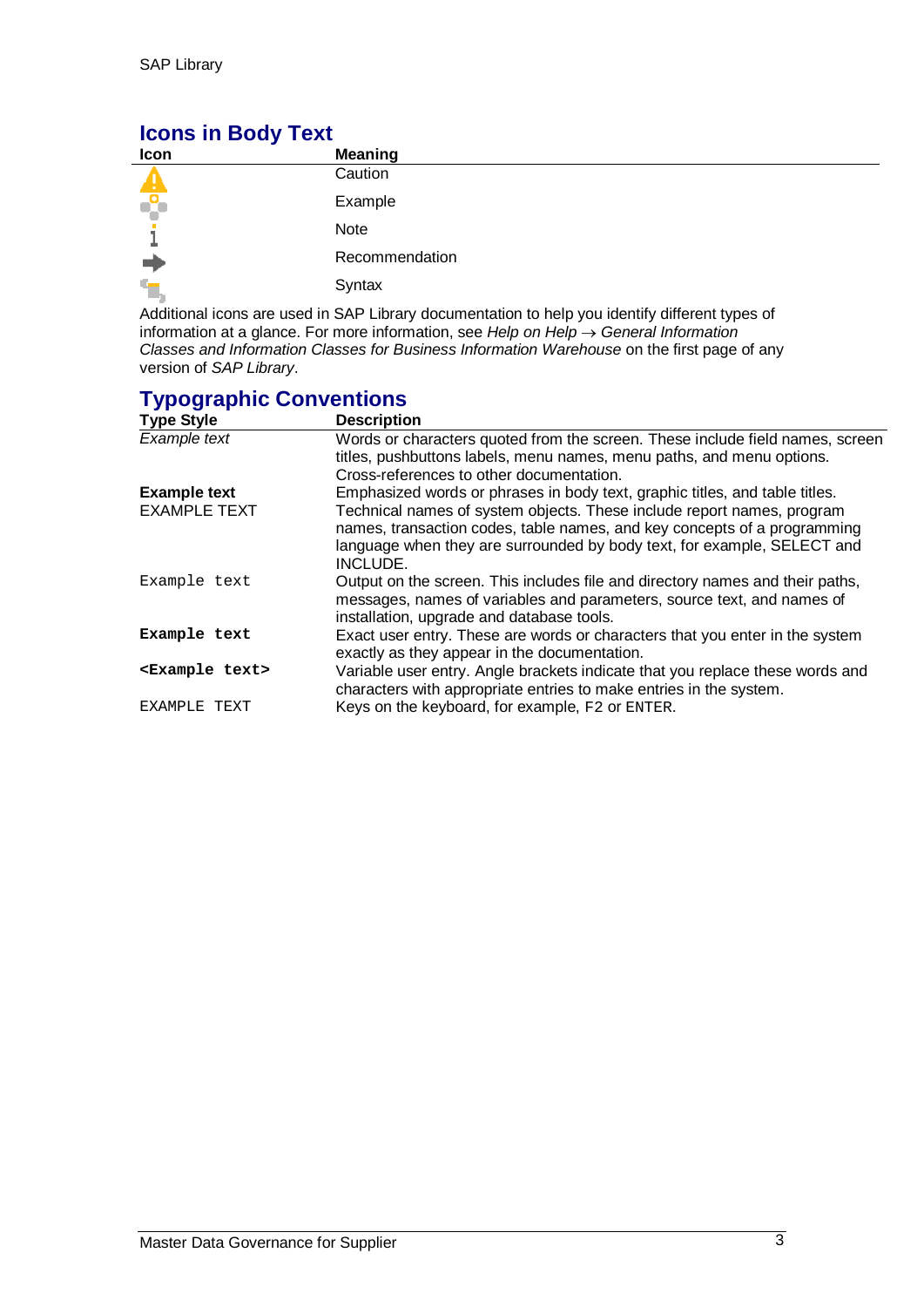## Icons in Body Text

| Icon | Meaning |
|---|---|
| | Caution |
| | Example |
| | Note |
| | Recommendation |
| | Syntax |

Additional icons are used in SAP Library documentation to help you identify different types of information at a glance. For more information, see *Help on Help* → *General Information Classes and Information Classes for Business Information Warehouse* on the first page of any version of *SAP Library*.

## Typographic Conventions

| Type Style | Description |
|---|---|
| *Example text* | Words or characters quoted from the screen. These include field names, screen titles, pushbuttons labels, menu names, menu paths, and menu options. Cross-references to other documentation. |
| **Example text** | Emphasized words or phrases in body text, graphic titles, and table titles. |
| EXAMPLE TEXT | Technical names of system objects. These include report names, program names, transaction codes, table names, and key concepts of a programming language when they are surrounded by body text, for example, SELECT and INCLUDE. |
| `Example text` | Output on the screen. This includes file and directory names and their paths, messages, names of variables and parameters, source text, and names of installation, upgrade and database tools. |
| **`Example text`** | Exact user entry. These are words or characters that you enter in the system exactly as they appear in the documentation. |
| **`<Example text>`** | Variable user entry. Angle brackets indicate that you replace these words and characters with appropriate entries to make entries in the system. |
| `EXAMPLE TEXT` | Keys on the keyboard, for example, `F2` or `ENTER`. |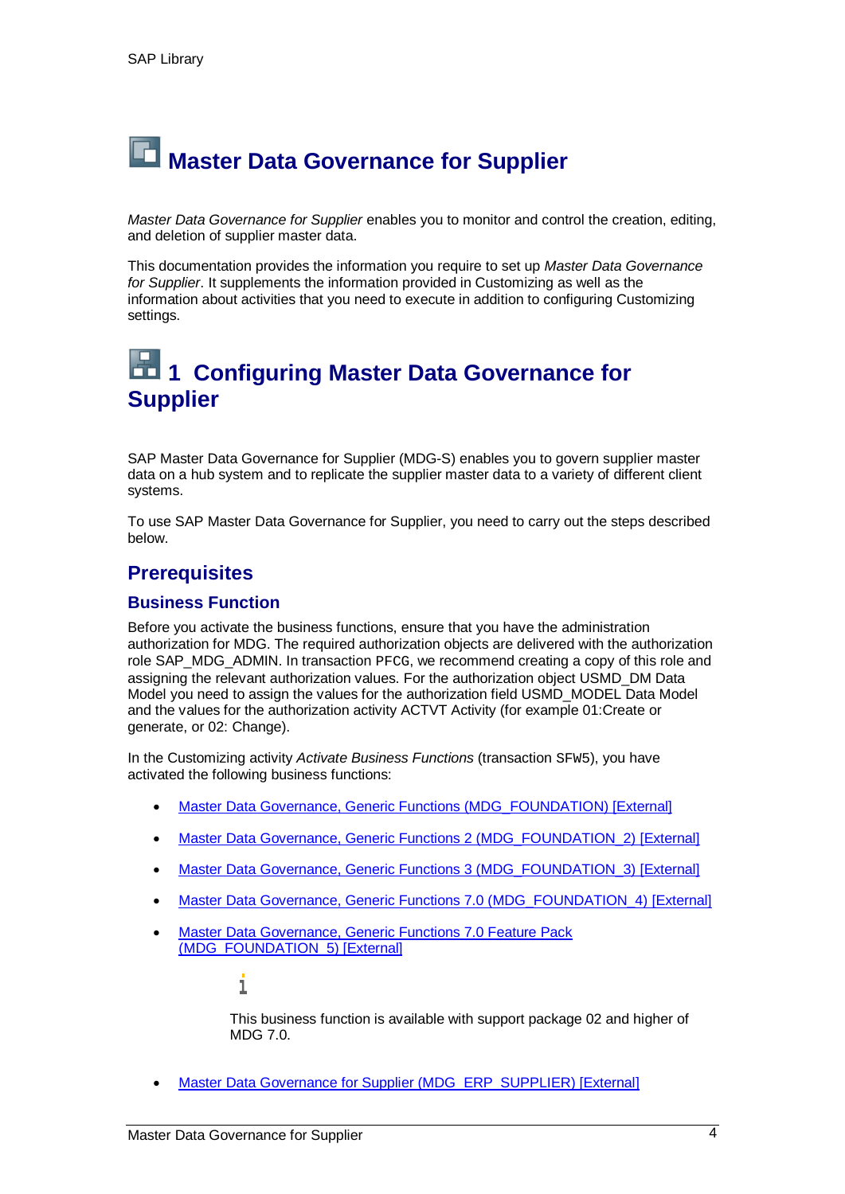# Master Data Governance for Supplier

*Master Data Governance for Supplier* enables you to monitor and control the creation, editing, and deletion of supplier master data.

This documentation provides the information you require to set up *Master Data Governance for Supplier*. It supplements the information provided in Customizing as well as the information about activities that you need to execute in addition to configuring Customizing settings.

# 1 Configuring Master Data Governance for Supplier

SAP Master Data Governance for Supplier (MDG-S) enables you to govern supplier master data on a hub system and to replicate the supplier master data to a variety of different client systems.

To use SAP Master Data Governance for Supplier, you need to carry out the steps described below.

## Prerequisites

### Business Function

Before you activate the business functions, ensure that you have the administration authorization for MDG. The required authorization objects are delivered with the authorization role SAP_MDG_ADMIN. In transaction `PFCG`, we recommend creating a copy of this role and assigning the relevant authorization values. For the authorization object USMD_DM Data Model you need to assign the values for the authorization field USMD_MODEL Data Model and the values for the authorization activity ACTVT Activity (for example 01:Create or generate, or 02: Change).

In the Customizing activity *Activate Business Functions* (transaction `SFW5`), you have activated the following business functions:

- Master Data Governance, Generic Functions (MDG_FOUNDATION) [External]
- Master Data Governance, Generic Functions 2 (MDG_FOUNDATION_2) [External]
- Master Data Governance, Generic Functions 3 (MDG_FOUNDATION_3) [External]
- Master Data Governance, Generic Functions 7.0 (MDG_FOUNDATION_4) [External]
- Master Data Governance, Generic Functions 7.0 Feature Pack (MDG_FOUNDATION_5) [External]

  This business function is available with support package 02 and higher of MDG 7.0.

- Master Data Governance for Supplier (MDG_ERP_SUPPLIER) [External]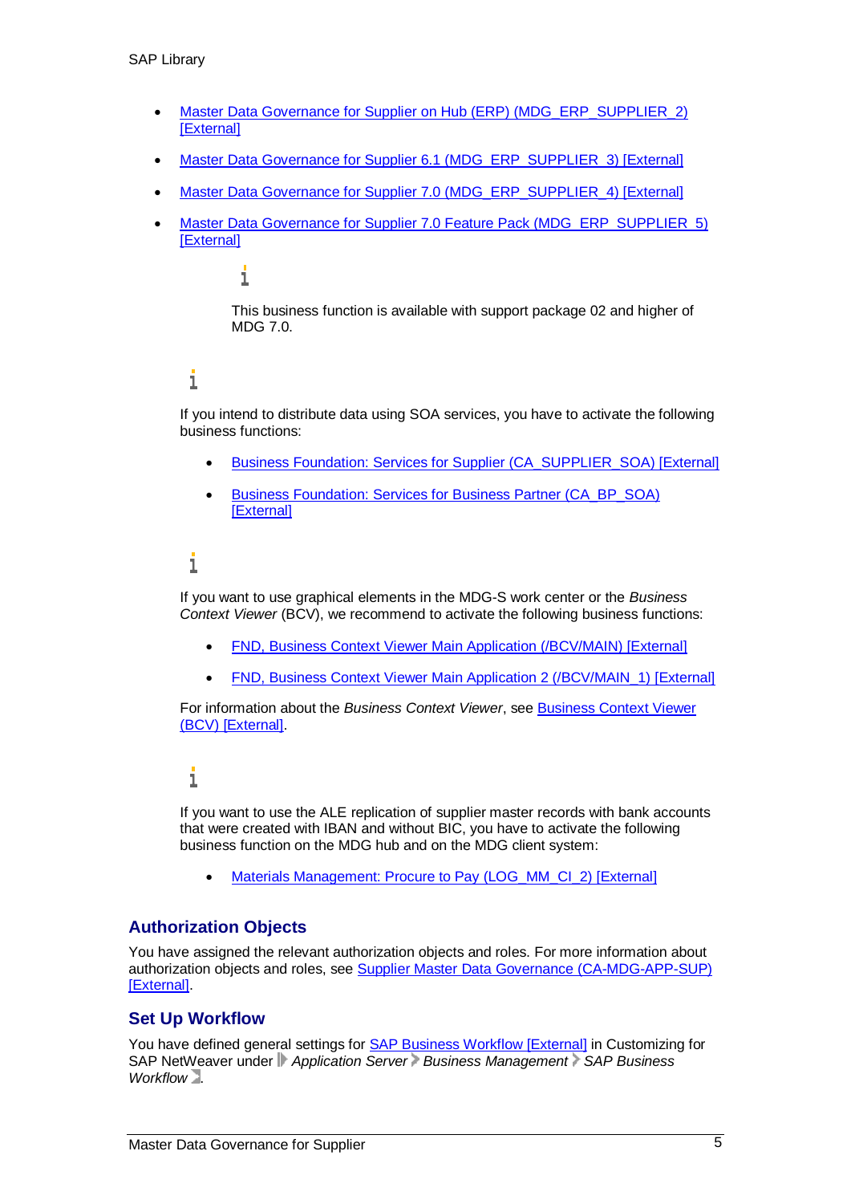- Master Data Governance for Supplier on Hub (ERP) (MDG_ERP_SUPPLIER_2) [External]
- Master Data Governance for Supplier 6.1 (MDG_ERP_SUPPLIER_3) [External]
- Master Data Governance for Supplier 7.0 (MDG_ERP_SUPPLIER_4) [External]
- Master Data Governance for Supplier 7.0 Feature Pack (MDG_ERP_SUPPLIER_5) [External]

  This business function is available with support package 02 and higher of MDG 7.0.

If you intend to distribute data using SOA services, you have to activate the following business functions:

- Business Foundation: Services for Supplier (CA_SUPPLIER_SOA) [External]
- Business Foundation: Services for Business Partner (CA_BP_SOA) [External]

If you want to use graphical elements in the MDG-S work center or the *Business Context Viewer* (BCV), we recommend to activate the following business functions:

- FND, Business Context Viewer Main Application (/BCV/MAIN) [External]
- FND, Business Context Viewer Main Application 2 (/BCV/MAIN_1) [External]

For information about the *Business Context Viewer*, see Business Context Viewer (BCV) [External].

If you want to use the ALE replication of supplier master records with bank accounts that were created with IBAN and without BIC, you have to activate the following business function on the MDG hub and on the MDG client system:

- Materials Management: Procure to Pay (LOG_MM_CI_2) [External]

## Authorization Objects

You have assigned the relevant authorization objects and roles. For more information about authorization objects and roles, see Supplier Master Data Governance (CA-MDG-APP-SUP) [External].

## Set Up Workflow

You have defined general settings for SAP Business Workflow [External] in Customizing for SAP NetWeaver under *Application Server* > *Business Management* > *SAP Business Workflow*.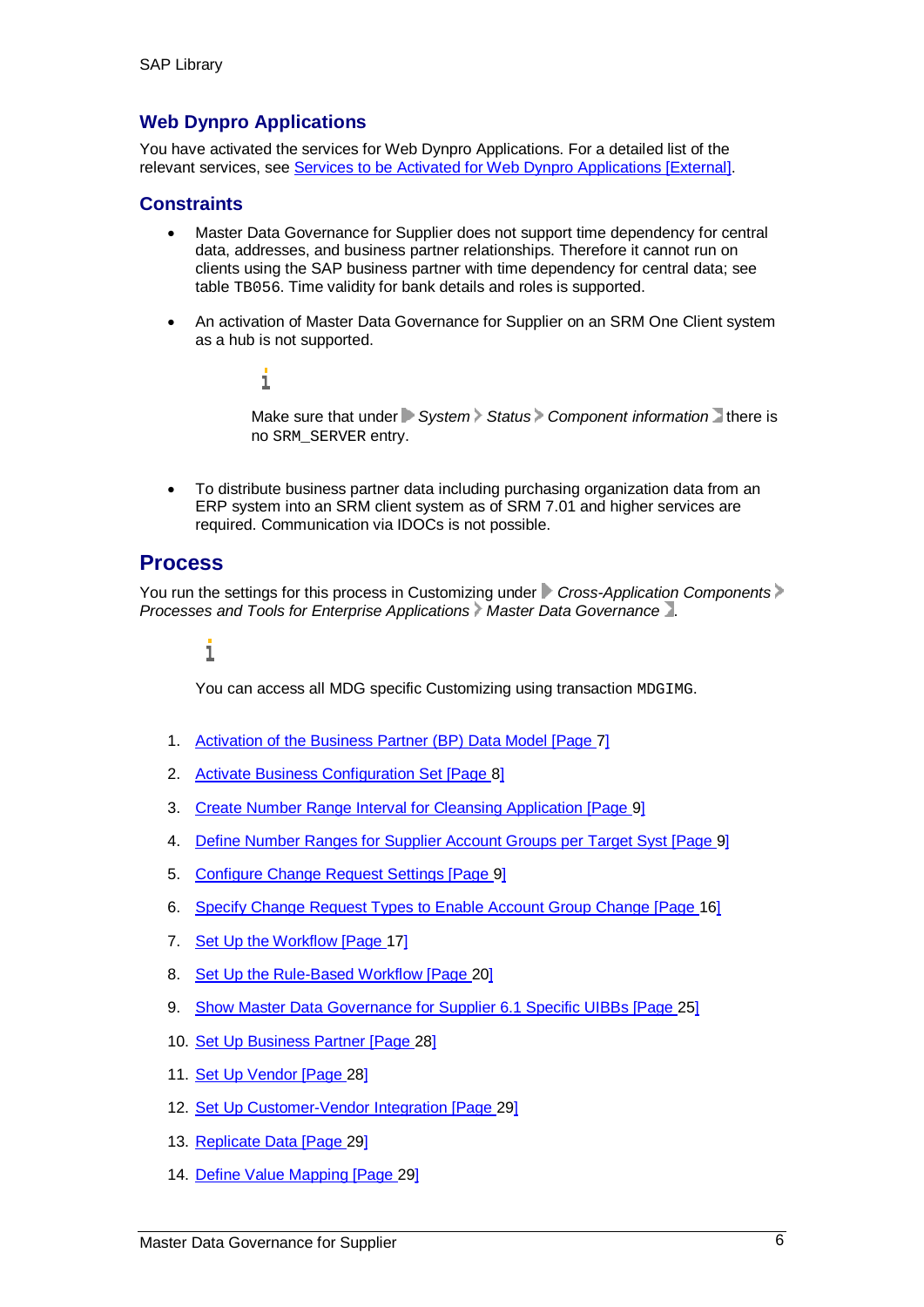## Web Dynpro Applications

You have activated the services for Web Dynpro Applications. For a detailed list of the relevant services, see Services to be Activated for Web Dynpro Applications [External].

### Constraints

- Master Data Governance for Supplier does not support time dependency for central data, addresses, and business partner relationships. Therefore it cannot run on clients using the SAP business partner with time dependency for central data; see table `TB056`. Time validity for bank details and roles is supported.
- An activation of Master Data Governance for Supplier on an SRM One Client system as a hub is not supported.

  Make sure that under *System* > *Status* > *Component information* there is no `SRM_SERVER` entry.

- To distribute business partner data including purchasing organization data from an ERP system into an SRM client system as of SRM 7.01 and higher services are required. Communication via IDOCs is not possible.

## Process

You run the settings for this process in Customizing under *Cross-Application Components* > *Processes and Tools for Enterprise Applications* > *Master Data Governance*.

You can access all MDG specific Customizing using transaction `MDGIMG`.

1. Activation of the Business Partner (BP) Data Model [Page 7]
2. Activate Business Configuration Set [Page 8]
3. Create Number Range Interval for Cleansing Application [Page 9]
4. Define Number Ranges for Supplier Account Groups per Target Syst [Page 9]
5. Configure Change Request Settings [Page 9]
6. Specify Change Request Types to Enable Account Group Change [Page 16]
7. Set Up the Workflow [Page 17]
8. Set Up the Rule-Based Workflow [Page 20]
9. Show Master Data Governance for Supplier 6.1 Specific UIBBs [Page 25]
10. Set Up Business Partner [Page 28]
11. Set Up Vendor [Page 28]
12. Set Up Customer-Vendor Integration [Page 29]
13. Replicate Data [Page 29]
14. Define Value Mapping [Page 29]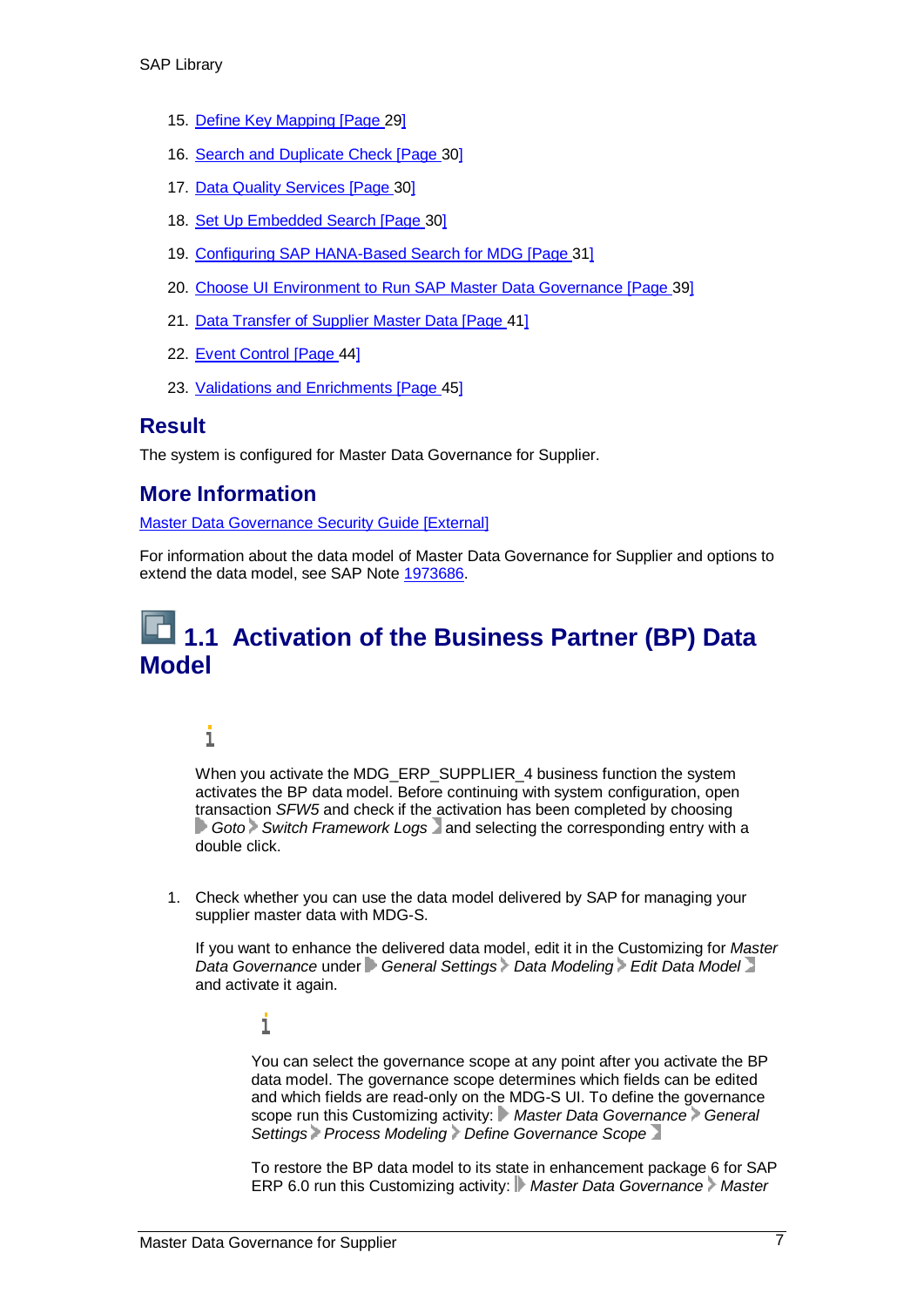15. Define Key Mapping [Page 29]
16. Search and Duplicate Check [Page 30]
17. Data Quality Services [Page 30]
18. Set Up Embedded Search [Page 30]
19. Configuring SAP HANA-Based Search for MDG [Page 31]
20. Choose UI Environment to Run SAP Master Data Governance [Page 39]
21. Data Transfer of Supplier Master Data [Page 41]
22. Event Control [Page 44]
23. Validations and Enrichments [Page 45]

## Result

The system is configured for Master Data Governance for Supplier.

## More Information

Master Data Governance Security Guide [External]

For information about the data model of Master Data Governance for Supplier and options to extend the data model, see SAP Note 1973686.

# 1.1 Activation of the Business Partner (BP) Data Model

When you activate the MDG_ERP_SUPPLIER_4 business function the system activates the BP data model. Before continuing with system configuration, open transaction *SFW5* and check if the activation has been completed by choosing *Goto* > *Switch Framework Logs* and selecting the corresponding entry with a double click.

1. Check whether you can use the data model delivered by SAP for managing your supplier master data with MDG-S.

   If you want to enhance the delivered data model, edit it in the Customizing for *Master Data Governance* under *General Settings* > *Data Modeling* > *Edit Data Model* and activate it again.

   You can select the governance scope at any point after you activate the BP data model. The governance scope determines which fields can be edited and which fields are read-only on the MDG-S UI. To define the governance scope run this Customizing activity: *Master Data Governance* > *General Settings* > *Process Modeling* > *Define Governance Scope*

   To restore the BP data model to its state in enhancement package 6 for SAP ERP 6.0 run this Customizing activity: *Master Data Governance* > *Master*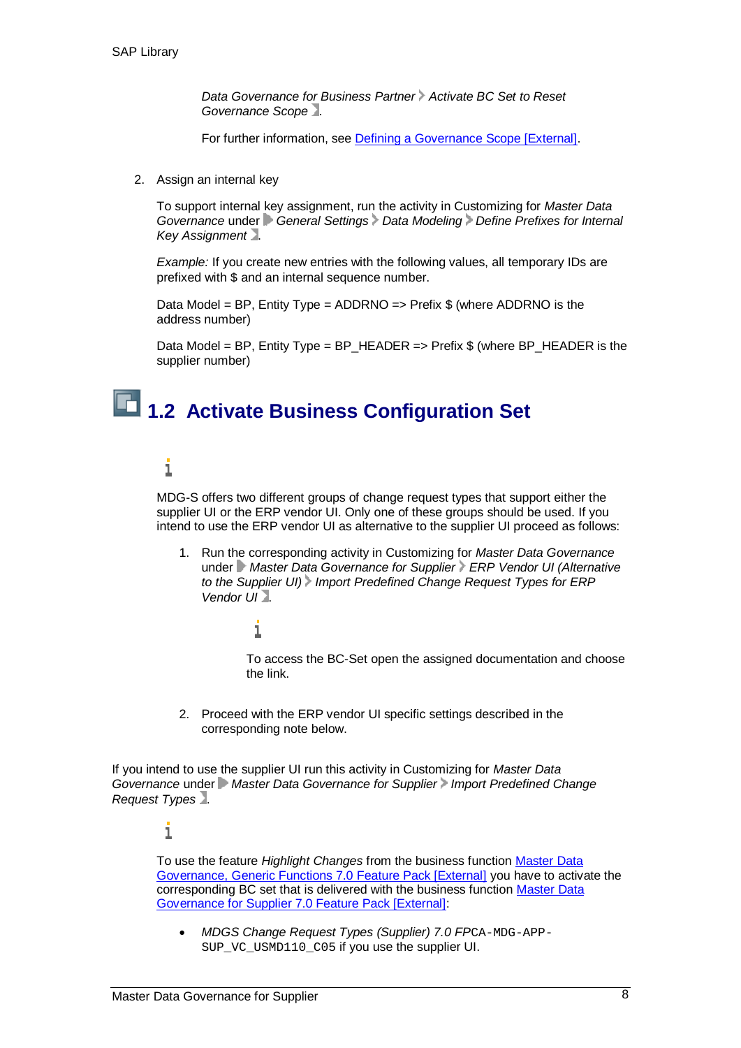*Data Governance for Business Partner* › *Activate BC Set to Reset Governance Scope* .

For further information, see [Defining a Governance Scope [External]].

2. Assign an internal key

   To support internal key assignment, run the activity in Customizing for *Master Data Governance* under › *General Settings* › *Data Modeling* › *Define Prefixes for Internal Key Assignment* .

   *Example:* If you create new entries with the following values, all temporary IDs are prefixed with $ and an internal sequence number.

   Data Model = BP, Entity Type = ADDRNO => Prefix $ (where ADDRNO is the address number)

   Data Model = BP, Entity Type = BP_HEADER => Prefix $ (where BP_HEADER is the supplier number)

## 1.2 Activate Business Configuration Set

MDG-S offers two different groups of change request types that support either the supplier UI or the ERP vendor UI. Only one of these groups should be used. If you intend to use the ERP vendor UI as alternative to the supplier UI proceed as follows:

1. Run the corresponding activity in Customizing for *Master Data Governance* under › *Master Data Governance for Supplier* › *ERP Vendor UI (Alternative to the Supplier UI)* › *Import Predefined Change Request Types for ERP Vendor UI* .

   To access the BC-Set open the assigned documentation and choose the link.

2. Proceed with the ERP vendor UI specific settings described in the corresponding note below.

If you intend to use the supplier UI run this activity in Customizing for *Master Data Governance* under › *Master Data Governance for Supplier* › *Import Predefined Change Request Types* .

To use the feature *Highlight Changes* from the business function [Master Data Governance, Generic Functions 7.0 Feature Pack [External]] you have to activate the corresponding BC set that is delivered with the business function [Master Data Governance for Supplier 7.0 Feature Pack [External]]:

- *MDGS Change Request Types (Supplier) 7.0 F* `PCA-MDG-APP-SUP_VC_USMD110_C05` if you use the supplier UI.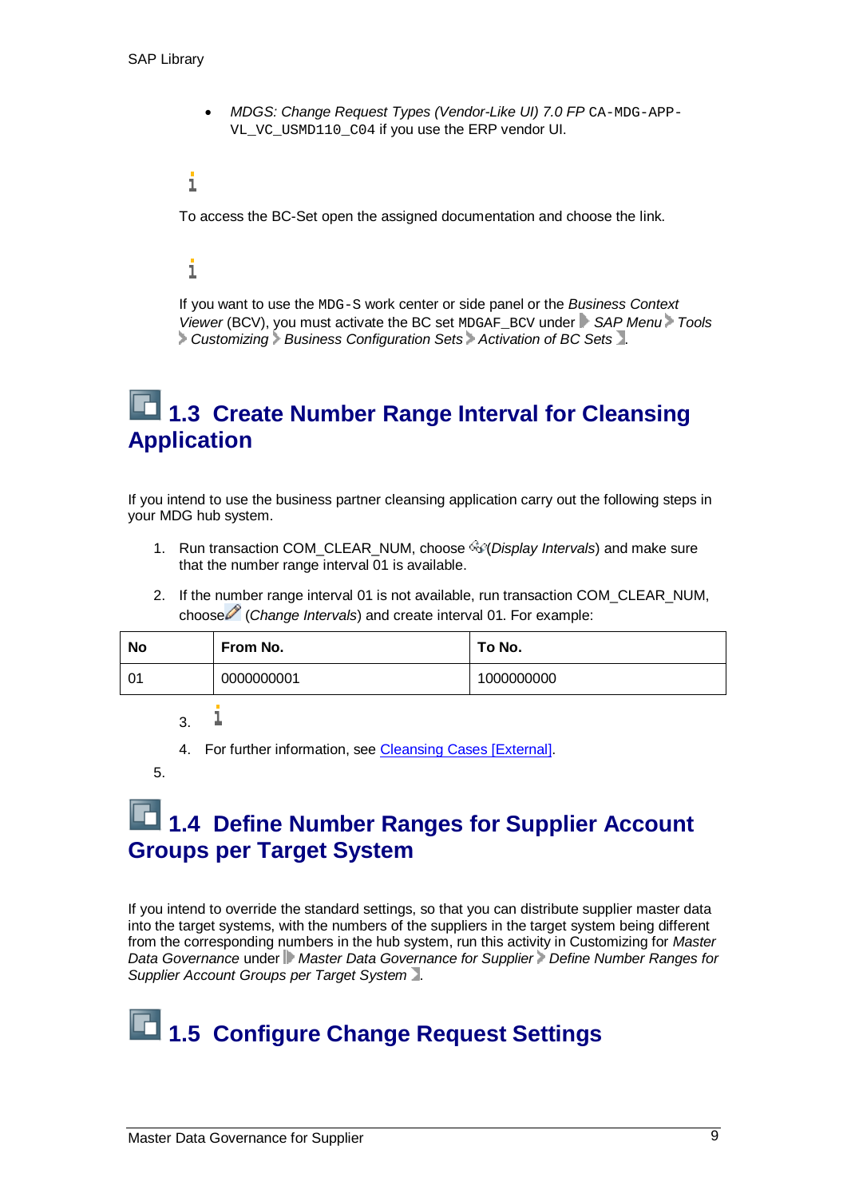- *MDGS: Change Request Types (Vendor-Like UI) 7.0 FP* `CA-MDG-APP-VL_VC_USMD110_C04` if you use the ERP vendor UI.

To access the BC-Set open the assigned documentation and choose the link.

If you want to use the `MDG-S` work center or side panel or the *Business Context Viewer* (BCV), you must activate the BC set `MDGAF_BCV` under *SAP Menu* › *Tools* › *Customizing* › *Business Configuration Sets* › *Activation of BC Sets*.

## 1.3 Create Number Range Interval for Cleansing Application

If you intend to use the business partner cleansing application carry out the following steps in your MDG hub system.

1. Run transaction COM_CLEAR_NUM, choose (*Display Intervals*) and make sure that the number range interval 01 is available.
2. If the number range interval 01 is not available, run transaction COM_CLEAR_NUM, choose (*Change Intervals*) and create interval 01. For example:

| No | From No. | To No. |
|---|---|---|
| 01 | 0000000001 | 1000000000 |

3. 
4. For further information, see Cleansing Cases [External].
5. 

## 1.4 Define Number Ranges for Supplier Account Groups per Target System

If you intend to override the standard settings, so that you can distribute supplier master data into the target systems, with the numbers of the suppliers in the target system being different from the corresponding numbers in the hub system, run this activity in Customizing for *Master Data Governance* under *Master Data Governance for Supplier* › *Define Number Ranges for Supplier Account Groups per Target System*.

## 1.5 Configure Change Request Settings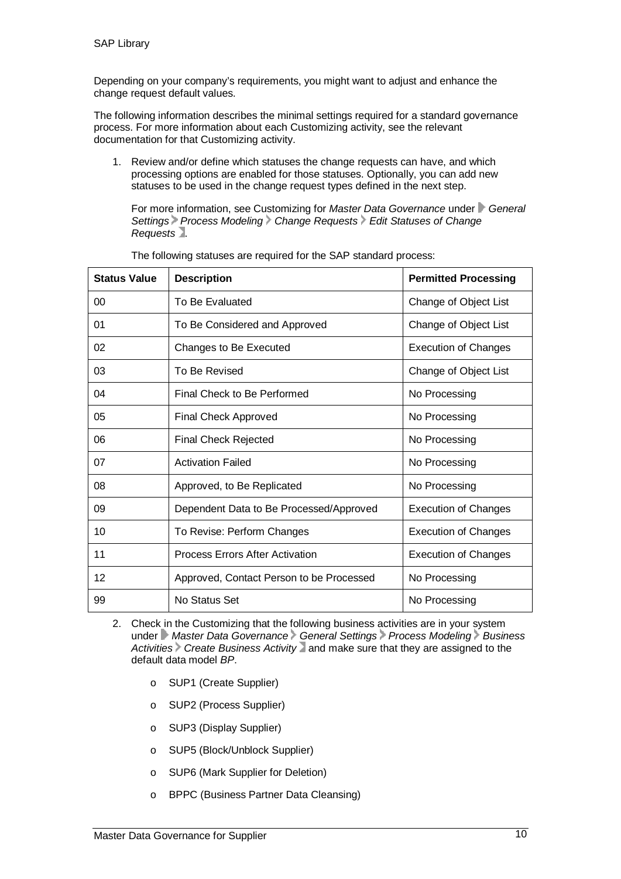Depending on your company's requirements, you might want to adjust and enhance the change request default values.

The following information describes the minimal settings required for a standard governance process. For more information about each Customizing activity, see the relevant documentation for that Customizing activity.

1. Review and/or define which statuses the change requests can have, and which processing options are enabled for those statuses. Optionally, you can add new statuses to be used in the change request types defined in the next step.

   For more information, see Customizing for *Master Data Governance* under *General Settings* › *Process Modeling* › *Change Requests* › *Edit Statuses of Change Requests*.

   The following statuses are required for the SAP standard process:

| Status Value | Description | Permitted Processing |
|---|---|---|
| 00 | To Be Evaluated | Change of Object List |
| 01 | To Be Considered and Approved | Change of Object List |
| 02 | Changes to Be Executed | Execution of Changes |
| 03 | To Be Revised | Change of Object List |
| 04 | Final Check to Be Performed | No Processing |
| 05 | Final Check Approved | No Processing |
| 06 | Final Check Rejected | No Processing |
| 07 | Activation Failed | No Processing |
| 08 | Approved, to Be Replicated | No Processing |
| 09 | Dependent Data to Be Processed/Approved | Execution of Changes |
| 10 | To Revise: Perform Changes | Execution of Changes |
| 11 | Process Errors After Activation | Execution of Changes |
| 12 | Approved, Contact Person to be Processed | No Processing |
| 99 | No Status Set | No Processing |

2. Check in the Customizing that the following business activities are in your system under *Master Data Governance* › *General Settings* › *Process Modeling* › *Business Activities* › *Create Business Activity* and make sure that they are assigned to the default data model *BP*.

   - SUP1 (Create Supplier)
   - SUP2 (Process Supplier)
   - SUP3 (Display Supplier)
   - SUP5 (Block/Unblock Supplier)
   - SUP6 (Mark Supplier for Deletion)
   - BPPC (Business Partner Data Cleansing)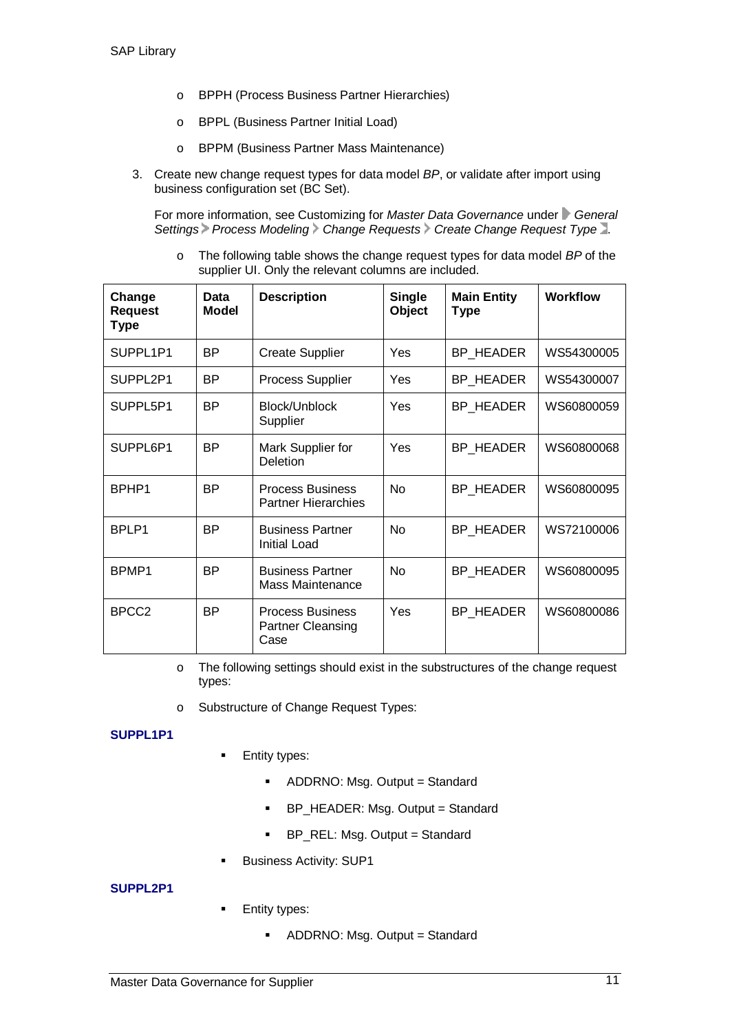- BPPH (Process Business Partner Hierarchies)
- BPPL (Business Partner Initial Load)
- BPPM (Business Partner Mass Maintenance)

3. Create new change request types for data model *BP*, or validate after import using business configuration set (BC Set).

   For more information, see Customizing for *Master Data Governance* under *General Settings > Process Modeling > Change Requests > Create Change Request Type*.

   - The following table shows the change request types for data model *BP* of the supplier UI. Only the relevant columns are included.

| Change Request Type | Data Model | Description | Single Object | Main Entity Type | Workflow |
|---|---|---|---|---|---|
| SUPPL1P1 | BP | Create Supplier | Yes | BP_HEADER | WS54300005 |
| SUPPL2P1 | BP | Process Supplier | Yes | BP_HEADER | WS54300007 |
| SUPPL5P1 | BP | Block/Unblock Supplier | Yes | BP_HEADER | WS60800059 |
| SUPPL6P1 | BP | Mark Supplier for Deletion | Yes | BP_HEADER | WS60800068 |
| BPHP1 | BP | Process Business Partner Hierarchies | No | BP_HEADER | WS60800095 |
| BPLP1 | BP | Business Partner Initial Load | No | BP_HEADER | WS72100006 |
| BPMP1 | BP | Business Partner Mass Maintenance | No | BP_HEADER | WS60800095 |
| BPCC2 | BP | Process Business Partner Cleansing Case | Yes | BP_HEADER | WS60800086 |

   - The following settings should exist in the substructures of the change request types:
   - Substructure of Change Request Types:

**SUPPL1P1**

- Entity types:
  - ADDRNO: Msg. Output = Standard
  - BP_HEADER: Msg. Output = Standard
  - BP_REL: Msg. Output = Standard
- Business Activity: SUP1

**SUPPL2P1**

- Entity types:
  - ADDRNO: Msg. Output = Standard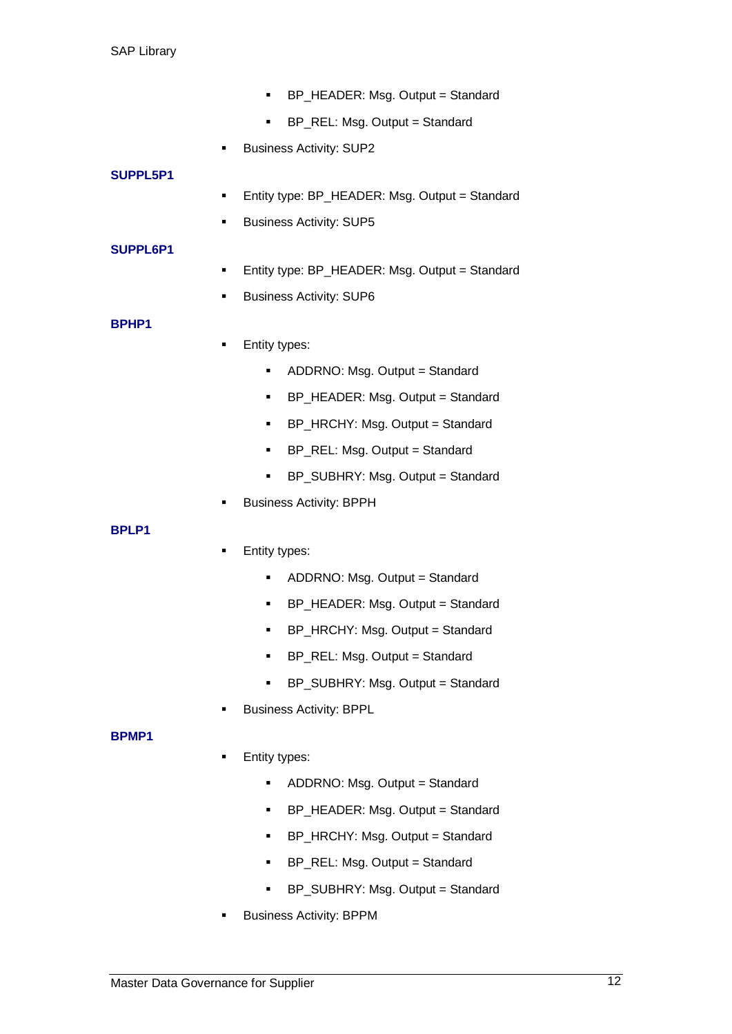- BP_HEADER: Msg. Output = Standard
- BP_REL: Msg. Output = Standard

- Business Activity: SUP2

**SUPPL5P1**

- Entity type: BP_HEADER: Msg. Output = Standard
- Business Activity: SUP5

**SUPPL6P1**

- Entity type: BP_HEADER: Msg. Output = Standard
- Business Activity: SUP6

**BPHP1**

- Entity types:
  - ADDRNO: Msg. Output = Standard
  - BP_HEADER: Msg. Output = Standard
  - BP_HRCHY: Msg. Output = Standard
  - BP_REL: Msg. Output = Standard
  - BP_SUBHRY: Msg. Output = Standard
- Business Activity: BPPH

**BPLP1**

- Entity types:
  - ADDRNO: Msg. Output = Standard
  - BP_HEADER: Msg. Output = Standard
  - BP_HRCHY: Msg. Output = Standard
  - BP_REL: Msg. Output = Standard
  - BP_SUBHRY: Msg. Output = Standard
- Business Activity: BPPL

**BPMP1**

- Entity types:
  - ADDRNO: Msg. Output = Standard
  - BP_HEADER: Msg. Output = Standard
  - BP_HRCHY: Msg. Output = Standard
  - BP_REL: Msg. Output = Standard
  - BP_SUBHRY: Msg. Output = Standard
- Business Activity: BPPM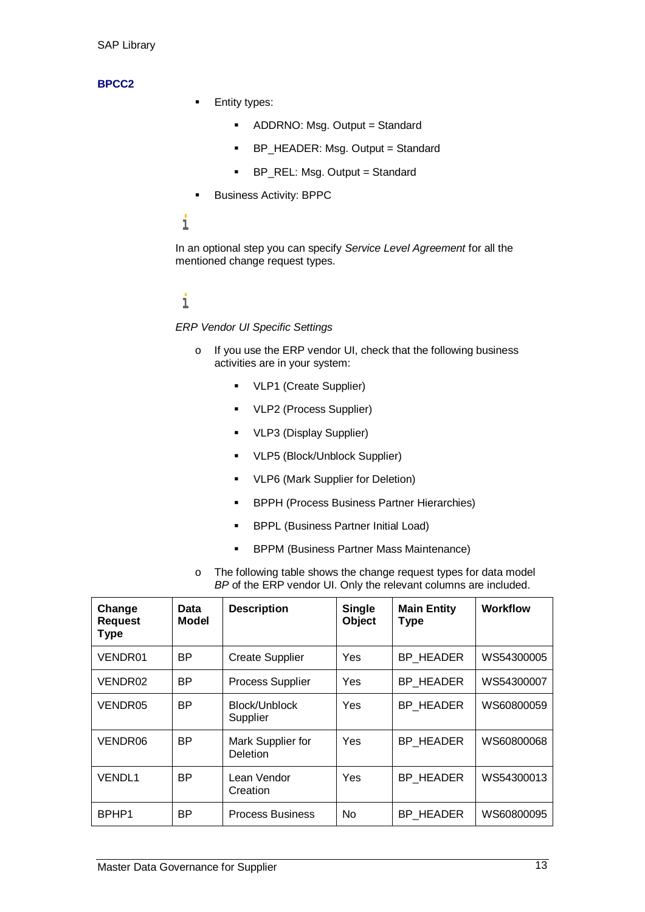**BPCC2**

- Entity types:
  - ADDRNO: Msg. Output = Standard
  - BP_HEADER: Msg. Output = Standard
  - BP_REL: Msg. Output = Standard
- Business Activity: BPPC

In an optional step you can specify *Service Level Agreement* for all the mentioned change request types.

*ERP Vendor UI Specific Settings*

- If you use the ERP vendor UI, check that the following business activities are in your system:
  - VLP1 (Create Supplier)
  - VLP2 (Process Supplier)
  - VLP3 (Display Supplier)
  - VLP5 (Block/Unblock Supplier)
  - VLP6 (Mark Supplier for Deletion)
  - BPPH (Process Business Partner Hierarchies)
  - BPPL (Business Partner Initial Load)
  - BPPM (Business Partner Mass Maintenance)
- The following table shows the change request types for data model *BP* of the ERP vendor UI. Only the relevant columns are included.

| Change Request Type | Data Model | Description | Single Object | Main Entity Type | Workflow |
|---|---|---|---|---|---|
| VENDR01 | BP | Create Supplier | Yes | BP_HEADER | WS54300005 |
| VENDR02 | BP | Process Supplier | Yes | BP_HEADER | WS54300007 |
| VENDR05 | BP | Block/Unblock Supplier | Yes | BP_HEADER | WS60800059 |
| VENDR06 | BP | Mark Supplier for Deletion | Yes | BP_HEADER | WS60800068 |
| VENDL1 | BP | Lean Vendor Creation | Yes | BP_HEADER | WS54300013 |
| BPHP1 | BP | Process Business | No | BP_HEADER | WS60800095 |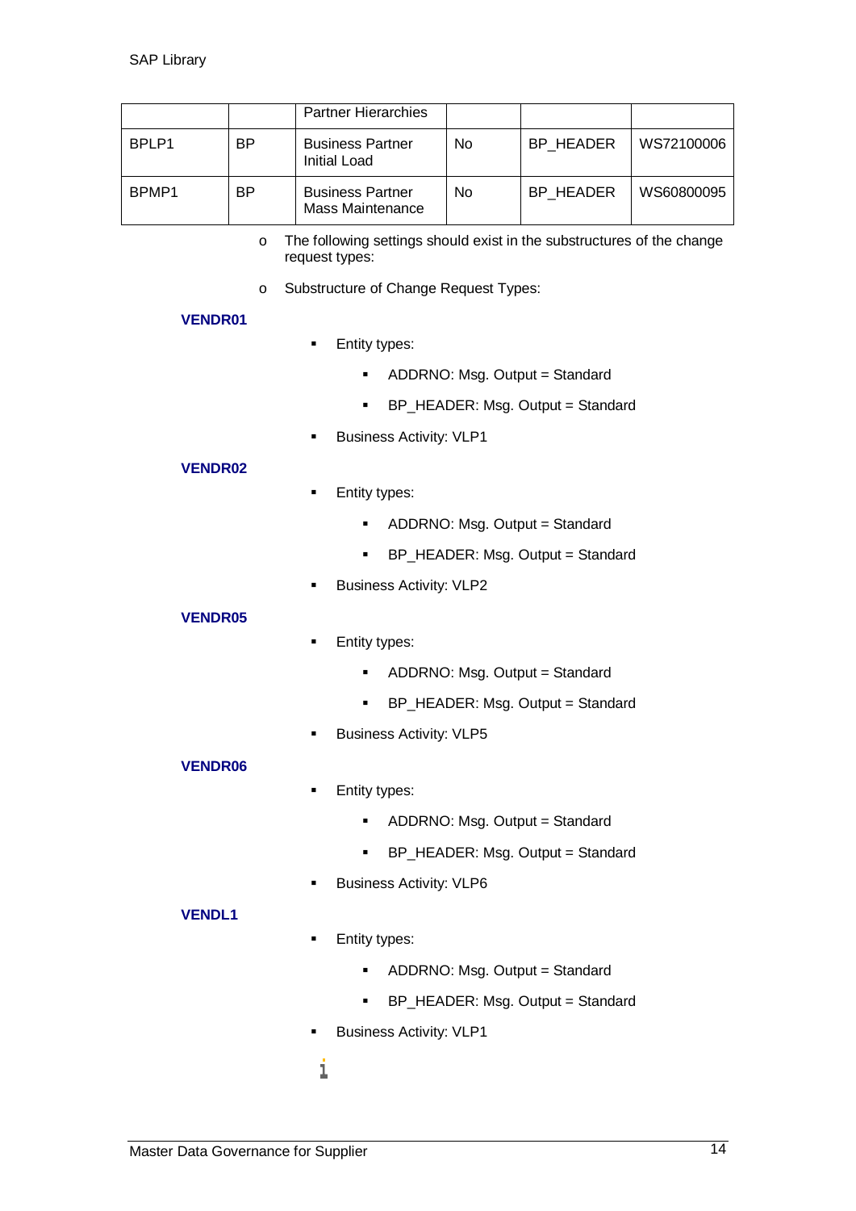|  |  | Partner Hierarchies |  |  |  |
|---|---|---|---|---|---|
| BPLP1 | BP | Business Partner Initial Load | No | BP_HEADER | WS72100006 |
| BPMP1 | BP | Business Partner Mass Maintenance | No | BP_HEADER | WS60800095 |

- The following settings should exist in the substructures of the change request types:
- Substructure of Change Request Types:

**VENDR01**

- Entity types:
  - ADDRNO: Msg. Output = Standard
  - BP_HEADER: Msg. Output = Standard
- Business Activity: VLP1

**VENDR02**

- Entity types:
  - ADDRNO: Msg. Output = Standard
  - BP_HEADER: Msg. Output = Standard
- Business Activity: VLP2

**VENDR05**

- Entity types:
  - ADDRNO: Msg. Output = Standard
  - BP_HEADER: Msg. Output = Standard
- Business Activity: VLP5

**VENDR06**

- Entity types:
  - ADDRNO: Msg. Output = Standard
  - BP_HEADER: Msg. Output = Standard
- Business Activity: VLP6

**VENDL1**

- Entity types:
  - ADDRNO: Msg. Output = Standard
  - BP_HEADER: Msg. Output = Standard
- Business Activity: VLP1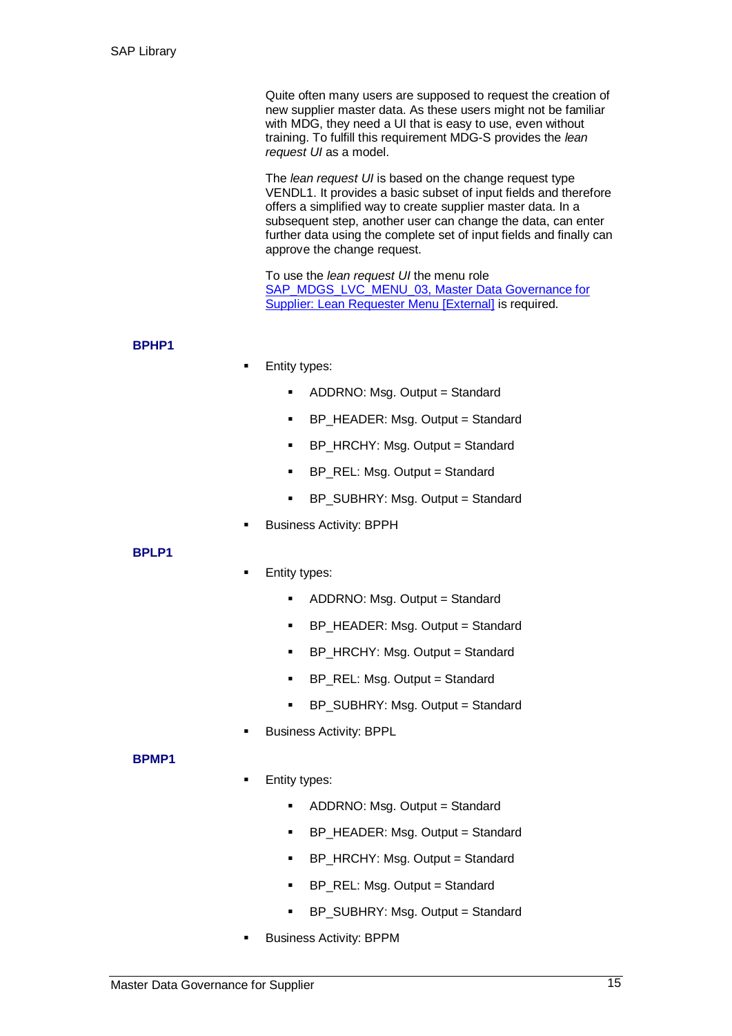Quite often many users are supposed to request the creation of new supplier master data. As these users might not be familiar with MDG, they need a UI that is easy to use, even without training. To fulfill this requirement MDG-S provides the *lean request UI* as a model.

The *lean request UI* is based on the change request type VENDL1. It provides a basic subset of input fields and therefore offers a simplified way to create supplier master data. In a subsequent step, another user can change the data, can enter further data using the complete set of input fields and finally can approve the change request.

To use the *lean request UI* the menu role [SAP_MDGS_LVC_MENU_03, Master Data Governance for Supplier: Lean Requester Menu [External]] is required.

**BPHP1**

- Entity types:
  - ADDRNO: Msg. Output = Standard
  - BP_HEADER: Msg. Output = Standard
  - BP_HRCHY: Msg. Output = Standard
  - BP_REL: Msg. Output = Standard
  - BP_SUBHRY: Msg. Output = Standard
- Business Activity: BPPH

**BPLP1**

- Entity types:
  - ADDRNO: Msg. Output = Standard
  - BP_HEADER: Msg. Output = Standard
  - BP_HRCHY: Msg. Output = Standard
  - BP_REL: Msg. Output = Standard
  - BP_SUBHRY: Msg. Output = Standard
- Business Activity: BPPL

**BPMP1**

- Entity types:
  - ADDRNO: Msg. Output = Standard
  - BP_HEADER: Msg. Output = Standard
  - BP_HRCHY: Msg. Output = Standard
  - BP_REL: Msg. Output = Standard
  - BP_SUBHRY: Msg. Output = Standard
- Business Activity: BPPM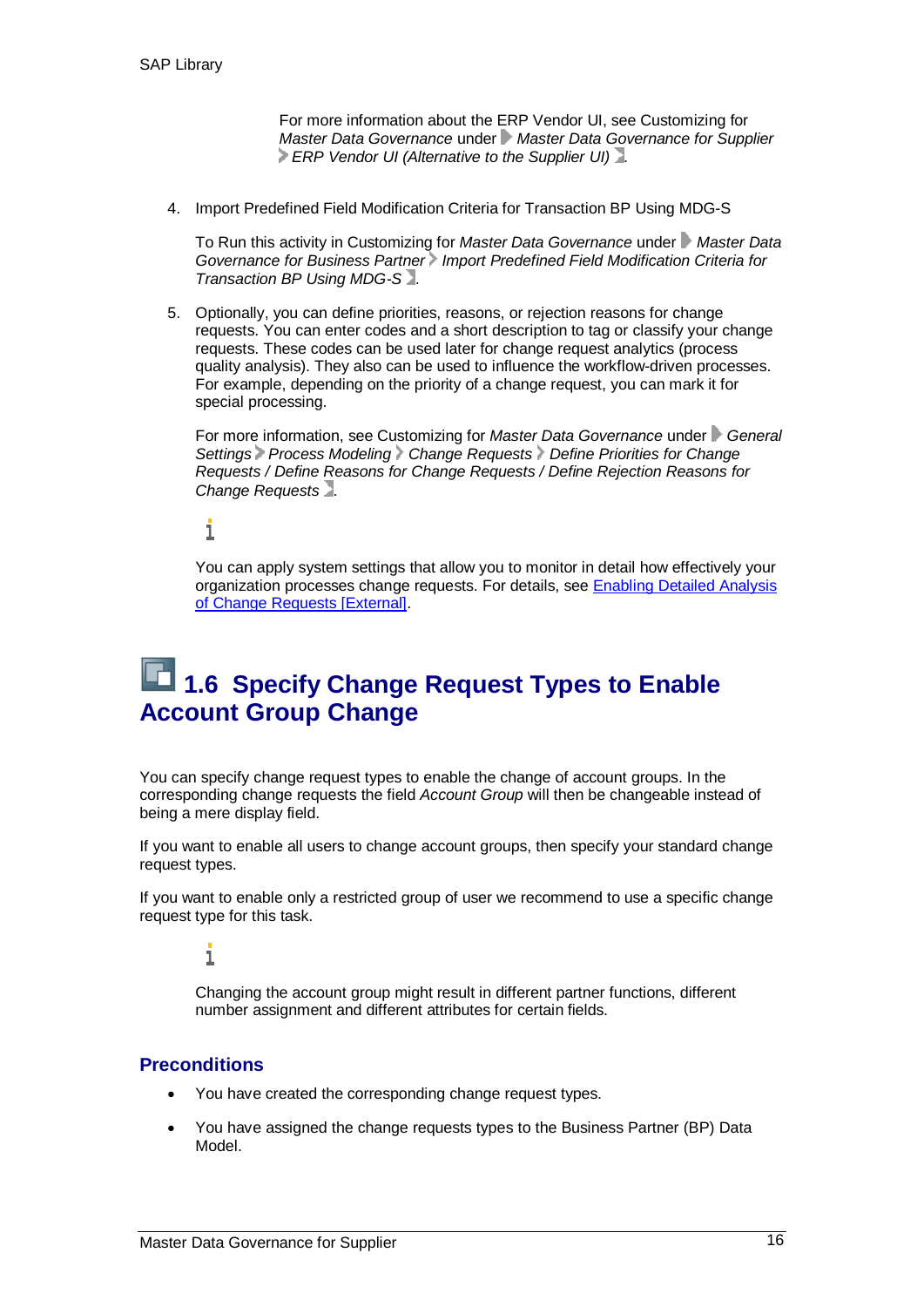For more information about the ERP Vendor UI, see Customizing for *Master Data Governance* under *Master Data Governance for Supplier* › *ERP Vendor UI (Alternative to the Supplier UI)*.

4. Import Predefined Field Modification Criteria for Transaction BP Using MDG-S

   To Run this activity in Customizing for *Master Data Governance* under *Master Data Governance for Business Partner* › *Import Predefined Field Modification Criteria for Transaction BP Using MDG-S*.

5. Optionally, you can define priorities, reasons, or rejection reasons for change requests. You can enter codes and a short description to tag or classify your change requests. These codes can be used later for change request analytics (process quality analysis). They also can be used to influence the workflow-driven processes. For example, depending on the priority of a change request, you can mark it for special processing.

   For more information, see Customizing for *Master Data Governance* under *General Settings* › *Process Modeling* › *Change Requests* › *Define Priorities for Change Requests / Define Reasons for Change Requests / Define Rejection Reasons for Change Requests*.

   You can apply system settings that allow you to monitor in detail how effectively your organization processes change requests. For details, see Enabling Detailed Analysis of Change Requests [External].

# 1.6 Specify Change Request Types to Enable Account Group Change

You can specify change request types to enable the change of account groups. In the corresponding change requests the field *Account Group* will then be changeable instead of being a mere display field.

If you want to enable all users to change account groups, then specify your standard change request types.

If you want to enable only a restricted group of user we recommend to use a specific change request type for this task.

Changing the account group might result in different partner functions, different number assignment and different attributes for certain fields.

## Preconditions

- You have created the corresponding change request types.
- You have assigned the change requests types to the Business Partner (BP) Data Model.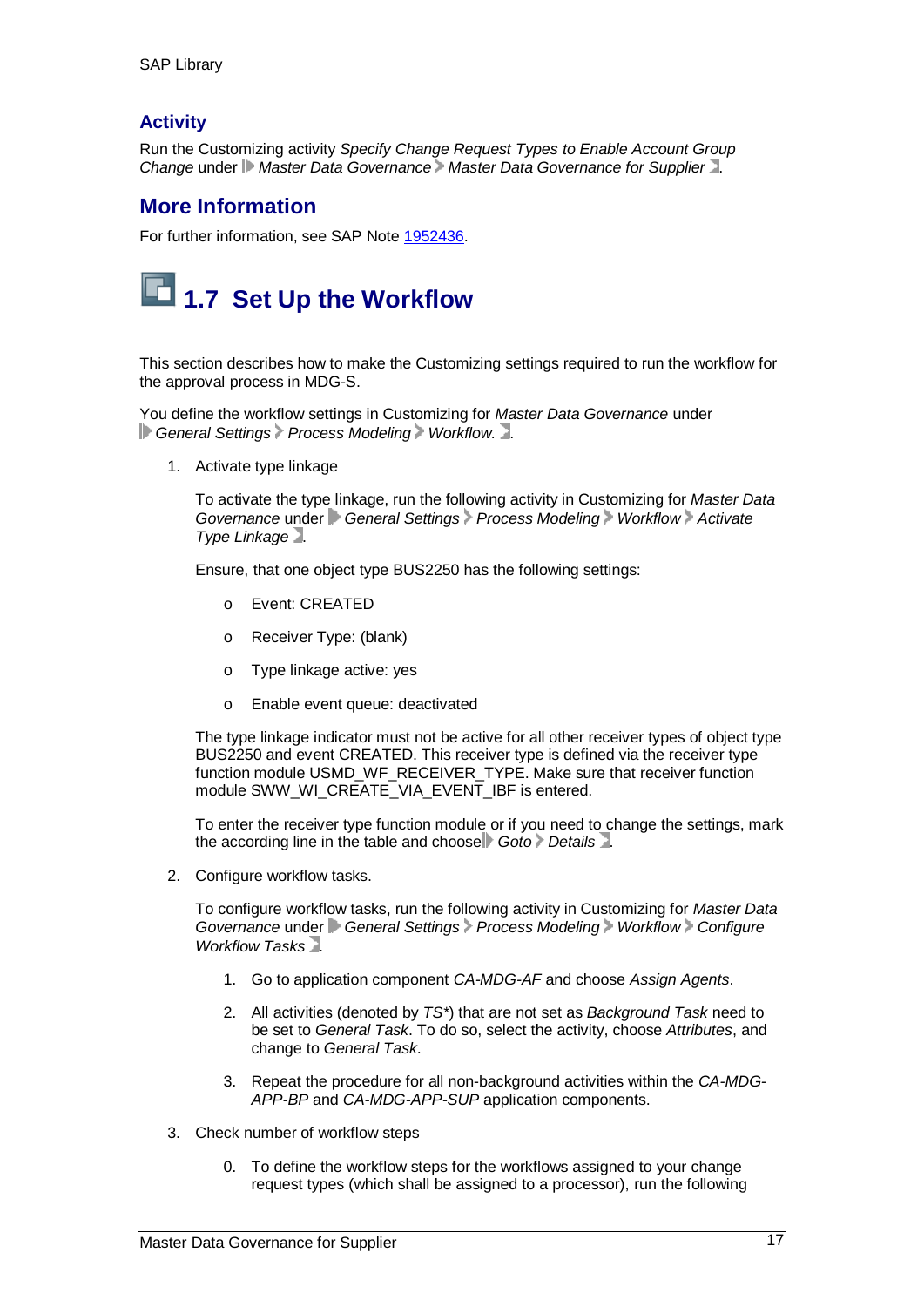### Activity

Run the Customizing activity *Specify Change Request Types to Enable Account Group Change* under *Master Data Governance* > *Master Data Governance for Supplier*.

### More Information

For further information, see SAP Note 1952436.

## 1.7 Set Up the Workflow

This section describes how to make the Customizing settings required to run the workflow for the approval process in MDG-S.

You define the workflow settings in Customizing for *Master Data Governance* under *General Settings* > *Process Modeling* > *Workflow.*.

1. Activate type linkage

   To activate the type linkage, run the following activity in Customizing for *Master Data Governance* under *General Settings* > *Process Modeling* > *Workflow* > *Activate Type Linkage*.

   Ensure, that one object type BUS2250 has the following settings:

   - Event: CREATED
   - Receiver Type: (blank)
   - Type linkage active: yes
   - Enable event queue: deactivated

   The type linkage indicator must not be active for all other receiver types of object type BUS2250 and event CREATED. This receiver type is defined via the receiver type function module USMD_WF_RECEIVER_TYPE. Make sure that receiver function module SWW_WI_CREATE_VIA_EVENT_IBF is entered.

   To enter the receiver type function module or if you need to change the settings, mark the according line in the table and choose *Goto* > *Details*.

2. Configure workflow tasks.

   To configure workflow tasks, run the following activity in Customizing for *Master Data Governance* under *General Settings* > *Process Modeling* > *Workflow* > *Configure Workflow Tasks*.

   1. Go to application component *CA-MDG-AF* and choose *Assign Agents*.
   2. All activities (denoted by *TS**) that are not set as *Background Task* need to be set to *General Task*. To do so, select the activity, choose *Attributes*, and change to *General Task*.
   3. Repeat the procedure for all non-background activities within the *CA-MDG-APP-BP* and *CA-MDG-APP-SUP* application components.

3. Check number of workflow steps

   0. To define the workflow steps for the workflows assigned to your change request types (which shall be assigned to a processor), run the following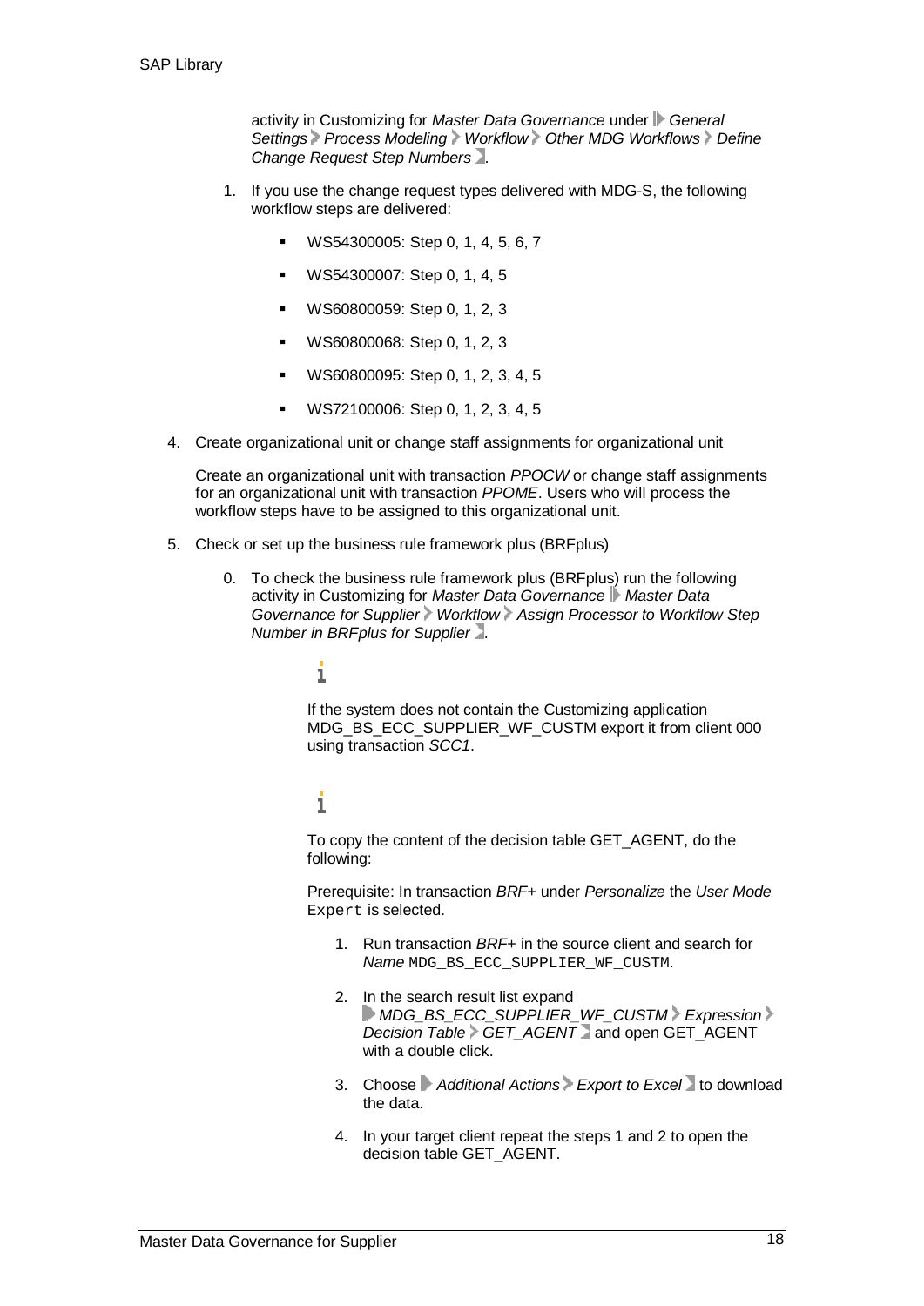activity in Customizing for *Master Data Governance* under *General Settings* > *Process Modeling* > *Workflow* > *Other MDG Workflows* > *Define Change Request Step Numbers*.

1. If you use the change request types delivered with MDG-S, the following workflow steps are delivered:

   - WS54300005: Step 0, 1, 4, 5, 6, 7
   - WS54300007: Step 0, 1, 4, 5
   - WS60800059: Step 0, 1, 2, 3
   - WS60800068: Step 0, 1, 2, 3
   - WS60800095: Step 0, 1, 2, 3, 4, 5
   - WS72100006: Step 0, 1, 2, 3, 4, 5

4. Create organizational unit or change staff assignments for organizational unit

   Create an organizational unit with transaction *PPOCW* or change staff assignments for an organizational unit with transaction *PPOME*. Users who will process the workflow steps have to be assigned to this organizational unit.

5. Check or set up the business rule framework plus (BRFplus)

   0. To check the business rule framework plus (BRFplus) run the following activity in Customizing for *Master Data Governance* > *Master Data Governance for Supplier* > *Workflow* > *Assign Processor to Workflow Step Number in BRFplus for Supplier*.

      If the system does not contain the Customizing application MDG_BS_ECC_SUPPLIER_WF_CUSTM export it from client 000 using transaction *SCC1*.

      To copy the content of the decision table GET_AGENT, do the following:

      Prerequisite: In transaction *BRF+* under *Personalize* the *User Mode* `Expert` is selected.

      1. Run transaction *BRF+* in the source client and search for *Name* `MDG_BS_ECC_SUPPLIER_WF_CUSTM`.
      2. In the search result list expand *MDG_BS_ECC_SUPPLIER_WF_CUSTM* > *Expression* > *Decision Table* > *GET_AGENT* and open GET_AGENT with a double click.
      3. Choose *Additional Actions* > *Export to Excel* to download the data.
      4. In your target client repeat the steps 1 and 2 to open the decision table GET_AGENT.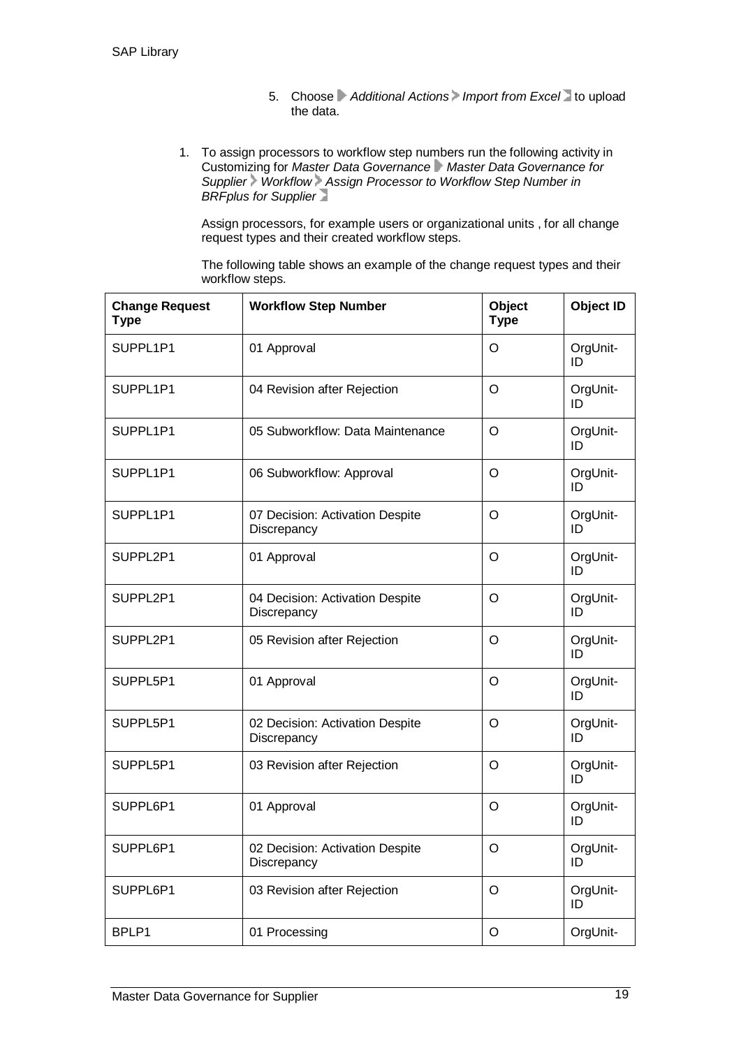5. Choose *Additional Actions* > *Import from Excel* to upload the data.

1. To assign processors to workflow step numbers run the following activity in Customizing for *Master Data Governance* > *Master Data Governance for Supplier* > *Workflow* > *Assign Processor to Workflow Step Number in BRFplus for Supplier*

   Assign processors, for example users or organizational units , for all change request types and their created workflow steps.

   The following table shows an example of the change request types and their workflow steps.

| Change Request Type | Workflow Step Number | Object Type | Object ID |
|---|---|---|---|
| SUPPL1P1 | 01 Approval | O | OrgUnit-ID |
| SUPPL1P1 | 04 Revision after Rejection | O | OrgUnit-ID |
| SUPPL1P1 | 05 Subworkflow: Data Maintenance | O | OrgUnit-ID |
| SUPPL1P1 | 06 Subworkflow: Approval | O | OrgUnit-ID |
| SUPPL1P1 | 07 Decision: Activation Despite Discrepancy | O | OrgUnit-ID |
| SUPPL2P1 | 01 Approval | O | OrgUnit-ID |
| SUPPL2P1 | 04 Decision: Activation Despite Discrepancy | O | OrgUnit-ID |
| SUPPL2P1 | 05 Revision after Rejection | O | OrgUnit-ID |
| SUPPL5P1 | 01 Approval | O | OrgUnit-ID |
| SUPPL5P1 | 02 Decision: Activation Despite Discrepancy | O | OrgUnit-ID |
| SUPPL5P1 | 03 Revision after Rejection | O | OrgUnit-ID |
| SUPPL6P1 | 01 Approval | O | OrgUnit-ID |
| SUPPL6P1 | 02 Decision: Activation Despite Discrepancy | O | OrgUnit-ID |
| SUPPL6P1 | 03 Revision after Rejection | O | OrgUnit-ID |
| BPLP1 | 01 Processing | O | OrgUnit- |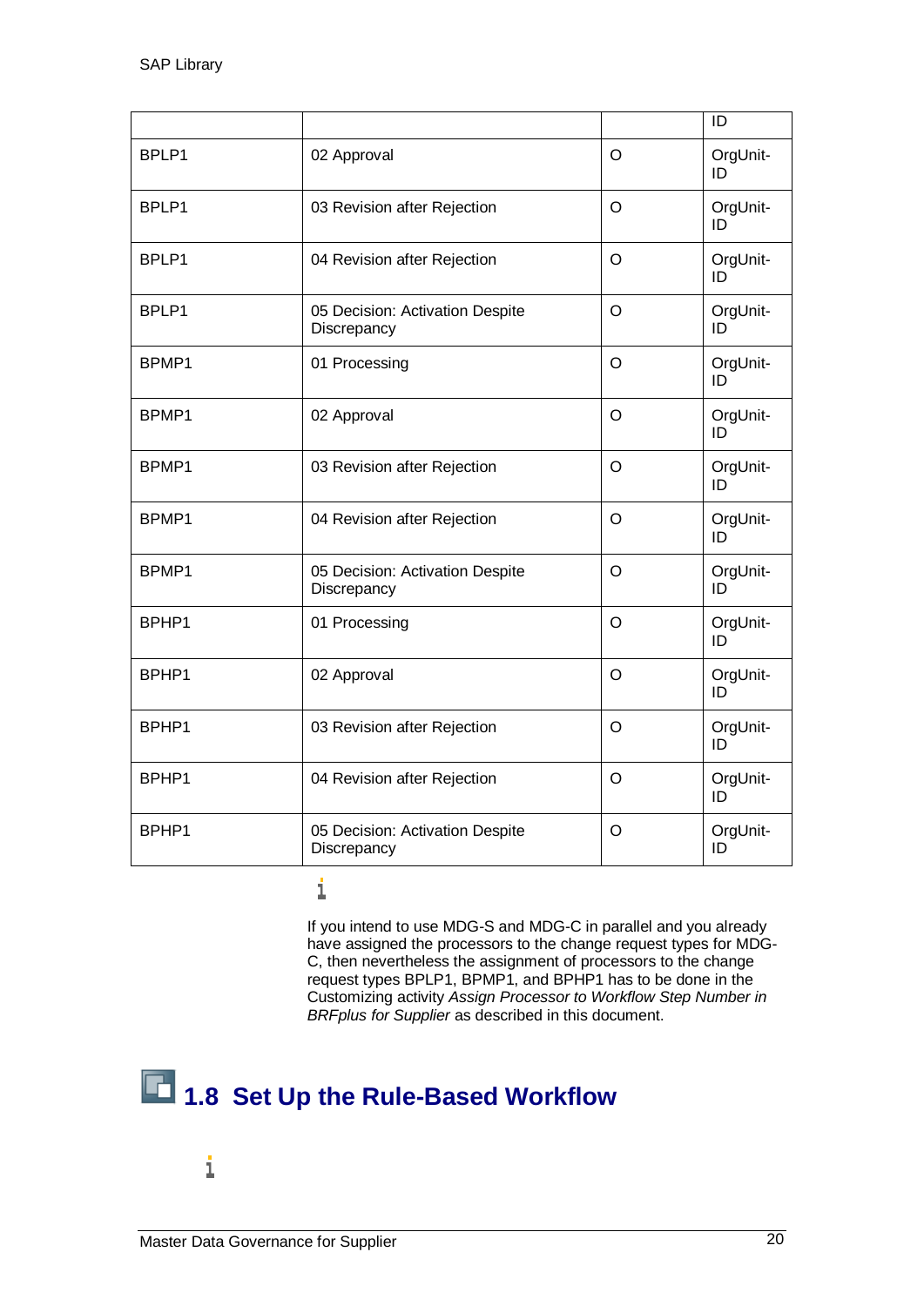| | | | ID |
|---|---|---|---|
| BPLP1 | 02 Approval | O | OrgUnit-ID |
| BPLP1 | 03 Revision after Rejection | O | OrgUnit-ID |
| BPLP1 | 04 Revision after Rejection | O | OrgUnit-ID |
| BPLP1 | 05 Decision: Activation Despite Discrepancy | O | OrgUnit-ID |
| BPMP1 | 01 Processing | O | OrgUnit-ID |
| BPMP1 | 02 Approval | O | OrgUnit-ID |
| BPMP1 | 03 Revision after Rejection | O | OrgUnit-ID |
| BPMP1 | 04 Revision after Rejection | O | OrgUnit-ID |
| BPMP1 | 05 Decision: Activation Despite Discrepancy | O | OrgUnit-ID |
| BPHP1 | 01 Processing | O | OrgUnit-ID |
| BPHP1 | 02 Approval | O | OrgUnit-ID |
| BPHP1 | 03 Revision after Rejection | O | OrgUnit-ID |
| BPHP1 | 04 Revision after Rejection | O | OrgUnit-ID |
| BPHP1 | 05 Decision: Activation Despite Discrepancy | O | OrgUnit-ID |

If you intend to use MDG-S and MDG-C in parallel and you already have assigned the processors to the change request types for MDG-C, then nevertheless the assignment of processors to the change request types BPLP1, BPMP1, and BPHP1 has to be done in the Customizing activity *Assign Processor to Workflow Step Number in BRFplus for Supplier* as described in this document.

## 1.8 Set Up the Rule-Based Workflow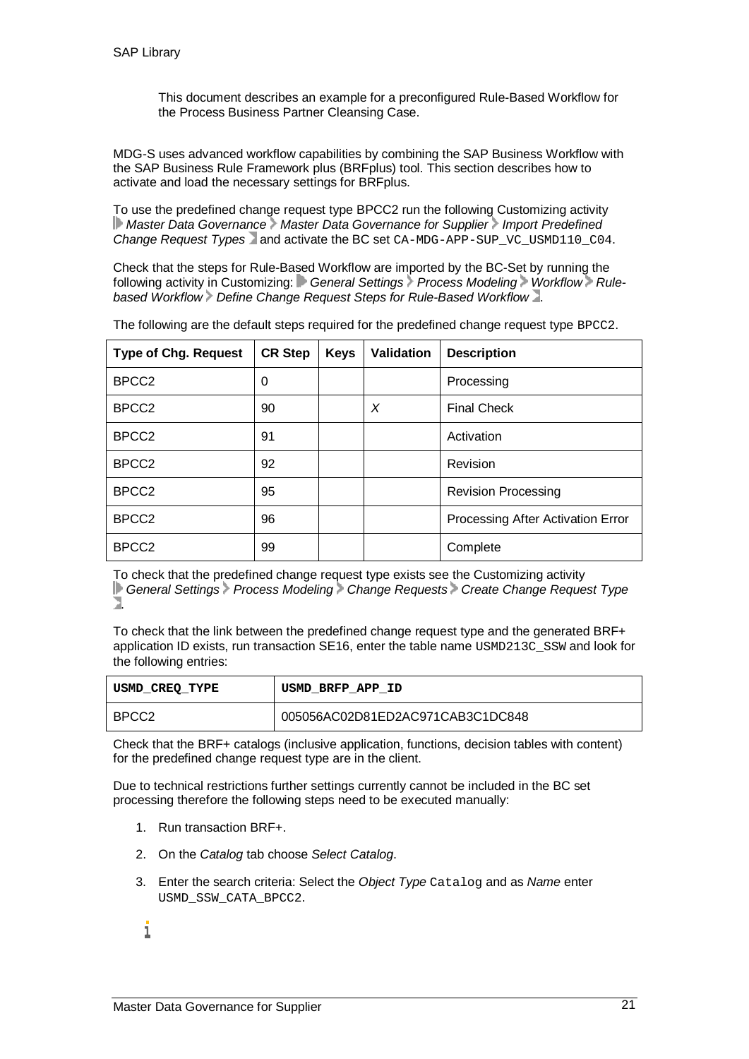This document describes an example for a preconfigured Rule-Based Workflow for the Process Business Partner Cleansing Case.

MDG-S uses advanced workflow capabilities by combining the SAP Business Workflow with the SAP Business Rule Framework plus (BRFplus) tool. This section describes how to activate and load the necessary settings for BRFplus.

To use the predefined change request type BPCC2 run the following Customizing activity *Master Data Governance* › *Master Data Governance for Supplier* › *Import Predefined Change Request Types* and activate the BC set `CA-MDG-APP-SUP_VC_USMD110_C04`.

Check that the steps for Rule-Based Workflow are imported by the BC-Set by running the following activity in Customizing: *General Settings* › *Process Modeling* › *Workflow* › *Rule-based Workflow* › *Define Change Request Steps for Rule-Based Workflow*.

The following are the default steps required for the predefined change request type `BPCC2`.

| Type of Chg. Request | CR Step | Keys | Validation | Description |
| --- | --- | --- | --- | --- |
| BPCC2 | 0 | | | Processing |
| BPCC2 | 90 | | *X* | Final Check |
| BPCC2 | 91 | | | Activation |
| BPCC2 | 92 | | | Revision |
| BPCC2 | 95 | | | Revision Processing |
| BPCC2 | 96 | | | Processing After Activation Error |
| BPCC2 | 99 | | | Complete |

To check that the predefined change request type exists see the Customizing activity *General Settings* › *Process Modeling* › *Change Requests* › *Create Change Request Type*.

To check that the link between the predefined change request type and the generated BRF+ application ID exists, run transaction SE16, enter the table name `USMD213C_SSW` and look for the following entries:

| USMD_CREQ_TYPE | USMD_BRFP_APP_ID |
| --- | --- |
| BPCC2 | 005056AC02D81ED2AC971CAB3C1DC848 |

Check that the BRF+ catalogs (inclusive application, functions, decision tables with content) for the predefined change request type are in the client.

Due to technical restrictions further settings currently cannot be included in the BC set processing therefore the following steps need to be executed manually:

1. Run transaction BRF+.
2. On the *Catalog* tab choose *Select Catalog*.
3. Enter the search criteria: Select the *Object Type* `Catalog` and as *Name* enter `USMD_SSW_CATA_BPCC2`.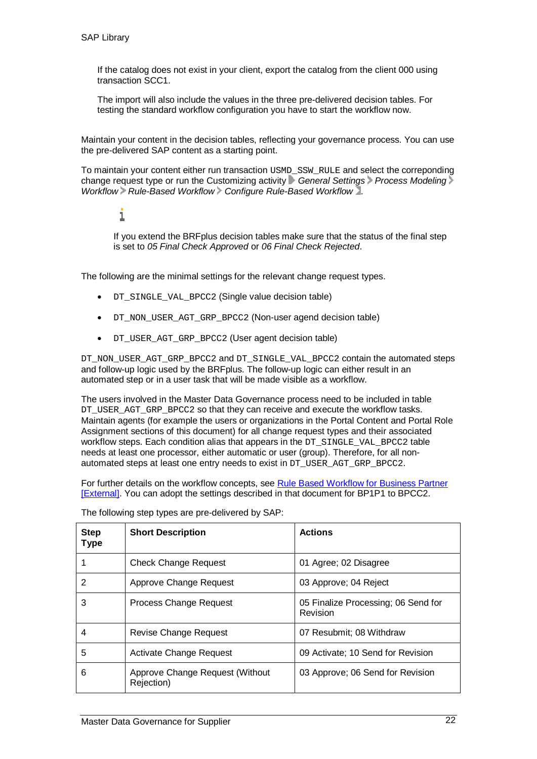If the catalog does not exist in your client, export the catalog from the client 000 using transaction SCC1.

The import will also include the values in the three pre-delivered decision tables. For testing the standard workflow configuration you have to start the workflow now.

Maintain your content in the decision tables, reflecting your governance process. You can use the pre-delivered SAP content as a starting point.

To maintain your content either run transaction `USMD_SSW_RULE` and select the correponding change request type or run the Customizing activity *General Settings* > *Process Modeling* > *Workflow* > *Rule-Based Workflow* > *Configure Rule-Based Workflow*.

If you extend the BRFplus decision tables make sure that the status of the final step is set to *05 Final Check Approved* or *06 Final Check Rejected*.

The following are the minimal settings for the relevant change request types.

- `DT_SINGLE_VAL_BPCC2` (Single value decision table)
- `DT_NON_USER_AGT_GRP_BPCC2` (Non-user agend decision table)
- `DT_USER_AGT_GRP_BPCC2` (User agent decision table)

`DT_NON_USER_AGT_GRP_BPCC2` and `DT_SINGLE_VAL_BPCC2` contain the automated steps and follow-up logic used by the BRFplus. The follow-up logic can either result in an automated step or in a user task that will be made visible as a workflow.

The users involved in the Master Data Governance process need to be included in table `DT_USER_AGT_GRP_BPCC2` so that they can receive and execute the workflow tasks. Maintain agents (for example the users or organizations in the Portal Content and Portal Role Assignment sections of this document) for all change request types and their associated workflow steps. Each condition alias that appears in the `DT_SINGLE_VAL_BPCC2` table needs at least one processor, either automatic or user (group). Therefore, for all non-automated steps at least one entry needs to exist in `DT_USER_AGT_GRP_BPCC2`.

For further details on the workflow concepts, see Rule Based Workflow for Business Partner [External]. You can adopt the settings described in that document for BP1P1 to BPCC2.

The following step types are pre-delivered by SAP:

| Step Type | Short Description | Actions |
|---|---|---|
| 1 | Check Change Request | 01 Agree; 02 Disagree |
| 2 | Approve Change Request | 03 Approve; 04 Reject |
| 3 | Process Change Request | 05 Finalize Processing; 06 Send for Revision |
| 4 | Revise Change Request | 07 Resubmit; 08 Withdraw |
| 5 | Activate Change Request | 09 Activate; 10 Send for Revision |
| 6 | Approve Change Request (Without Rejection) | 03 Approve; 06 Send for Revision |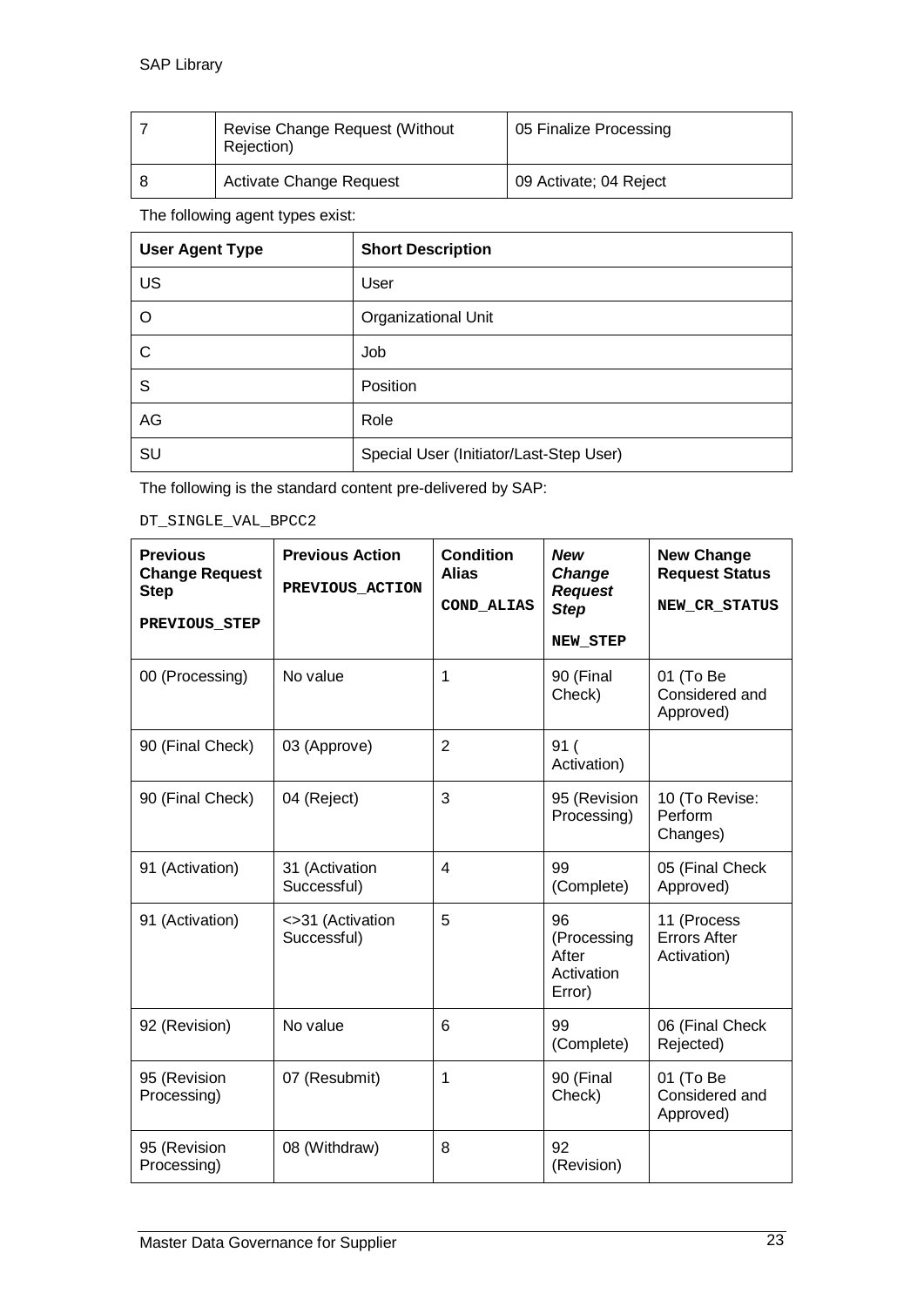| 7 | Revise Change Request (Without Rejection) | 05 Finalize Processing |
|---|---|---|
| 8 | Activate Change Request | 09 Activate; 04 Reject |

The following agent types exist:

| User Agent Type | Short Description |
|---|---|
| US | User |
| O | Organizational Unit |
| C | Job |
| S | Position |
| AG | Role |
| SU | Special User (Initiator/Last-Step User) |

The following is the standard content pre-delivered by SAP:

`DT_SINGLE_VAL_BPCC2`

| **Previous Change Request Step** `PREVIOUS_STEP` | **Previous Action** `PREVIOUS_ACTION` | **Condition Alias** `COND_ALIAS` | ***New Change Request Step*** `NEW_STEP` | **New Change Request Status** `NEW_CR_STATUS` |
|---|---|---|---|---|
| 00 (Processing) | No value | 1 | 90 (Final Check) | 01 (To Be Considered and Approved) |
| 90 (Final Check) | 03 (Approve) | 2 | 91 ( Activation) | |
| 90 (Final Check) | 04 (Reject) | 3 | 95 (Revision Processing) | 10 (To Revise: Perform Changes) |
| 91 (Activation) | 31 (Activation Successful) | 4 | 99 (Complete) | 05 (Final Check Approved) |
| 91 (Activation) | <>31 (Activation Successful) | 5 | 96 (Processing After Activation Error) | 11 (Process Errors After Activation) |
| 92 (Revision) | No value | 6 | 99 (Complete) | 06 (Final Check Rejected) |
| 95 (Revision Processing) | 07 (Resubmit) | 1 | 90 (Final Check) | 01 (To Be Considered and Approved) |
| 95 (Revision Processing) | 08 (Withdraw) | 8 | 92 (Revision) | |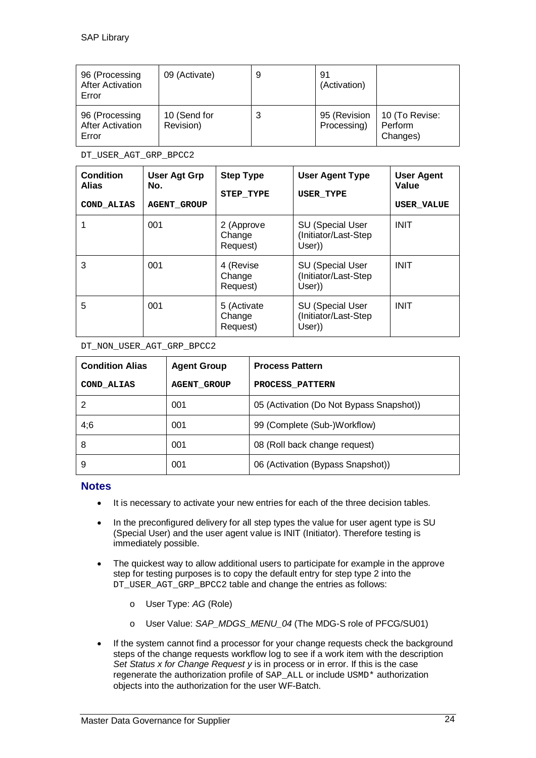| 96 (Processing After Activation Error | 09 (Activate) | 9 | 91 (Activation) | |
|---|---|---|---|---|
| 96 (Processing After Activation Error | 10 (Send for Revision) | 3 | 95 (Revision Processing) | 10 (To Revise: Perform Changes) |

DT_USER_AGT_GRP_BPCC2

| Condition Alias COND_ALIAS | User Agt Grp No. AGENT_GROUP | Step Type STEP_TYPE | User Agent Type USER_TYPE | User Agent Value USER_VALUE |
|---|---|---|---|---|
| 1 | 001 | 2 (Approve Change Request) | SU (Special User (Initiator/Last-Step User)) | INIT |
| 3 | 001 | 4 (Revise Change Request) | SU (Special User (Initiator/Last-Step User)) | INIT |
| 5 | 001 | 5 (Activate Change Request) | SU (Special User (Initiator/Last-Step User)) | INIT |

DT_NON_USER_AGT_GRP_BPCC2

| Condition Alias COND_ALIAS | Agent Group AGENT_GROUP | Process Pattern PROCESS_PATTERN |
|---|---|---|
| 2 | 001 | 05 (Activation (Do Not Bypass Snapshot)) |
| 4;6 | 001 | 99 (Complete (Sub-)Workflow) |
| 8 | 001 | 08 (Roll back change request) |
| 9 | 001 | 06 (Activation (Bypass Snapshot)) |

## Notes

- It is necessary to activate your new entries for each of the three decision tables.
- In the preconfigured delivery for all step types the value for user agent type is SU (Special User) and the user agent value is INIT (Initiator). Therefore testing is immediately possible.
- The quickest way to allow additional users to participate for example in the approve step for testing purposes is to copy the default entry for step type 2 into the DT_USER_AGT_GRP_BPCC2 table and change the entries as follows:
  - User Type: *AG* (Role)
  - User Value: *SAP_MDGS_MENU_04* (The MDG-S role of PFCG/SU01)
- If the system cannot find a processor for your change requests check the background steps of the change requests workflow log to see if a work item with the description *Set Status x for Change Request y* is in process or in error. If this is the case regenerate the authorization profile of SAP_ALL or include USMD* authorization objects into the authorization for the user WF-Batch.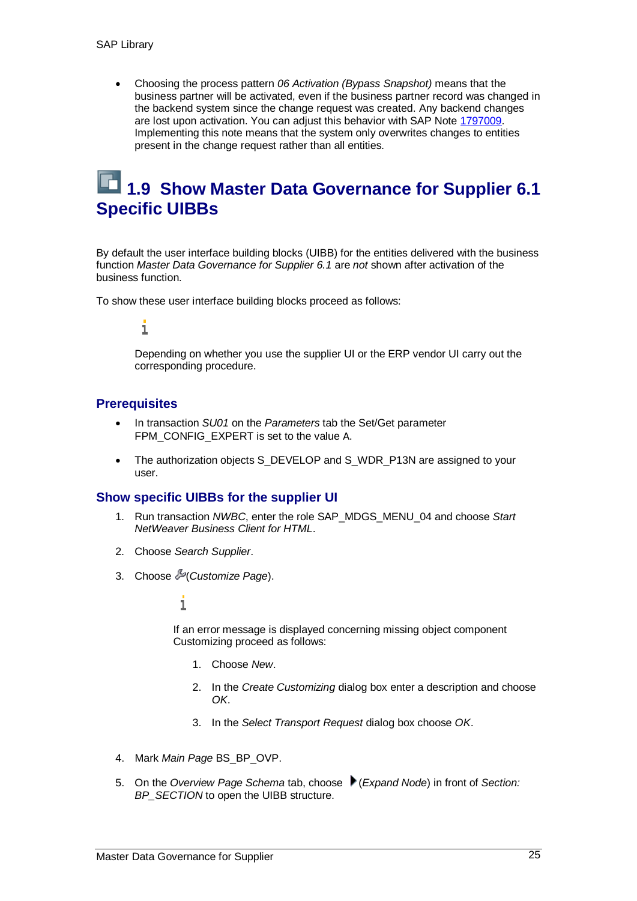- Choosing the process pattern *06 Activation (Bypass Snapshot)* means that the business partner will be activated, even if the business partner record was changed in the backend system since the change request was created. Any backend changes are lost upon activation. You can adjust this behavior with SAP Note 1797009. Implementing this note means that the system only overwrites changes to entities present in the change request rather than all entities.

# 1.9 Show Master Data Governance for Supplier 6.1 Specific UIBBs

By default the user interface building blocks (UIBB) for the entities delivered with the business function *Master Data Governance for Supplier 6.1* are *not* shown after activation of the business function.

To show these user interface building blocks proceed as follows:

> Depending on whether you use the supplier UI or the ERP vendor UI carry out the corresponding procedure.

## Prerequisites

- In transaction *SU01* on the *Parameters* tab the Set/Get parameter FPM_CONFIG_EXPERT is set to the value A.
- The authorization objects S_DEVELOP and S_WDR_P13N are assigned to your user.

## Show specific UIBBs for the supplier UI

1. Run transaction *NWBC*, enter the role SAP_MDGS_MENU_04 and choose *Start NetWeaver Business Client for HTML*.
2. Choose *Search Supplier*.
3. Choose (*Customize Page*).

   > If an error message is displayed concerning missing object component Customizing proceed as follows:
   >
   > 1. Choose *New*.
   > 2. In the *Create Customizing* dialog box enter a description and choose *OK*.
   > 3. In the *Select Transport Request* dialog box choose *OK*.

4. Mark *Main Page* BS_BP_OVP.
5. On the *Overview Page Schema* tab, choose (*Expand Node*) in front of *Section: BP_SECTION* to open the UIBB structure.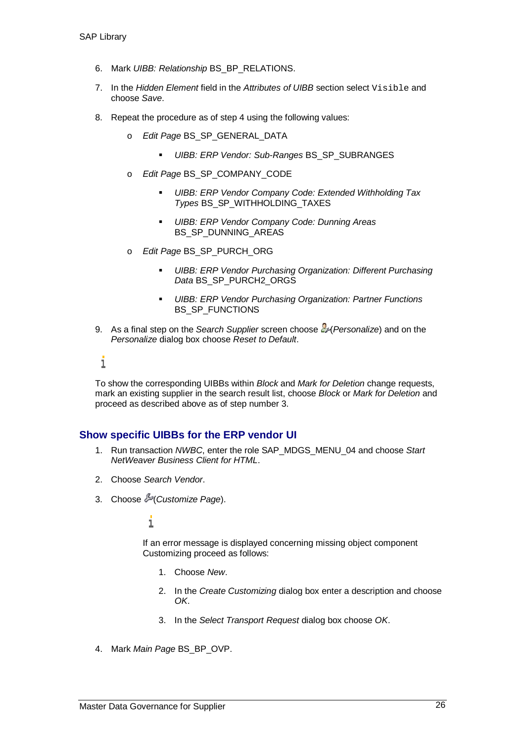6. Mark *UIBB: Relationship* BS_BP_RELATIONS.

7. In the *Hidden Element* field in the *Attributes of UIBB* section select `Visible` and choose *Save*.

8. Repeat the procedure as of step 4 using the following values:

   - *Edit Page* BS_SP_GENERAL_DATA
     - *UIBB: ERP Vendor: Sub-Ranges* BS_SP_SUBRANGES
   - *Edit Page* BS_SP_COMPANY_CODE
     - *UIBB: ERP Vendor Company Code: Extended Withholding Tax Types* BS_SP_WITHHOLDING_TAXES
     - *UIBB: ERP Vendor Company Code: Dunning Areas* BS_SP_DUNNING_AREAS
   - *Edit Page* BS_SP_PURCH_ORG
     - *UIBB: ERP Vendor Purchasing Organization: Different Purchasing Data* BS_SP_PURCH2_ORGS
     - *UIBB: ERP Vendor Purchasing Organization: Partner Functions* BS_SP_FUNCTIONS

9. As a final step on the *Search Supplier* screen choose (*Personalize*) and on the *Personalize* dialog box choose *Reset to Default*.

To show the corresponding UIBBs within *Block* and *Mark for Deletion* change requests, mark an existing supplier in the search result list, choose *Block* or *Mark for Deletion* and proceed as described above as of step number 3.

## Show specific UIBBs for the ERP vendor UI

1. Run transaction *NWBC*, enter the role SAP_MDGS_MENU_04 and choose *Start NetWeaver Business Client for HTML*.

2. Choose *Search Vendor*.

3. Choose (*Customize Page*).

   If an error message is displayed concerning missing object component Customizing proceed as follows:

   1. Choose *New*.
   2. In the *Create Customizing* dialog box enter a description and choose *OK*.
   3. In the *Select Transport Request* dialog box choose *OK*.

4. Mark *Main Page* BS_BP_OVP.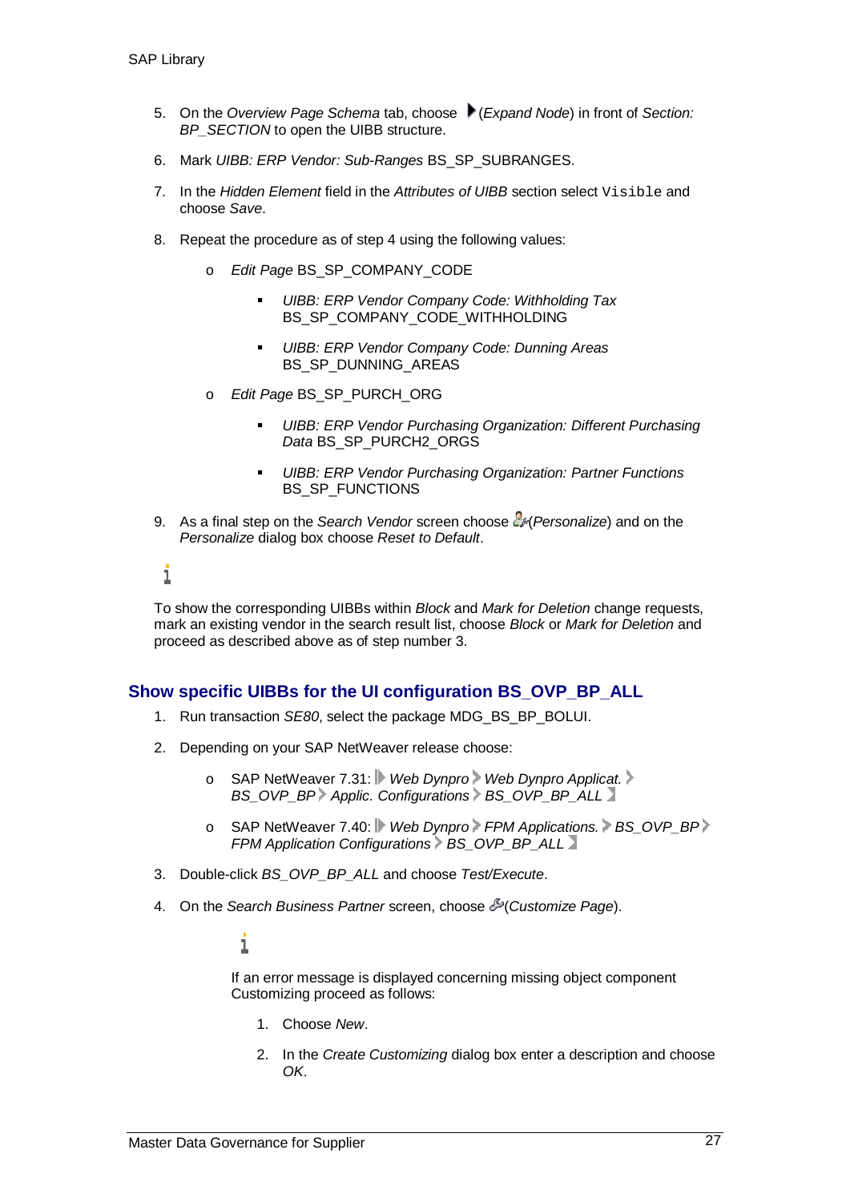5. On the *Overview Page Schema* tab, choose (*Expand Node*) in front of *Section: BP_SECTION* to open the UIBB structure.

6. Mark *UIBB: ERP Vendor: Sub-Ranges* BS_SP_SUBRANGES.

7. In the *Hidden Element* field in the *Attributes of UIBB* section select `Visible` and choose *Save*.

8. Repeat the procedure as of step 4 using the following values:

   - *Edit Page* BS_SP_COMPANY_CODE
     - *UIBB: ERP Vendor Company Code: Withholding Tax* BS_SP_COMPANY_CODE_WITHHOLDING
     - *UIBB: ERP Vendor Company Code: Dunning Areas* BS_SP_DUNNING_AREAS
   - *Edit Page* BS_SP_PURCH_ORG
     - *UIBB: ERP Vendor Purchasing Organization: Different Purchasing Data* BS_SP_PURCH2_ORGS
     - *UIBB: ERP Vendor Purchasing Organization: Partner Functions* BS_SP_FUNCTIONS

9. As a final step on the *Search Vendor* screen choose (*Personalize*) and on the *Personalize* dialog box choose *Reset to Default*.

To show the corresponding UIBBs within *Block* and *Mark for Deletion* change requests, mark an existing vendor in the search result list, choose *Block* or *Mark for Deletion* and proceed as described above as of step number 3.

## Show specific UIBBs for the UI configuration BS_OVP_BP_ALL

1. Run transaction *SE80*, select the package MDG_BS_BP_BOLUI.

2. Depending on your SAP NetWeaver release choose:

   - SAP NetWeaver 7.31: *Web Dynpro* > *Web Dynpro Applicat.* > *BS_OVP_BP* > *Applic. Configurations* > *BS_OVP_BP_ALL*
   - SAP NetWeaver 7.40: *Web Dynpro* > *FPM Applications.* > *BS_OVP_BP* > *FPM Application Configurations* > *BS_OVP_BP_ALL*

3. Double-click *BS_OVP_BP_ALL* and choose *Test/Execute*.

4. On the *Search Business Partner* screen, choose (*Customize Page*).

   If an error message is displayed concerning missing object component Customizing proceed as follows:

   1. Choose *New*.
   2. In the *Create Customizing* dialog box enter a description and choose *OK*.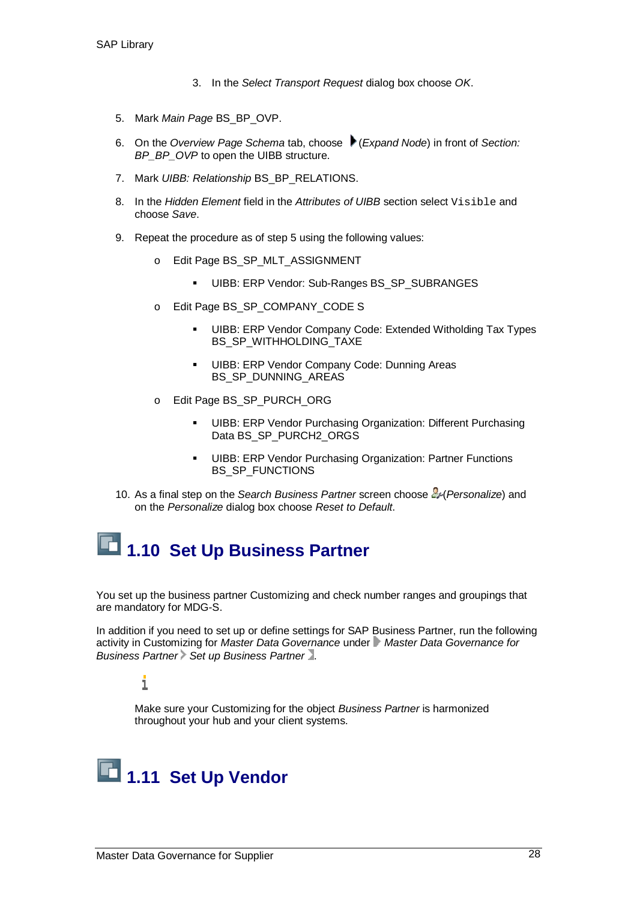3. In the *Select Transport Request* dialog box choose *OK*.

5. Mark *Main Page* BS_BP_OVP.
6. On the *Overview Page Schema* tab, choose (*Expand Node*) in front of *Section: BP_BP_OVP* to open the UIBB structure.
7. Mark *UIBB: Relationship* BS_BP_RELATIONS.
8. In the *Hidden Element* field in the *Attributes of UIBB* section select `Visible` and choose *Save*.
9. Repeat the procedure as of step 5 using the following values:
   - Edit Page BS_SP_MLT_ASSIGNMENT
     - UIBB: ERP Vendor: Sub-Ranges BS_SP_SUBRANGES
   - Edit Page BS_SP_COMPANY_CODE S
     - UIBB: ERP Vendor Company Code: Extended Witholding Tax Types BS_SP_WITHHOLDING_TAXE
     - UIBB: ERP Vendor Company Code: Dunning Areas BS_SP_DUNNING_AREAS
   - Edit Page BS_SP_PURCH_ORG
     - UIBB: ERP Vendor Purchasing Organization: Different Purchasing Data BS_SP_PURCH2_ORGS
     - UIBB: ERP Vendor Purchasing Organization: Partner Functions BS_SP_FUNCTIONS
10. As a final step on the *Search Business Partner* screen choose (*Personalize*) and on the *Personalize* dialog box choose *Reset to Default*.

## 1.10 Set Up Business Partner

You set up the business partner Customizing and check number ranges and groupings that are mandatory for MDG-S.

In addition if you need to set up or define settings for SAP Business Partner, run the following activity in Customizing for *Master Data Governance* under *Master Data Governance for Business Partner* > *Set up Business Partner*.

Make sure your Customizing for the object *Business Partner* is harmonized throughout your hub and your client systems.

## 1.11 Set Up Vendor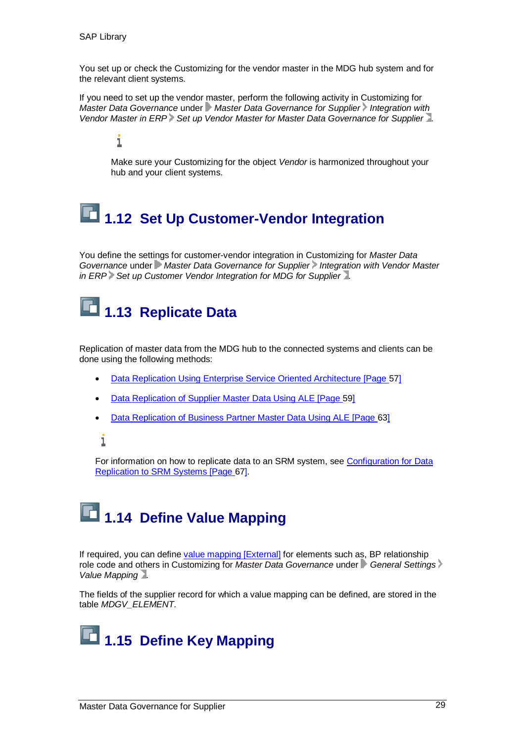You set up or check the Customizing for the vendor master in the MDG hub system and for the relevant client systems.

If you need to set up the vendor master, perform the following activity in Customizing for *Master Data Governance* under *Master Data Governance for Supplier* > *Integration with Vendor Master in ERP* > *Set up Vendor Master for Master Data Governance for Supplier*.

> Make sure your Customizing for the object *Vendor* is harmonized throughout your hub and your client systems.

## 1.12 Set Up Customer-Vendor Integration

You define the settings for customer-vendor integration in Customizing for *Master Data Governance* under *Master Data Governance for Supplier* > *Integration with Vendor Master in ERP* > *Set up Customer Vendor Integration for MDG for Supplier*.

## 1.13 Replicate Data

Replication of master data from the MDG hub to the connected systems and clients can be done using the following methods:

- Data Replication Using Enterprise Service Oriented Architecture [Page 57]
- Data Replication of Supplier Master Data Using ALE [Page 59]
- Data Replication of Business Partner Master Data Using ALE [Page 63]

> For information on how to replicate data to an SRM system, see Configuration for Data Replication to SRM Systems [Page 67].

## 1.14 Define Value Mapping

If required, you can define value mapping [External] for elements such as, BP relationship role code and others in Customizing for *Master Data Governance* under *General Settings* > *Value Mapping*.

The fields of the supplier record for which a value mapping can be defined, are stored in the table *MDGV_ELEMENT*.

## 1.15 Define Key Mapping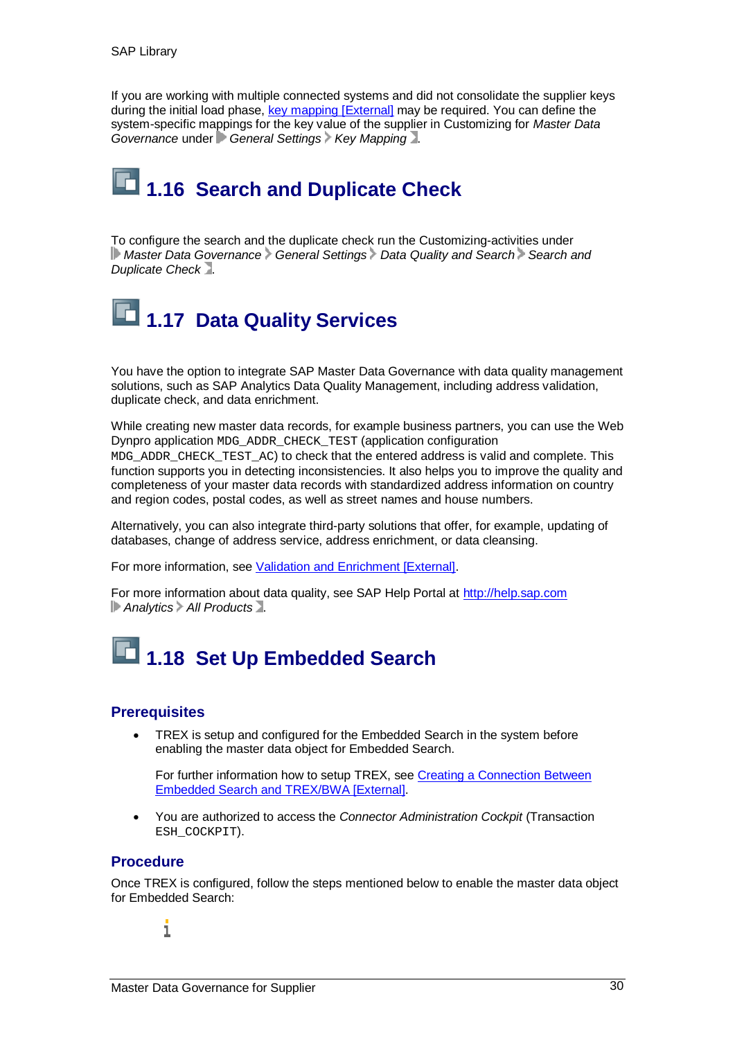If you are working with multiple connected systems and did not consolidate the supplier keys during the initial load phase, key mapping [External] may be required. You can define the system-specific mappings for the key value of the supplier in Customizing for *Master Data Governance* under *General Settings* > *Key Mapping*.

# 1.16 Search and Duplicate Check

To configure the search and the duplicate check run the Customizing-activities under *Master Data Governance* > *General Settings* > *Data Quality and Search* > *Search and Duplicate Check*.

# 1.17 Data Quality Services

You have the option to integrate SAP Master Data Governance with data quality management solutions, such as SAP Analytics Data Quality Management, including address validation, duplicate check, and data enrichment.

While creating new master data records, for example business partners, you can use the Web Dynpro application `MDG_ADDR_CHECK_TEST` (application configuration `MDG_ADDR_CHECK_TEST_AC`) to check that the entered address is valid and complete. This function supports you in detecting inconsistencies. It also helps you to improve the quality and completeness of your master data records with standardized address information on country and region codes, postal codes, as well as street names and house numbers.

Alternatively, you can also integrate third-party solutions that offer, for example, updating of databases, change of address service, address enrichment, or data cleansing.

For more information, see Validation and Enrichment [External].

For more information about data quality, see SAP Help Portal at http://help.sap.com *Analytics* > *All Products*.

# 1.18 Set Up Embedded Search

## Prerequisites

- TREX is setup and configured for the Embedded Search in the system before enabling the master data object for Embedded Search.

  For further information how to setup TREX, see Creating a Connection Between Embedded Search and TREX/BWA [External].

- You are authorized to access the *Connector Administration Cockpit* (Transaction `ESH_COCKPIT`).

## Procedure

Once TREX is configured, follow the steps mentioned below to enable the master data object for Embedded Search: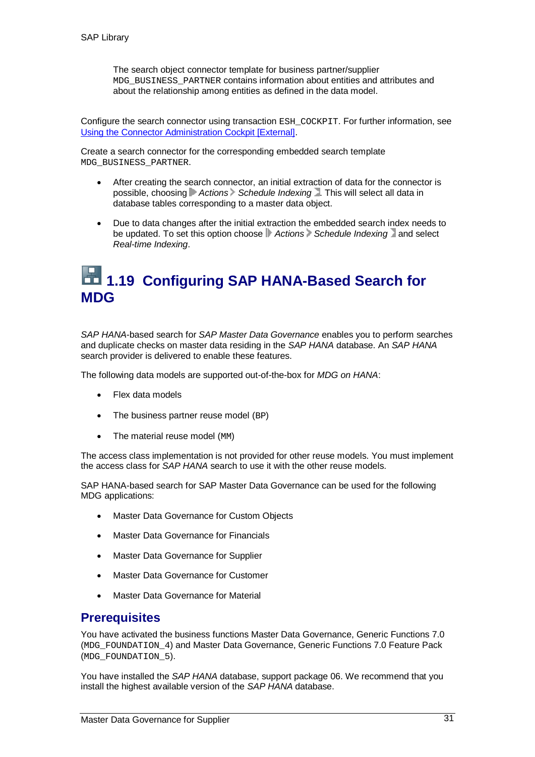The search object connector template for business partner/supplier `MDG_BUSINESS_PARTNER` contains information about entities and attributes and about the relationship among entities as defined in the data model.

Configure the search connector using transaction `ESH_COCKPIT`. For further information, see Using the Connector Administration Cockpit [External].

Create a search connector for the corresponding embedded search template `MDG_BUSINESS_PARTNER`.

- After creating the search connector, an initial extraction of data for the connector is possible, choosing *Actions* › *Schedule Indexing*. This will select all data in database tables corresponding to a master data object.
- Due to data changes after the initial extraction the embedded search index needs to be updated. To set this option choose *Actions* › *Schedule Indexing* and select *Real-time Indexing*.

# 1.19 Configuring SAP HANA-Based Search for MDG

*SAP HANA*-based search for *SAP Master Data Governance* enables you to perform searches and duplicate checks on master data residing in the *SAP HANA* database. An *SAP HANA* search provider is delivered to enable these features.

The following data models are supported out-of-the-box for *MDG on HANA*:

- Flex data models
- The business partner reuse model (`BP`)
- The material reuse model (`MM`)

The access class implementation is not provided for other reuse models. You must implement the access class for *SAP HANA* search to use it with the other reuse models.

SAP HANA-based search for SAP Master Data Governance can be used for the following MDG applications:

- Master Data Governance for Custom Objects
- Master Data Governance for Financials
- Master Data Governance for Supplier
- Master Data Governance for Customer
- Master Data Governance for Material

## Prerequisites

You have activated the business functions Master Data Governance, Generic Functions 7.0 (`MDG_FOUNDATION_4`) and Master Data Governance, Generic Functions 7.0 Feature Pack (`MDG_FOUNDATION_5`).

You have installed the *SAP HANA* database, support package 06. We recommend that you install the highest available version of the *SAP HANA* database.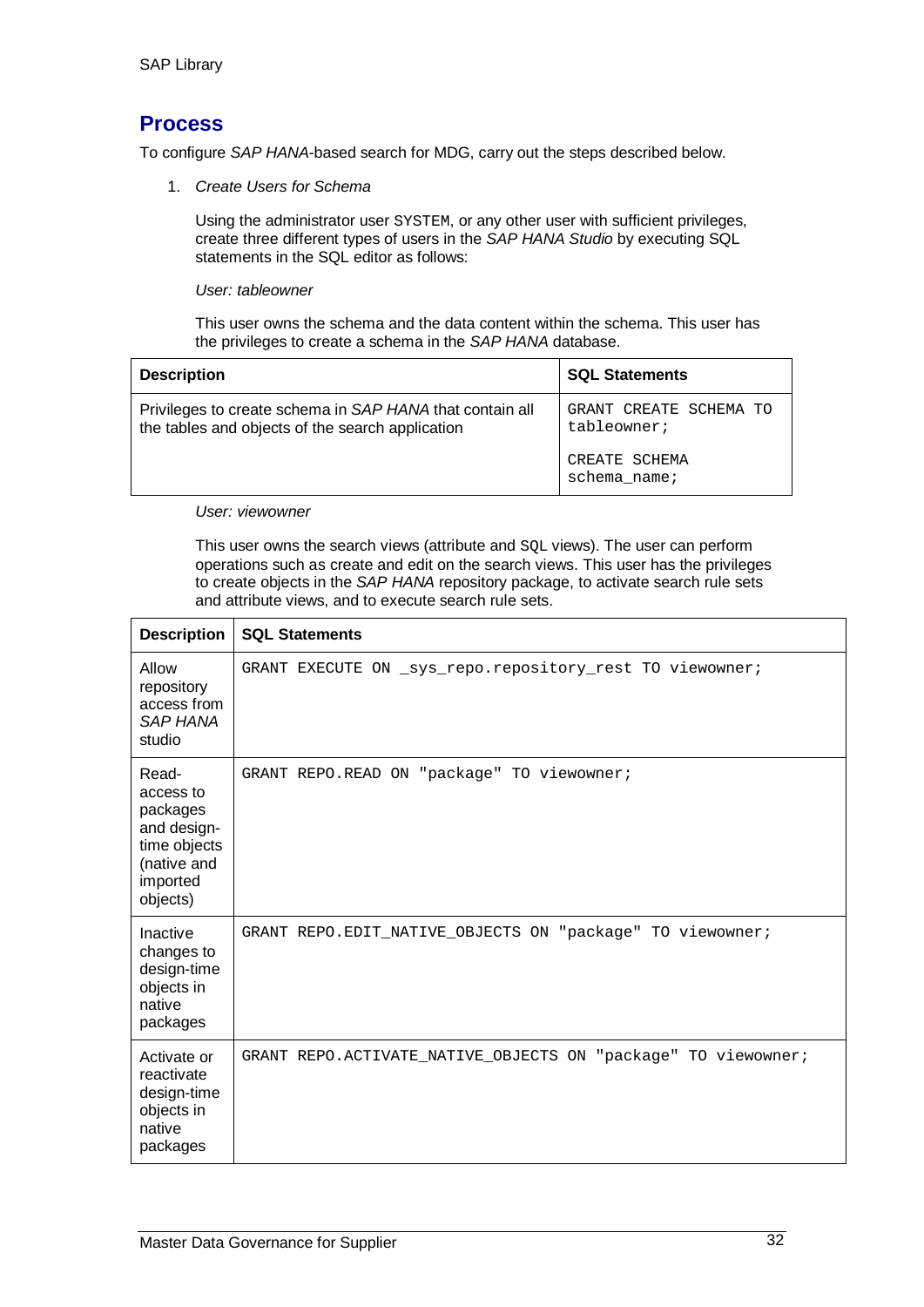## Process

To configure *SAP HANA*-based search for MDG, carry out the steps described below.

1. *Create Users for Schema*

   Using the administrator user SYSTEM, or any other user with sufficient privileges, create three different types of users in the *SAP HANA Studio* by executing SQL statements in the SQL editor as follows:

   *User: tableowner*

   This user owns the schema and the data content within the schema. This user has the privileges to create a schema in the *SAP HANA* database.

| Description | SQL Statements |
|---|---|
| Privileges to create schema in *SAP HANA* that contain all the tables and objects of the search application | `GRANT CREATE SCHEMA TO tableowner;` `CREATE SCHEMA schema_name;` |

   *User: viewowner*

   This user owns the search views (attribute and SQL views). The user can perform operations such as create and edit on the search views. This user has the privileges to create objects in the *SAP HANA* repository package, to activate search rule sets and attribute views, and to execute search rule sets.

| Description | SQL Statements |
|---|---|
| Allow repository access from *SAP HANA* studio | `GRANT EXECUTE ON _sys_repo.repository_rest TO viewowner;` |
| Read-access to packages and design-time objects (native and imported objects) | `GRANT REPO.READ ON "package" TO viewowner;` |
| Inactive changes to design-time objects in native packages | `GRANT REPO.EDIT_NATIVE_OBJECTS ON "package" TO viewowner;` |
| Activate or reactivate design-time objects in native packages | `GRANT REPO.ACTIVATE_NATIVE_OBJECTS ON "package" TO viewowner;` |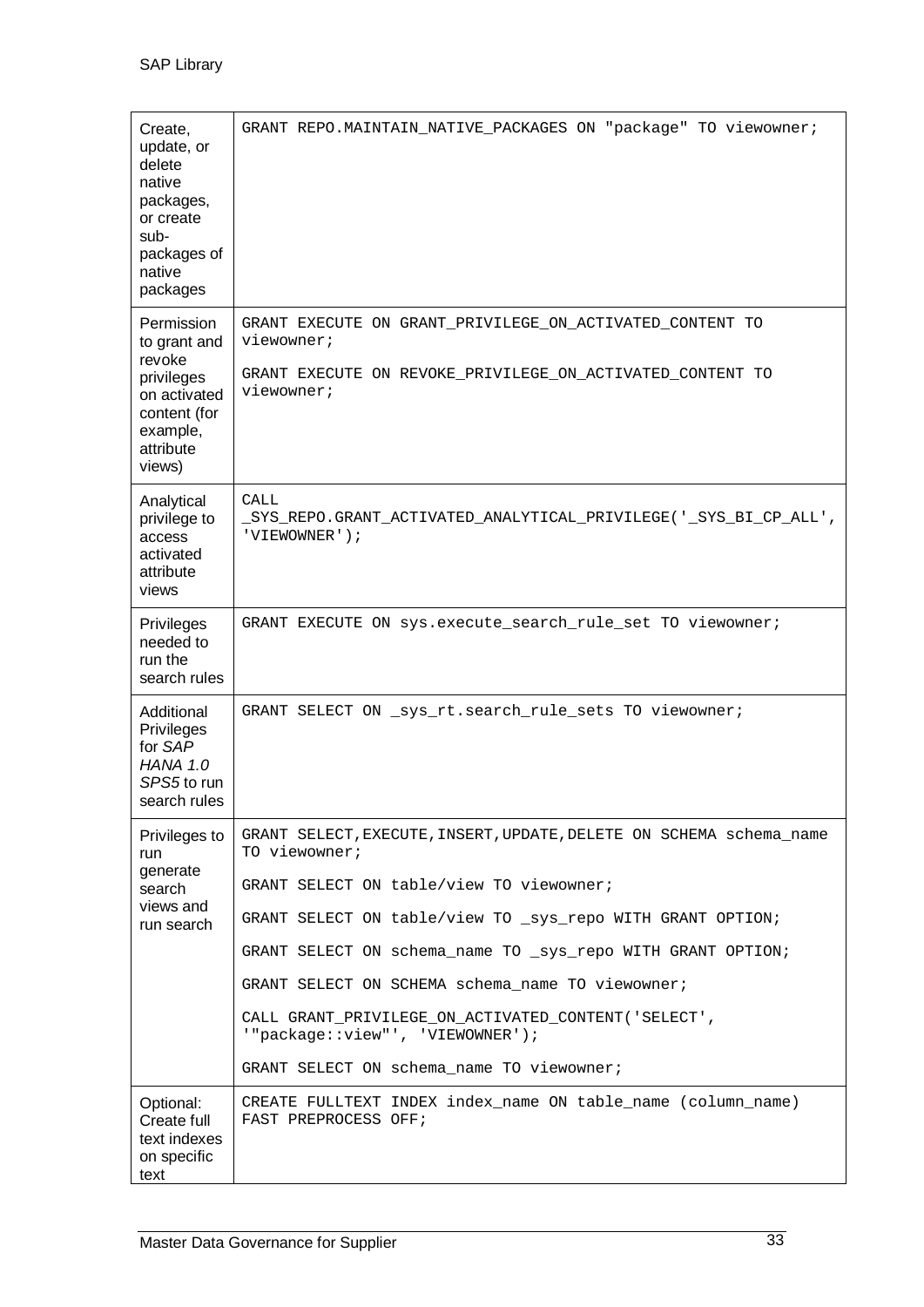| | |
|---|---|
| Create, update, or delete native packages, or create sub-packages of native packages | `GRANT REPO.MAINTAIN_NATIVE_PACKAGES ON "package" TO viewowner;` |
| Permission to grant and revoke privileges on activated content (for example, attribute views) | `GRANT EXECUTE ON GRANT_PRIVILEGE_ON_ACTIVATED_CONTENT TO viewowner;`<br><br>`GRANT EXECUTE ON REVOKE_PRIVILEGE_ON_ACTIVATED_CONTENT TO viewowner;` |
| Analytical privilege to access activated attribute views | `CALL _SYS_REPO.GRANT_ACTIVATED_ANALYTICAL_PRIVILEGE('_SYS_BI_CP_ALL', 'VIEWOWNER');` |
| Privileges needed to run the search rules | `GRANT EXECUTE ON sys.execute_search_rule_set TO viewowner;` |
| Additional Privileges for *SAP HANA 1.0 SPS5* to run search rules | `GRANT SELECT ON _sys_rt.search_rule_sets TO viewowner;` |
| Privileges to run generate search views and run search | `GRANT SELECT,EXECUTE,INSERT,UPDATE,DELETE ON SCHEMA schema_name TO viewowner;`<br><br>`GRANT SELECT ON table/view TO viewowner;`<br><br>`GRANT SELECT ON table/view TO _sys_repo WITH GRANT OPTION;`<br><br>`GRANT SELECT ON schema_name TO _sys_repo WITH GRANT OPTION;`<br><br>`GRANT SELECT ON SCHEMA schema_name TO viewowner;`<br><br>`CALL GRANT_PRIVILEGE_ON_ACTIVATED_CONTENT('SELECT', '"package::view"', 'VIEWOWNER');`<br><br>`GRANT SELECT ON schema_name TO viewowner;` |
| Optional: Create full text indexes on specific text | `CREATE FULLTEXT INDEX index_name ON table_name (column_name) FAST PREPROCESS OFF;` |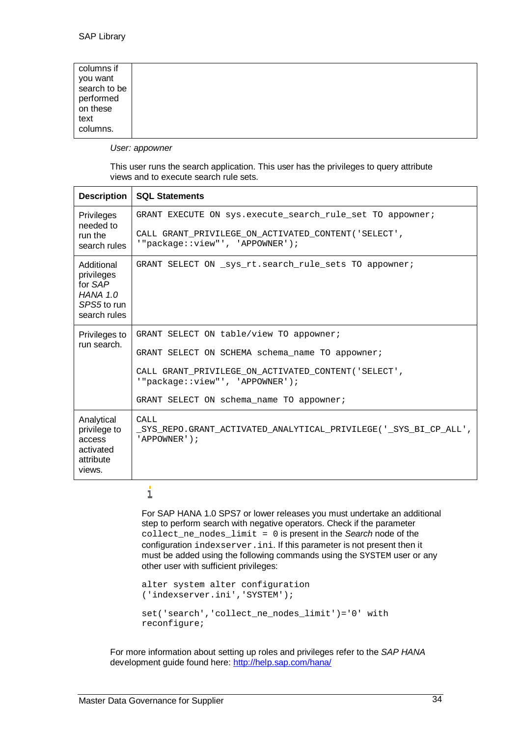| | |
|---|---|
| columns if you want search to be performed on these text columns. | |

*User: appowner*

This user runs the search application. This user has the privileges to query attribute views and to execute search rule sets.

| Description | SQL Statements |
|---|---|
| Privileges needed to run the search rules | `GRANT EXECUTE ON sys.execute_search_rule_set TO appowner;` <br><br> `CALL GRANT_PRIVILEGE_ON_ACTIVATED_CONTENT('SELECT', '"package::view"', 'APPOWNER');` |
| Additional privileges for *SAP HANA 1.0 SPS5* to run search rules | `GRANT SELECT ON _sys_rt.search_rule_sets TO appowner;` |
| Privileges to run search. | `GRANT SELECT ON table/view TO appowner;` <br><br> `GRANT SELECT ON SCHEMA schema_name TO appowner;` <br><br> `CALL GRANT_PRIVILEGE_ON_ACTIVATED_CONTENT('SELECT', '"package::view"', 'APPOWNER');` <br><br> `GRANT SELECT ON schema_name TO appowner;` |
| Analytical privilege to access activated attribute views. | `CALL _SYS_REPO.GRANT_ACTIVATED_ANALYTICAL_PRIVILEGE('_SYS_BI_CP_ALL', 'APPOWNER');` |

For SAP HANA 1.0 SPS7 or lower releases you must undertake an additional step to perform search with negative operators. Check if the parameter `collect_ne_nodes_limit = 0` is present in the *Search* node of the configuration `indexserver.ini`. If this parameter is not present then it must be added using the following commands using the `SYSTEM` user or any other user with sufficient privileges:

```
alter system alter configuration
('indexserver.ini','SYSTEM');

set('search','collect_ne_nodes_limit')='0' with
reconfigure;
```

For more information about setting up roles and privileges refer to the *SAP HANA* development guide found here: http://help.sap.com/hana/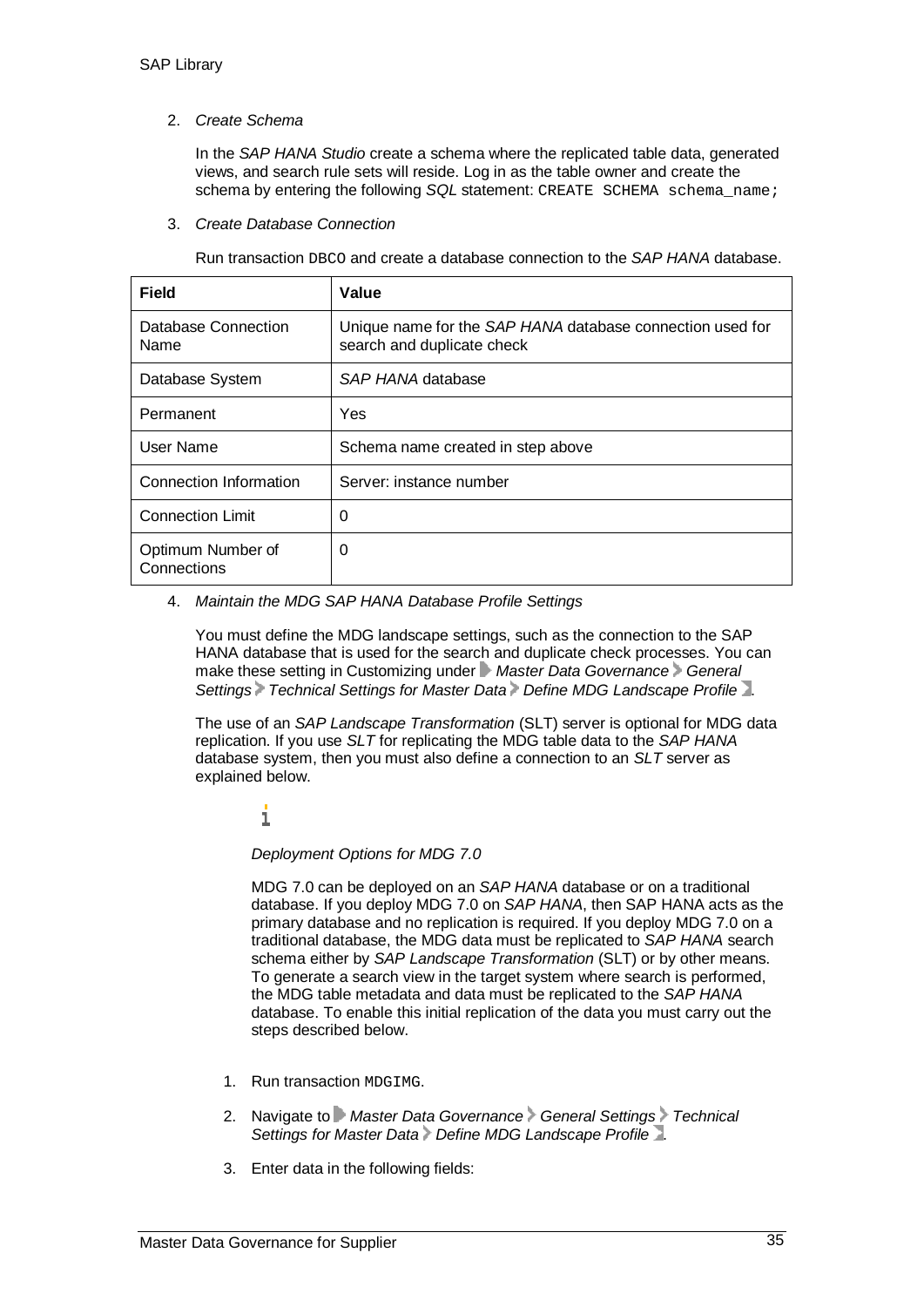2. *Create Schema*

   In the *SAP HANA Studio* create a schema where the replicated table data, generated views, and search rule sets will reside. Log in as the table owner and create the schema by entering the following *SQL* statement: `CREATE SCHEMA schema_name;`

3. *Create Database Connection*

   Run transaction `DBCO` and create a database connection to the *SAP HANA* database.

| Field | Value |
|---|---|
| Database Connection Name | Unique name for the *SAP HANA* database connection used for search and duplicate check |
| Database System | *SAP HANA* database |
| Permanent | Yes |
| User Name | Schema name created in step above |
| Connection Information | Server: instance number |
| Connection Limit | 0 |
| Optimum Number of Connections | 0 |

4. *Maintain the MDG SAP HANA Database Profile Settings*

   You must define the MDG landscape settings, such as the connection to the SAP HANA database that is used for the search and duplicate check processes. You can make these setting in Customizing under *Master Data Governance* > *General Settings* > *Technical Settings for Master Data* > *Define MDG Landscape Profile*.

   The use of an *SAP Landscape Transformation* (SLT) server is optional for MDG data replication. If you use *SLT* for replicating the MDG table data to the *SAP HANA* database system, then you must also define a connection to an *SLT* server as explained below.

   *Deployment Options for MDG 7.0*

   MDG 7.0 can be deployed on an *SAP HANA* database or on a traditional database. If you deploy MDG 7.0 on *SAP HANA*, then SAP HANA acts as the primary database and no replication is required. If you deploy MDG 7.0 on a traditional database, the MDG data must be replicated to *SAP HANA* search schema either by *SAP Landscape Transformation* (SLT) or by other means. To generate a search view in the target system where search is performed, the MDG table metadata and data must be replicated to the *SAP HANA* database. To enable this initial replication of the data you must carry out the steps described below.

   1. Run transaction `MDGIMG`.
   2. Navigate to *Master Data Governance* > *General Settings* > *Technical Settings for Master Data* > *Define MDG Landscape Profile*.
   3. Enter data in the following fields: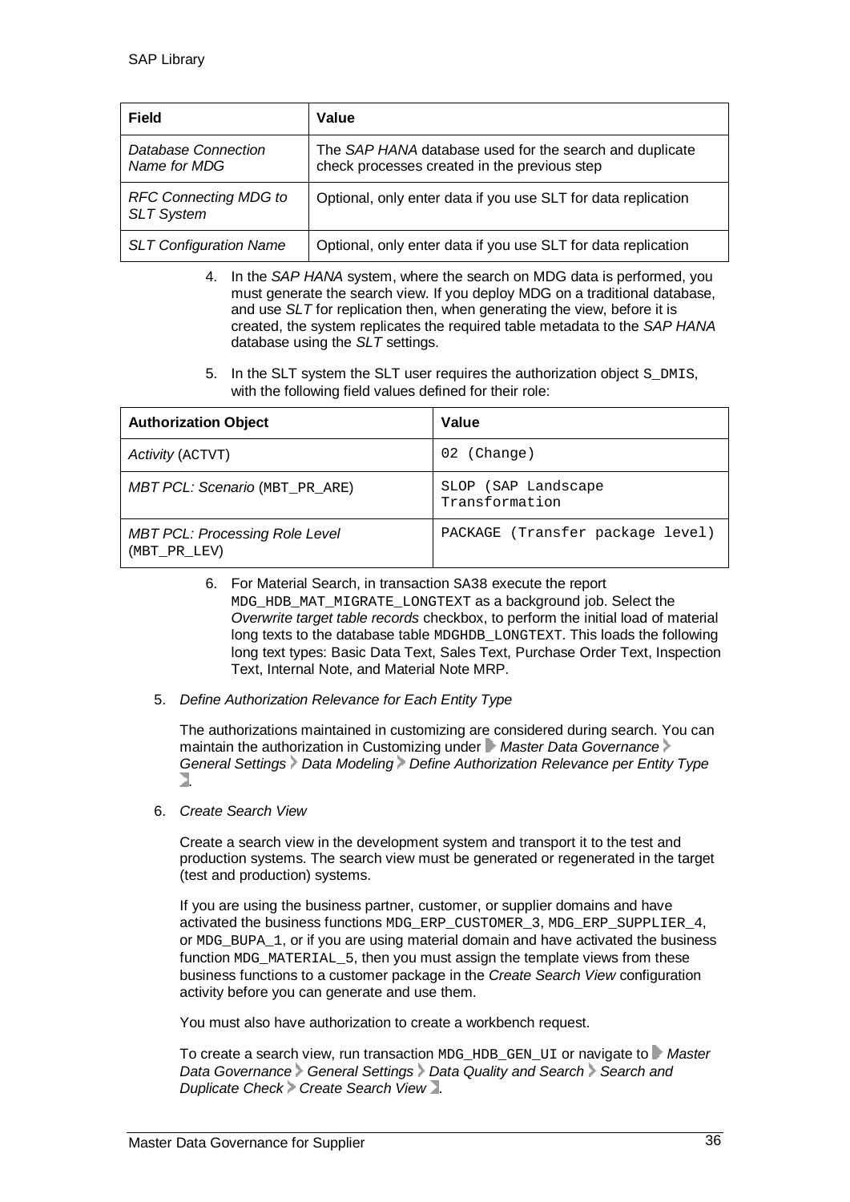| Field | Value |
| --- | --- |
| *Database Connection Name for MDG* | The *SAP HANA* database used for the search and duplicate check processes created in the previous step |
| *RFC Connecting MDG to SLT System* | Optional, only enter data if you use SLT for data replication |
| *SLT Configuration Name* | Optional, only enter data if you use SLT for data replication |

4. In the *SAP HANA* system, where the search on MDG data is performed, you must generate the search view. If you deploy MDG on a traditional database, and use *SLT* for replication then, when generating the view, before it is created, the system replicates the required table metadata to the *SAP HANA* database using the *SLT* settings.

5. In the SLT system the SLT user requires the authorization object `S_DMIS`, with the following field values defined for their role:

| Authorization Object | Value |
| --- | --- |
| *Activity* (`ACTVT`) | `02 (Change)` |
| *MBT PCL: Scenario* (`MBT_PR_ARE`) | `SLOP (SAP Landscape Transformation` |
| *MBT PCL: Processing Role Level* (`MBT_PR_LEV`) | `PACKAGE (Transfer package level)` |

6. For Material Search, in transaction `SA38` execute the report `MDG_HDB_MAT_MIGRATE_LONGTEXT` as a background job. Select the *Overwrite target table records* checkbox, to perform the initial load of material long texts to the database table `MDGHDB_LONGTEXT`. This loads the following long text types: Basic Data Text, Sales Text, Purchase Order Text, Inspection Text, Internal Note, and Material Note MRP.

5. *Define Authorization Relevance for Each Entity Type*

   The authorizations maintained in customizing are considered during search. You can maintain the authorization in Customizing under *Master Data Governance* > *General Settings* > *Data Modeling* > *Define Authorization Relevance per Entity Type*.

6. *Create Search View*

   Create a search view in the development system and transport it to the test and production systems. The search view must be generated or regenerated in the target (test and production) systems.

   If you are using the business partner, customer, or supplier domains and have activated the business functions `MDG_ERP_CUSTOMER_3`, `MDG_ERP_SUPPLIER_4`, or `MDG_BUPA_1`, or if you are using material domain and have activated the business function `MDG_MATERIAL_5`, then you must assign the template views from these business functions to a customer package in the *Create Search View* configuration activity before you can generate and use them.

   You must also have authorization to create a workbench request.

   To create a search view, run transaction `MDG_HDB_GEN_UI` or navigate to *Master Data Governance* > *General Settings* > *Data Quality and Search* > *Search and Duplicate Check* > *Create Search View*.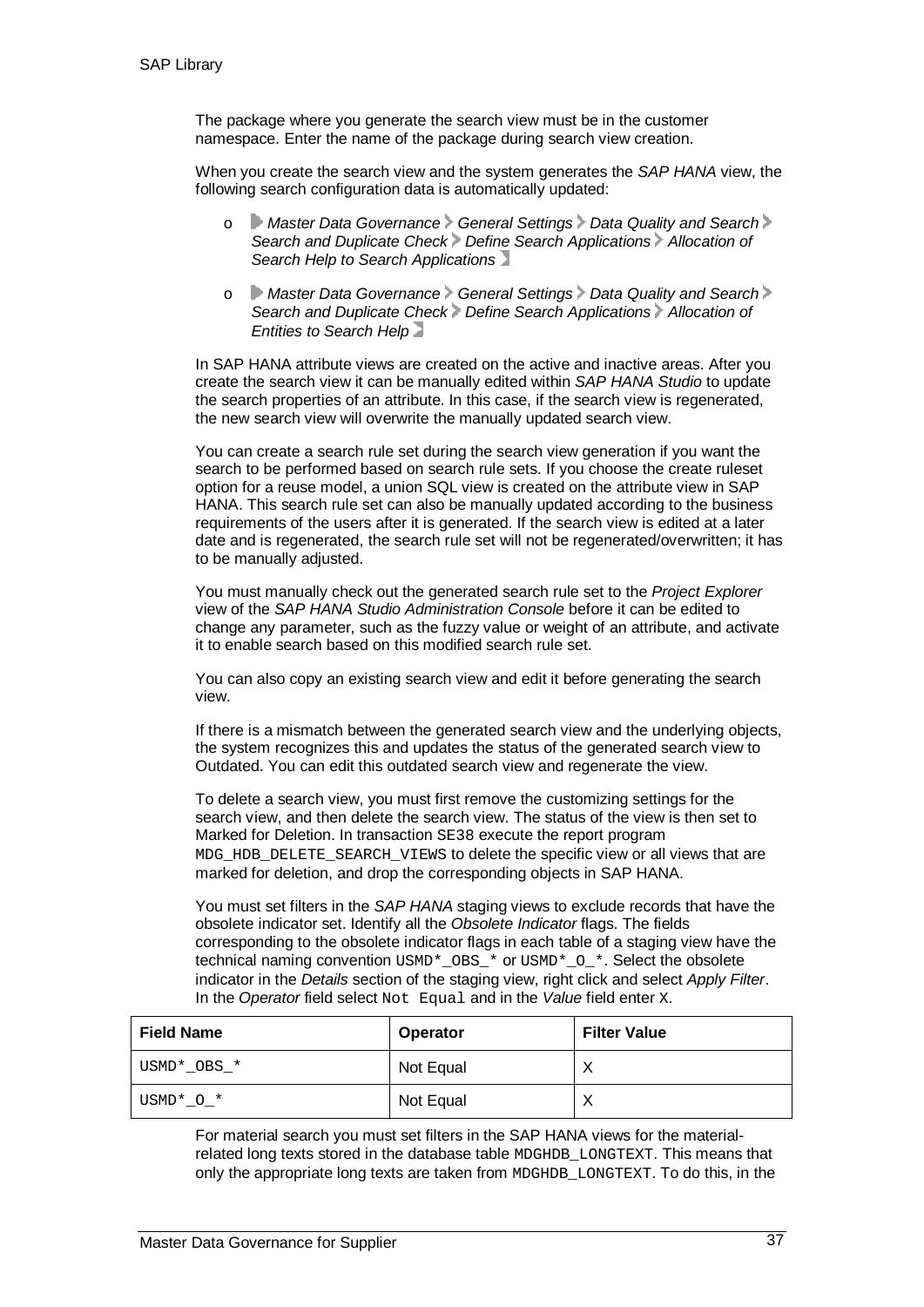The package where you generate the search view must be in the customer namespace. Enter the name of the package during search view creation.

When you create the search view and the system generates the *SAP HANA* view, the following search configuration data is automatically updated:

- *Master Data Governance* > *General Settings* > *Data Quality and Search* > *Search and Duplicate Check* > *Define Search Applications* > *Allocation of Search Help to Search Applications*
- *Master Data Governance* > *General Settings* > *Data Quality and Search* > *Search and Duplicate Check* > *Define Search Applications* > *Allocation of Entities to Search Help*

In SAP HANA attribute views are created on the active and inactive areas. After you create the search view it can be manually edited within *SAP HANA Studio* to update the search properties of an attribute. In this case, if the search view is regenerated, the new search view will overwrite the manually updated search view.

You can create a search rule set during the search view generation if you want the search to be performed based on search rule sets. If you choose the create ruleset option for a reuse model, a union SQL view is created on the attribute view in SAP HANA. This search rule set can also be manually updated according to the business requirements of the users after it is generated. If the search view is edited at a later date and is regenerated, the search rule set will not be regenerated/overwritten; it has to be manually adjusted.

You must manually check out the generated search rule set to the *Project Explorer* view of the *SAP HANA Studio Administration Console* before it can be edited to change any parameter, such as the fuzzy value or weight of an attribute, and activate it to enable search based on this modified search rule set.

You can also copy an existing search view and edit it before generating the search view.

If there is a mismatch between the generated search view and the underlying objects, the system recognizes this and updates the status of the generated search view to Outdated. You can edit this outdated search view and regenerate the view.

To delete a search view, you must first remove the customizing settings for the search view, and then delete the search view. The status of the view is then set to Marked for Deletion. In transaction `SE38` execute the report program `MDG_HDB_DELETE_SEARCH_VIEWS` to delete the specific view or all views that are marked for deletion, and drop the corresponding objects in SAP HANA.

You must set filters in the *SAP HANA* staging views to exclude records that have the obsolete indicator set. Identify all the *Obsolete Indicator* flags. The fields corresponding to the obsolete indicator flags in each table of a staging view have the technical naming convention `USMD*_OBS_*` or `USMD*_O_*`. Select the obsolete indicator in the *Details* section of the staging view, right click and select *Apply Filter*. In the *Operator* field select `Not Equal` and in the *Value* field enter `X`.

| Field Name | Operator | Filter Value |
| --- | --- | --- |
| USMD*_OBS_* | Not Equal | X |
| USMD*_O_* | Not Equal | X |

For material search you must set filters in the SAP HANA views for the material-related long texts stored in the database table `MDGHDB_LONGTEXT`. This means that only the appropriate long texts are taken from `MDGHDB_LONGTEXT`. To do this, in the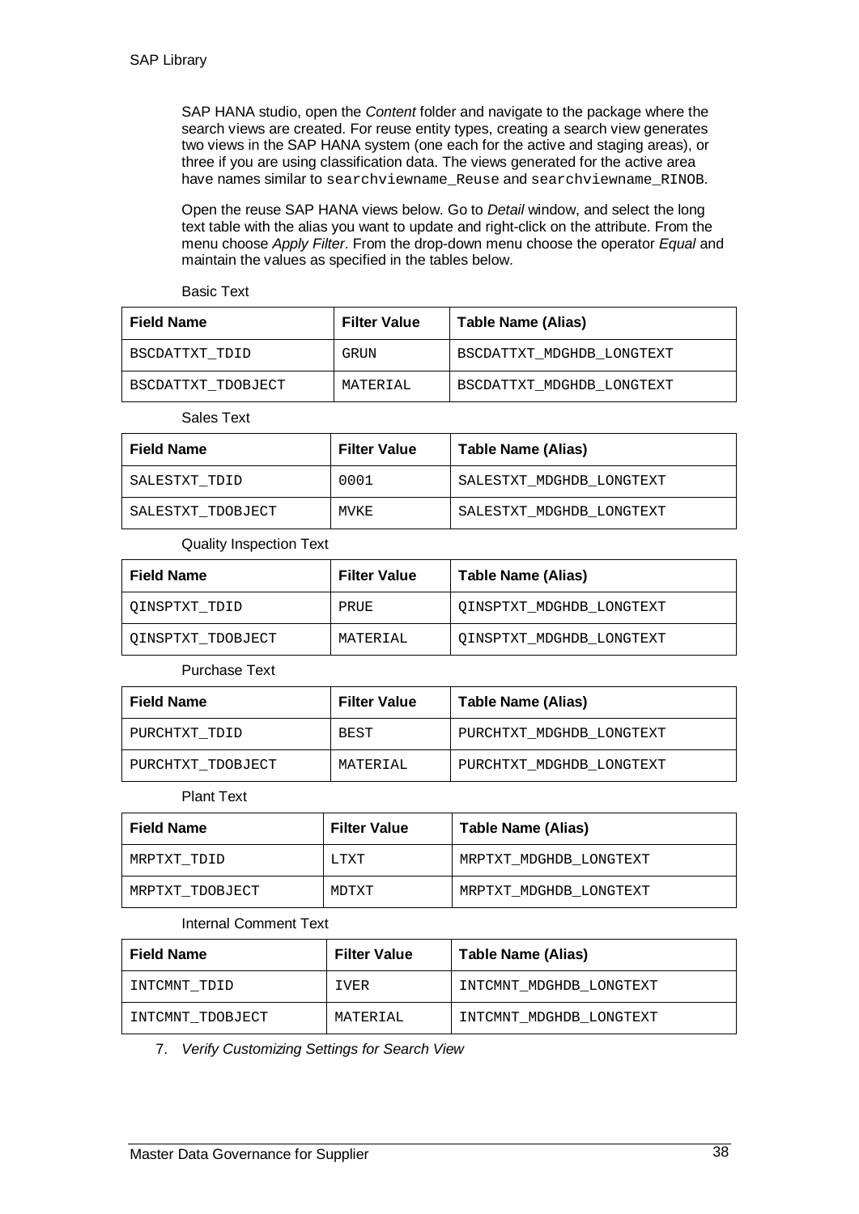SAP HANA studio, open the *Content* folder and navigate to the package where the search views are created. For reuse entity types, creating a search view generates two views in the SAP HANA system (one each for the active and staging areas), or three if you are using classification data. The views generated for the active area have names similar to `searchviewname_Reuse` and `searchviewname_RINOB`.

Open the reuse SAP HANA views below. Go to *Detail* window, and select the long text table with the alias you want to update and right-click on the attribute. From the menu choose *Apply Filter*. From the drop-down menu choose the operator *Equal* and maintain the values as specified in the tables below.

Basic Text

| Field Name | Filter Value | Table Name (Alias) |
|---|---|---|
| BSCDATTXT_TDID | GRUN | BSCDATTXT_MDGHDB_LONGTEXT |
| BSCDATTXT_TDOBJECT | MATERIAL | BSCDATTXT_MDGHDB_LONGTEXT |

Sales Text

| Field Name | Filter Value | Table Name (Alias) |
|---|---|---|
| SALESTXT_TDID | 0001 | SALESTXT_MDGHDB_LONGTEXT |
| SALESTXT_TDOBJECT | MVKE | SALESTXT_MDGHDB_LONGTEXT |

Quality Inspection Text

| Field Name | Filter Value | Table Name (Alias) |
|---|---|---|
| QINSPTXT_TDID | PRUE | QINSPTXT_MDGHDB_LONGTEXT |
| QINSPTXT_TDOBJECT | MATERIAL | QINSPTXT_MDGHDB_LONGTEXT |

Purchase Text

| Field Name | Filter Value | Table Name (Alias) |
|---|---|---|
| PURCHTXT_TDID | BEST | PURCHTXT_MDGHDB_LONGTEXT |
| PURCHTXT_TDOBJECT | MATERIAL | PURCHTXT_MDGHDB_LONGTEXT |

Plant Text

| Field Name | Filter Value | Table Name (Alias) |
|---|---|---|
| MRPTXT_TDID | LTXT | MRPTXT_MDGHDB_LONGTEXT |
| MRPTXT_TDOBJECT | MDTXT | MRPTXT_MDGHDB_LONGTEXT |

Internal Comment Text

| Field Name | Filter Value | Table Name (Alias) |
|---|---|---|
| INTCMNT_TDID | IVER | INTCMNT_MDGHDB_LONGTEXT |
| INTCMNT_TDOBJECT | MATERIAL | INTCMNT_MDGHDB_LONGTEXT |

7. *Verify Customizing Settings for Search View*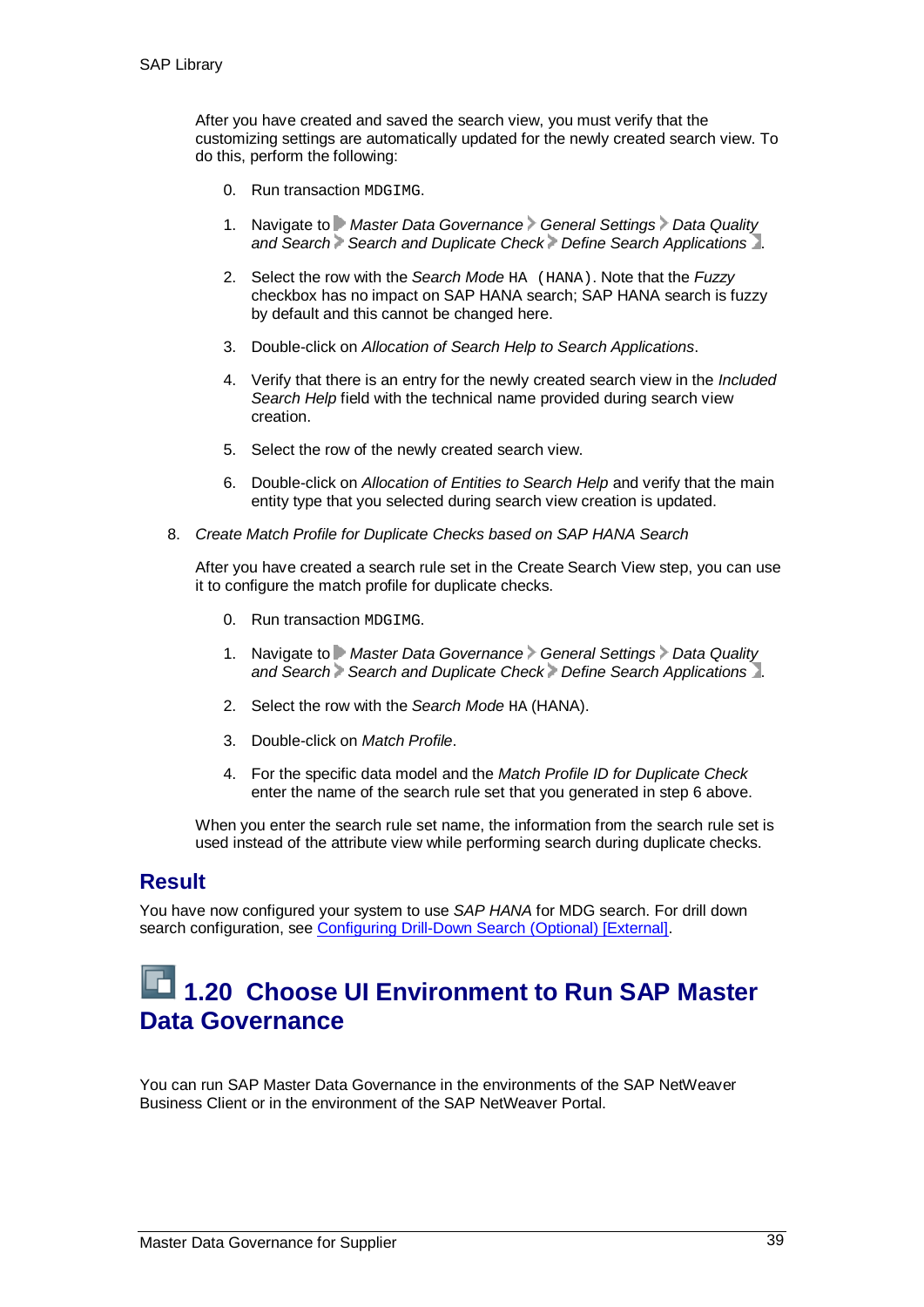After you have created and saved the search view, you must verify that the customizing settings are automatically updated for the newly created search view. To do this, perform the following:

0. Run transaction `MDGIMG`.
1. Navigate to *Master Data Governance* > *General Settings* > *Data Quality and Search* > *Search and Duplicate Check* > *Define Search Applications*.
2. Select the row with the *Search Mode* `HA (HANA)`. Note that the *Fuzzy* checkbox has no impact on SAP HANA search; SAP HANA search is fuzzy by default and this cannot be changed here.
3. Double-click on *Allocation of Search Help to Search Applications*.
4. Verify that there is an entry for the newly created search view in the *Included Search Help* field with the technical name provided during search view creation.
5. Select the row of the newly created search view.
6. Double-click on *Allocation of Entities to Search Help* and verify that the main entity type that you selected during search view creation is updated.

8. *Create Match Profile for Duplicate Checks based on SAP HANA Search*

After you have created a search rule set in the Create Search View step, you can use it to configure the match profile for duplicate checks.

0. Run transaction `MDGIMG`.
1. Navigate to *Master Data Governance* > *General Settings* > *Data Quality and Search* > *Search and Duplicate Check* > *Define Search Applications*.
2. Select the row with the *Search Mode* `HA` (HANA).
3. Double-click on *Match Profile*.
4. For the specific data model and the *Match Profile ID for Duplicate Check* enter the name of the search rule set that you generated in step 6 above.

When you enter the search rule set name, the information from the search rule set is used instead of the attribute view while performing search during duplicate checks.

## Result

You have now configured your system to use *SAP HANA* for MDG search. For drill down search configuration, see [Configuring Drill-Down Search (Optional) [External]].

# 1.20 Choose UI Environment to Run SAP Master Data Governance

You can run SAP Master Data Governance in the environments of the SAP NetWeaver Business Client or in the environment of the SAP NetWeaver Portal.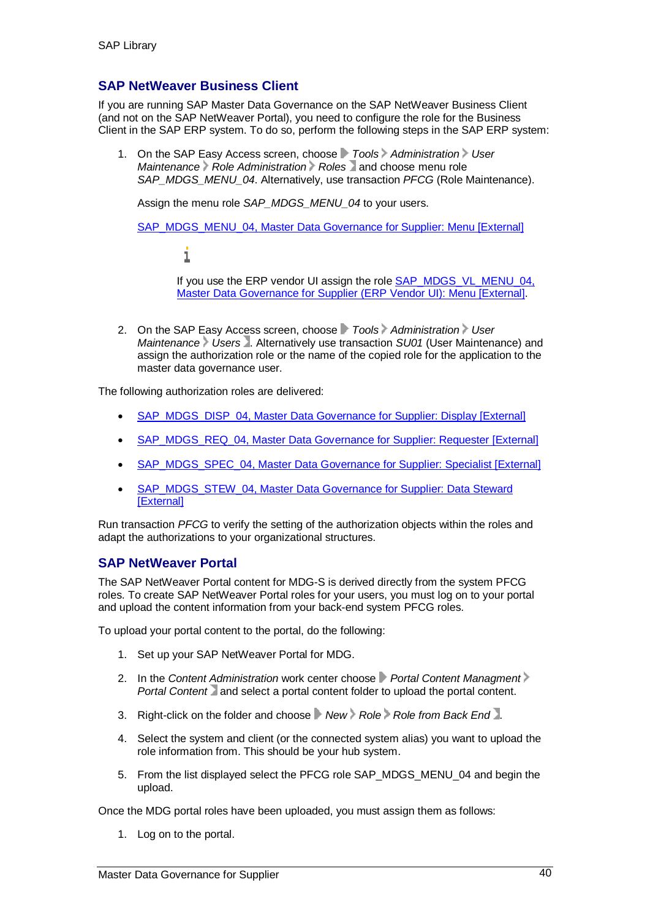## SAP NetWeaver Business Client

If you are running SAP Master Data Governance on the SAP NetWeaver Business Client (and not on the SAP NetWeaver Portal), you need to configure the role for the Business Client in the SAP ERP system. To do so, perform the following steps in the SAP ERP system:

1. On the SAP Easy Access screen, choose *Tools* > *Administration* > *User Maintenance* > *Role Administration* > *Roles* and choose menu role *SAP_MDGS_MENU_04*. Alternatively, use transaction *PFCG* (Role Maintenance).

   Assign the menu role *SAP_MDGS_MENU_04* to your users.

   SAP_MDGS_MENU_04, Master Data Governance for Supplier: Menu [External]

   If you use the ERP vendor UI assign the role SAP_MDGS_VL_MENU_04, Master Data Governance for Supplier (ERP Vendor UI): Menu [External].

2. On the SAP Easy Access screen, choose *Tools* > *Administration* > *User Maintenance* > *Users*. Alternatively use transaction *SU01* (User Maintenance) and assign the authorization role or the name of the copied role for the application to the master data governance user.

The following authorization roles are delivered:

- SAP_MDGS_DISP_04, Master Data Governance for Supplier: Display [External]
- SAP_MDGS_REQ_04, Master Data Governance for Supplier: Requester [External]
- SAP_MDGS_SPEC_04, Master Data Governance for Supplier: Specialist [External]
- SAP_MDGS_STEW_04, Master Data Governance for Supplier: Data Steward [External]

Run transaction *PFCG* to verify the setting of the authorization objects within the roles and adapt the authorizations to your organizational structures.

## SAP NetWeaver Portal

The SAP NetWeaver Portal content for MDG-S is derived directly from the system PFCG roles. To create SAP NetWeaver Portal roles for your users, you must log on to your portal and upload the content information from your back-end system PFCG roles.

To upload your portal content to the portal, do the following:

1. Set up your SAP NetWeaver Portal for MDG.
2. In the *Content Administration* work center choose *Portal Content Managment* > *Portal Content* and select a portal content folder to upload the portal content.
3. Right-click on the folder and choose *New* > *Role* > *Role from Back End*.
4. Select the system and client (or the connected system alias) you want to upload the role information from. This should be your hub system.
5. From the list displayed select the PFCG role SAP_MDGS_MENU_04 and begin the upload.

Once the MDG portal roles have been uploaded, you must assign them as follows:

1. Log on to the portal.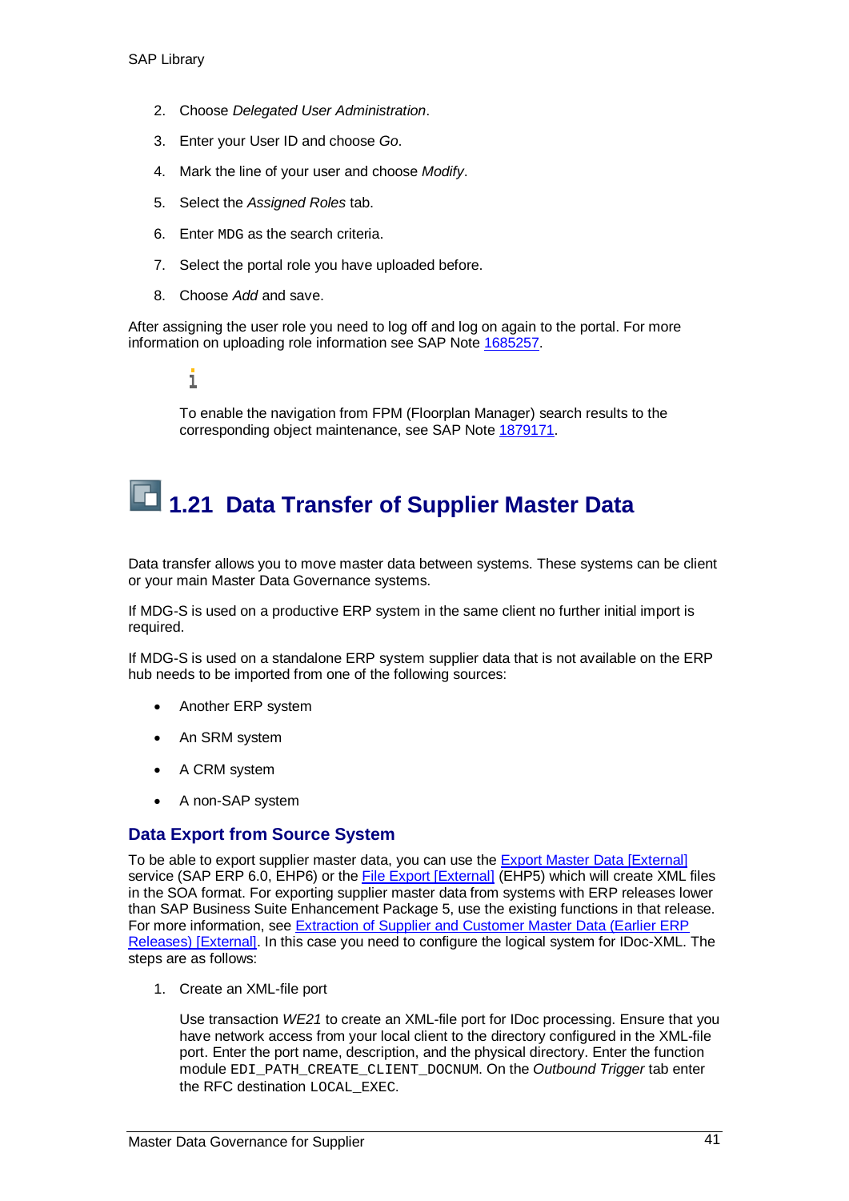2. Choose *Delegated User Administration*.
3. Enter your User ID and choose *Go*.
4. Mark the line of your user and choose *Modify*.
5. Select the *Assigned Roles* tab.
6. Enter `MDG` as the search criteria.
7. Select the portal role you have uploaded before.
8. Choose *Add* and save.

After assigning the user role you need to log off and log on again to the portal. For more information on uploading role information see SAP Note 1685257.

> To enable the navigation from FPM (Floorplan Manager) search results to the corresponding object maintenance, see SAP Note 1879171.

# 1.21 Data Transfer of Supplier Master Data

Data transfer allows you to move master data between systems. These systems can be client or your main Master Data Governance systems.

If MDG-S is used on a productive ERP system in the same client no further initial import is required.

If MDG-S is used on a standalone ERP system supplier data that is not available on the ERP hub needs to be imported from one of the following sources:

- Another ERP system
- An SRM system
- A CRM system
- A non-SAP system

## Data Export from Source System

To be able to export supplier master data, you can use the Export Master Data [External] service (SAP ERP 6.0, EHP6) or the File Export [External] (EHP5) which will create XML files in the SOA format. For exporting supplier master data from systems with ERP releases lower than SAP Business Suite Enhancement Package 5, use the existing functions in that release. For more information, see Extraction of Supplier and Customer Master Data (Earlier ERP Releases) [External]. In this case you need to configure the logical system for IDoc-XML. The steps are as follows:

1. Create an XML-file port

   Use transaction *WE21* to create an XML-file port for IDoc processing. Ensure that you have network access from your local client to the directory configured in the XML-file port. Enter the port name, description, and the physical directory. Enter the function module `EDI_PATH_CREATE_CLIENT_DOCNUM`. On the *Outbound Trigger* tab enter the RFC destination `LOCAL_EXEC`.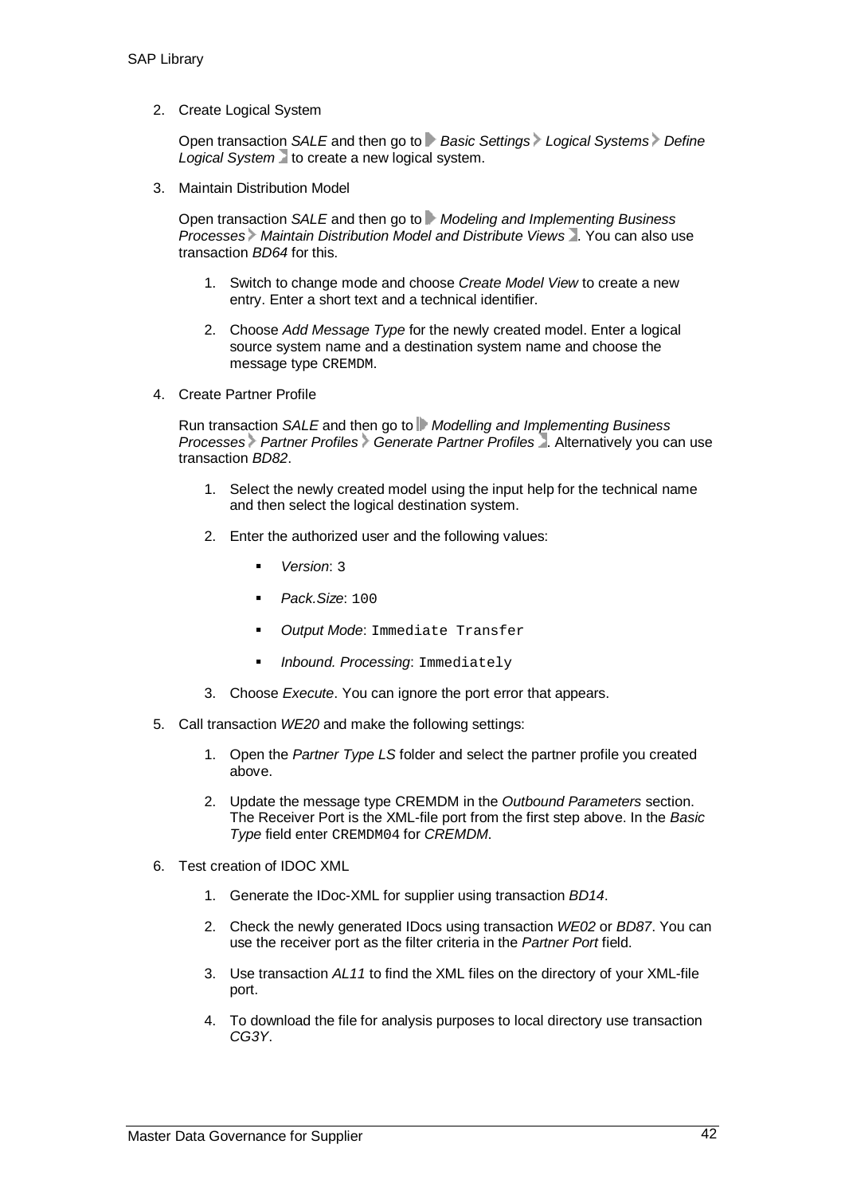2. Create Logical System

   Open transaction *SALE* and then go to *Basic Settings* > *Logical Systems* > *Define Logical System* to create a new logical system.

3. Maintain Distribution Model

   Open transaction *SALE* and then go to *Modeling and Implementing Business Processes* > *Maintain Distribution Model and Distribute Views*. You can also use transaction *BD64* for this.

   1. Switch to change mode and choose *Create Model View* to create a new entry. Enter a short text and a technical identifier.

   2. Choose *Add Message Type* for the newly created model. Enter a logical source system name and a destination system name and choose the message type `CREMDM`.

4. Create Partner Profile

   Run transaction *SALE* and then go to *Modelling and Implementing Business Processes* > *Partner Profiles* > *Generate Partner Profiles*. Alternatively you can use transaction *BD82*.

   1. Select the newly created model using the input help for the technical name and then select the logical destination system.

   2. Enter the authorized user and the following values:

      - *Version*: `3`
      - *Pack.Size*: `100`
      - *Output Mode*: `Immediate Transfer`
      - *Inbound. Processing*: `Immediately`

   3. Choose *Execute*. You can ignore the port error that appears.

5. Call transaction *WE20* and make the following settings:

   1. Open the *Partner Type LS* folder and select the partner profile you created above.

   2. Update the message type CREMDM in the *Outbound Parameters* section. The Receiver Port is the XML-file port from the first step above. In the *Basic Type* field enter `CREMDM04` for *CREMDM*.

6. Test creation of IDOC XML

   1. Generate the IDoc-XML for supplier using transaction *BD14*.

   2. Check the newly generated IDocs using transaction *WE02* or *BD87*. You can use the receiver port as the filter criteria in the *Partner Port* field.

   3. Use transaction *AL11* to find the XML files on the directory of your XML-file port.

   4. To download the file for analysis purposes to local directory use transaction *CG3Y*.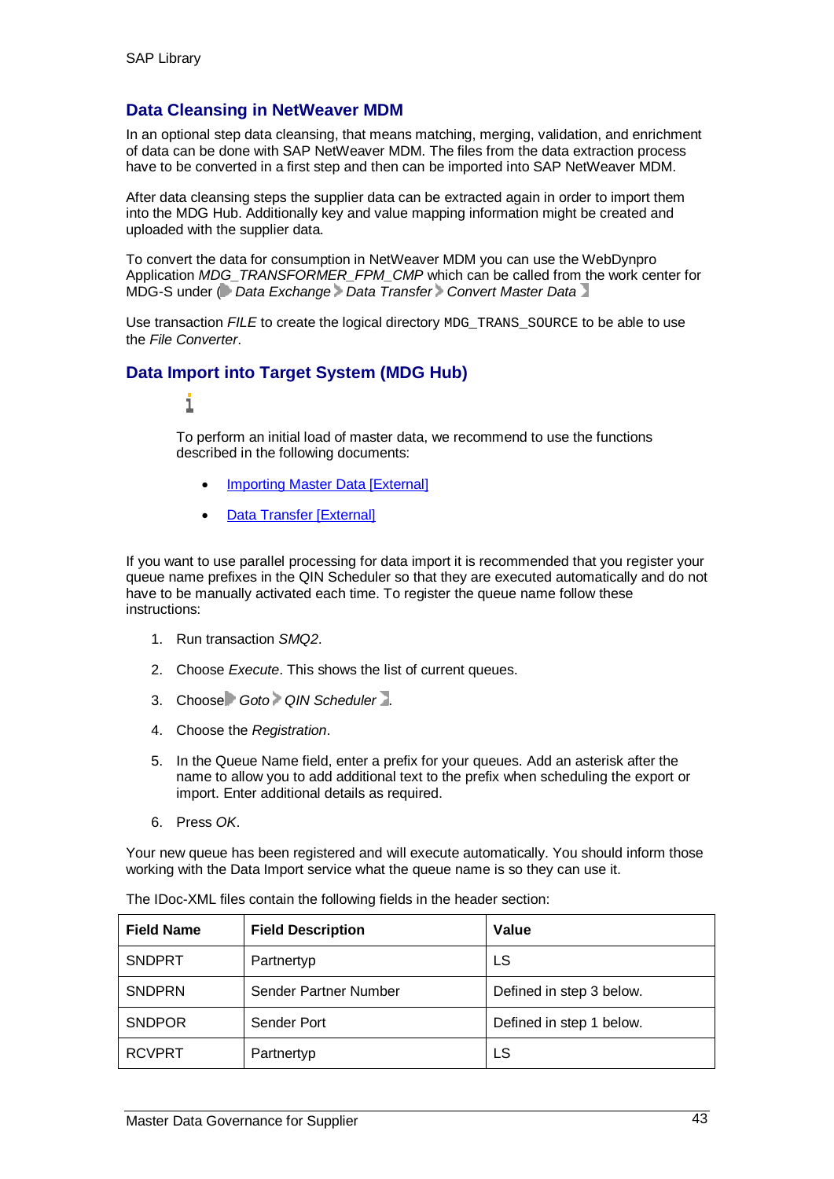## Data Cleansing in NetWeaver MDM

In an optional step data cleansing, that means matching, merging, validation, and enrichment of data can be done with SAP NetWeaver MDM. The files from the data extraction process have to be converted in a first step and then can be imported into SAP NetWeaver MDM.

After data cleansing steps the supplier data can be extracted again in order to import them into the MDG Hub. Additionally key and value mapping information might be created and uploaded with the supplier data.

To convert the data for consumption in NetWeaver MDM you can use the WebDynpro Application *MDG_TRANSFORMER_FPM_CMP* which can be called from the work center for MDG-S under ( *Data Exchange* > *Data Transfer* > *Convert Master Data* )

Use transaction *FILE* to create the logical directory `MDG_TRANS_SOURCE` to be able to use the *File Converter*.

## Data Import into Target System (MDG Hub)

To perform an initial load of master data, we recommend to use the functions described in the following documents:

- Importing Master Data [External]
- Data Transfer [External]

If you want to use parallel processing for data import it is recommended that you register your queue name prefixes in the QIN Scheduler so that they are executed automatically and do not have to be manually activated each time. To register the queue name follow these instructions:

1. Run transaction *SMQ2*.
2. Choose *Execute*. This shows the list of current queues.
3. Choose *Goto* > *QIN Scheduler* .
4. Choose the *Registration*.
5. In the Queue Name field, enter a prefix for your queues. Add an asterisk after the name to allow you to add additional text to the prefix when scheduling the export or import. Enter additional details as required.
6. Press *OK*.

Your new queue has been registered and will execute automatically. You should inform those working with the Data Import service what the queue name is so they can use it.

The IDoc-XML files contain the following fields in the header section:

| Field Name | Field Description | Value |
|---|---|---|
| SNDPRT | Partnertyp | LS |
| SNDPRN | Sender Partner Number | Defined in step 3 below. |
| SNDPOR | Sender Port | Defined in step 1 below. |
| RCVPRT | Partnertyp | LS |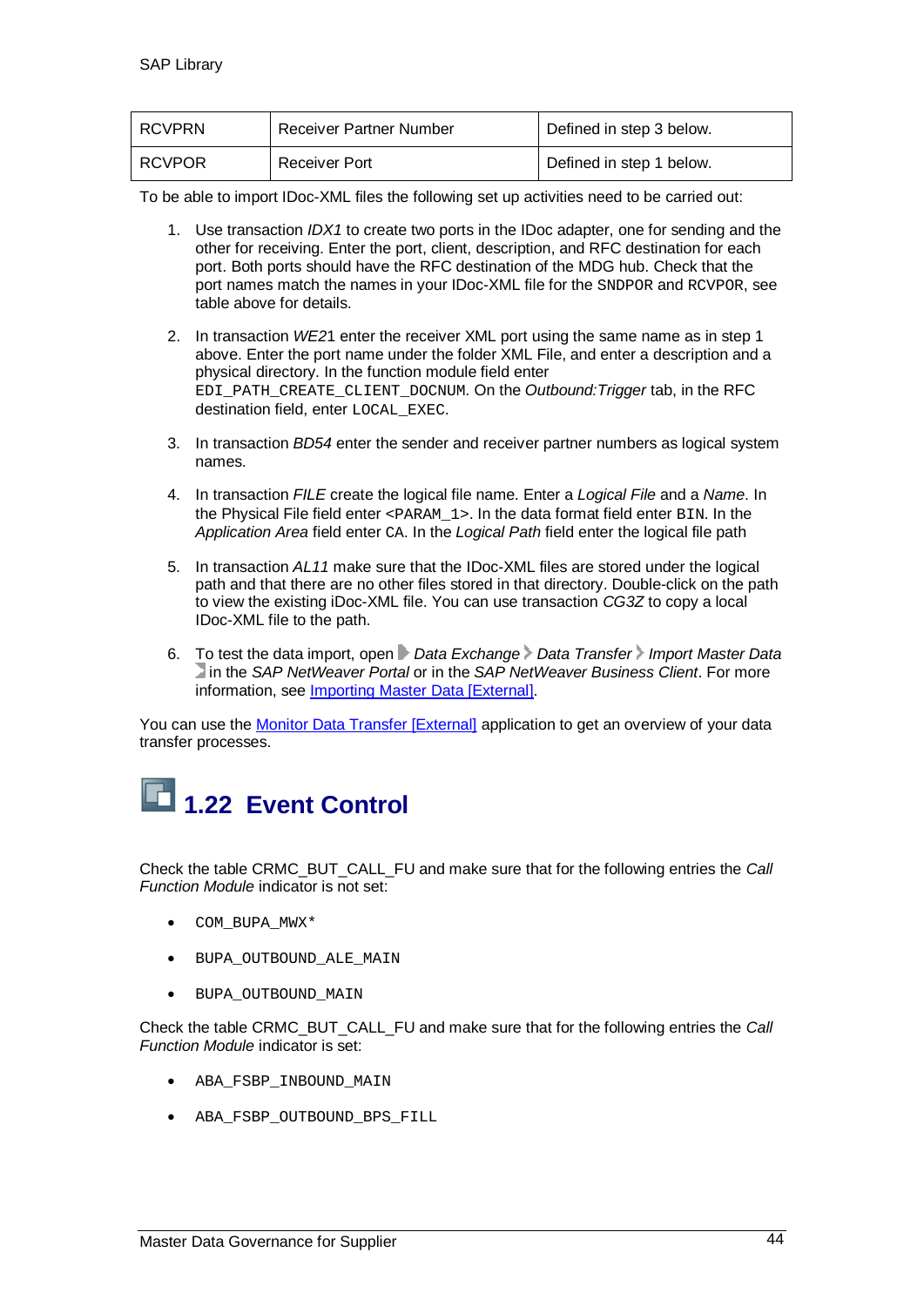| RCVPRN | Receiver Partner Number | Defined in step 3 below. |
| --- | --- | --- |
| RCVPOR | Receiver Port | Defined in step 1 below. |

To be able to import IDoc-XML files the following set up activities need to be carried out:

1. Use transaction *IDX1* to create two ports in the IDoc adapter, one for sending and the other for receiving. Enter the port, client, description, and RFC destination for each port. Both ports should have the RFC destination of the MDG hub. Check that the port names match the names in your IDoc-XML file for the `SNDPOR` and `RCVPOR`, see table above for details.

2. In transaction *WE21* enter the receiver XML port using the same name as in step 1 above. Enter the port name under the folder XML File, and enter a description and a physical directory. In the function module field enter `EDI_PATH_CREATE_CLIENT_DOCNUM`. On the *Outbound:Trigger* tab, in the RFC destination field, enter `LOCAL_EXEC`.

3. In transaction *BD54* enter the sender and receiver partner numbers as logical system names.

4. In transaction *FILE* create the logical file name. Enter a *Logical File* and a *Name*. In the Physical File field enter `<PARAM_1>`. In the data format field enter `BIN`. In the *Application Area* field enter `CA`. In the *Logical Path* field enter the logical file path

5. In transaction *AL11* make sure that the IDoc-XML files are stored under the logical path and that there are no other files stored in that directory. Double-click on the path to view the existing iDoc-XML file. You can use transaction *CG3Z* to copy a local IDoc-XML file to the path.

6. To test the data import, open *Data Exchange* > *Data Transfer* > *Import Master Data* in the *SAP NetWeaver Portal* or in the *SAP NetWeaver Business Client*. For more information, see [Importing Master Data [External]].

You can use the [Monitor Data Transfer [External]] application to get an overview of your data transfer processes.

## 1.22 Event Control

Check the table CRMC_BUT_CALL_FU and make sure that for the following entries the *Call Function Module* indicator is not set:

- `COM_BUPA_MWX*`
- `BUPA_OUTBOUND_ALE_MAIN`
- `BUPA_OUTBOUND_MAIN`

Check the table CRMC_BUT_CALL_FU and make sure that for the following entries the *Call Function Module* indicator is set:

- `ABA_FSBP_INBOUND_MAIN`
- `ABA_FSBP_OUTBOUND_BPS_FILL`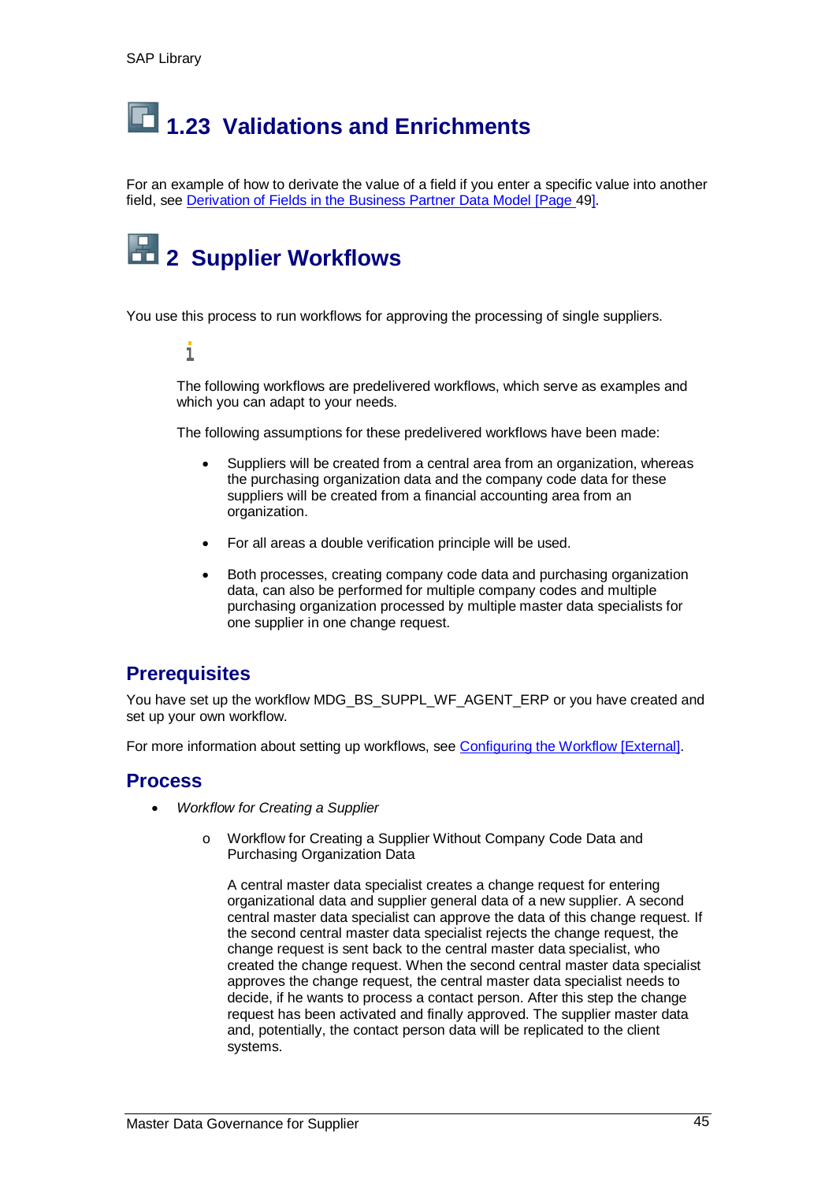## 1.23 Validations and Enrichments

For an example of how to derivate the value of a field if you enter a specific value into another field, see [Derivation of Fields in the Business Partner Data Model [Page 49]].

# 2 Supplier Workflows

You use this process to run workflows for approving the processing of single suppliers.

> The following workflows are predelivered workflows, which serve as examples and which you can adapt to your needs.
>
> The following assumptions for these predelivered workflows have been made:
>
> - Suppliers will be created from a central area from an organization, whereas the purchasing organization data and the company code data for these suppliers will be created from a financial accounting area from an organization.
> - For all areas a double verification principle will be used.
> - Both processes, creating company code data and purchasing organization data, can also be performed for multiple company codes and multiple purchasing organization processed by multiple master data specialists for one supplier in one change request.

## Prerequisites

You have set up the workflow MDG_BS_SUPPL_WF_AGENT_ERP or you have created and set up your own workflow.

For more information about setting up workflows, see [Configuring the Workflow [External]].

## Process

- *Workflow for Creating a Supplier*
    - Workflow for Creating a Supplier Without Company Code Data and Purchasing Organization Data

      A central master data specialist creates a change request for entering organizational data and supplier general data of a new supplier. A second central master data specialist can approve the data of this change request. If the second central master data specialist rejects the change request, the change request is sent back to the central master data specialist, who created the change request. When the second central master data specialist approves the change request, the central master data specialist needs to decide, if he wants to process a contact person. After this step the change request has been activated and finally approved. The supplier master data and, potentially, the contact person data will be replicated to the client systems.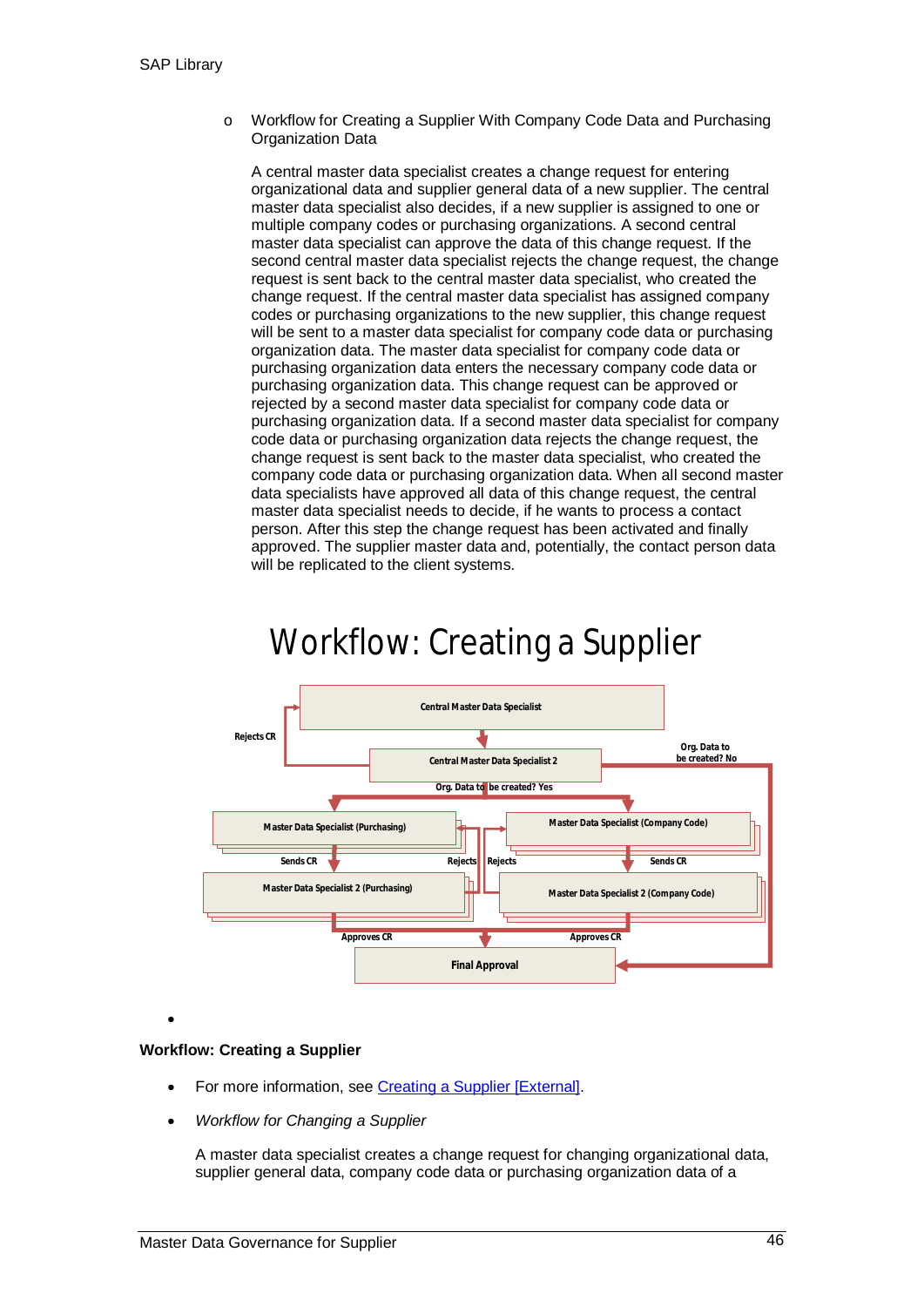- Workflow for Creating a Supplier With Company Code Data and Purchasing Organization Data

  A central master data specialist creates a change request for entering organizational data and supplier general data of a new supplier. The central master data specialist also decides, if a new supplier is assigned to one or multiple company codes or purchasing organizations. A second central master data specialist can approve the data of this change request. If the second central master data specialist rejects the change request, the change request is sent back to the central master data specialist, who created the change request. If the central master data specialist has assigned company codes or purchasing organizations to the new supplier, this change request will be sent to a master data specialist for company code data or purchasing organization data. The master data specialist for company code data or purchasing organization data enters the necessary company code data or purchasing organization data. This change request can be approved or rejected by a second master data specialist for company code data or purchasing organization data. If a second master data specialist for company code data or purchasing organization data rejects the change request, the change request is sent back to the master data specialist, who created the company code data or purchasing organization data. When all second master data specialists have approved all data of this change request, the central master data specialist needs to decide, if he wants to process a contact person. After this step the change request has been activated and finally approved. The supplier master data and, potentially, the contact person data will be replicated to the client systems.

Workflow: Creating a Supplier

Central Master Data Specialist

Rejects CR

Central Master Data Specialist 2

Org. Data to be created? No

Org. Data to be created? Yes

Master Data Specialist (Purchasing)

Master Data Specialist (Company Code)

Sends CR

Rejects

Rejects

Sends CR

Master Data Specialist 2 (Purchasing)

Master Data Specialist 2 (Company Code)

Approves CR

Approves CR

Final Approval

**Workflow: Creating a Supplier**

- For more information, see [Creating a Supplier [External]].
- *Workflow for Changing a Supplier*

  A master data specialist creates a change request for changing organizational data, supplier general data, company code data or purchasing organization data of a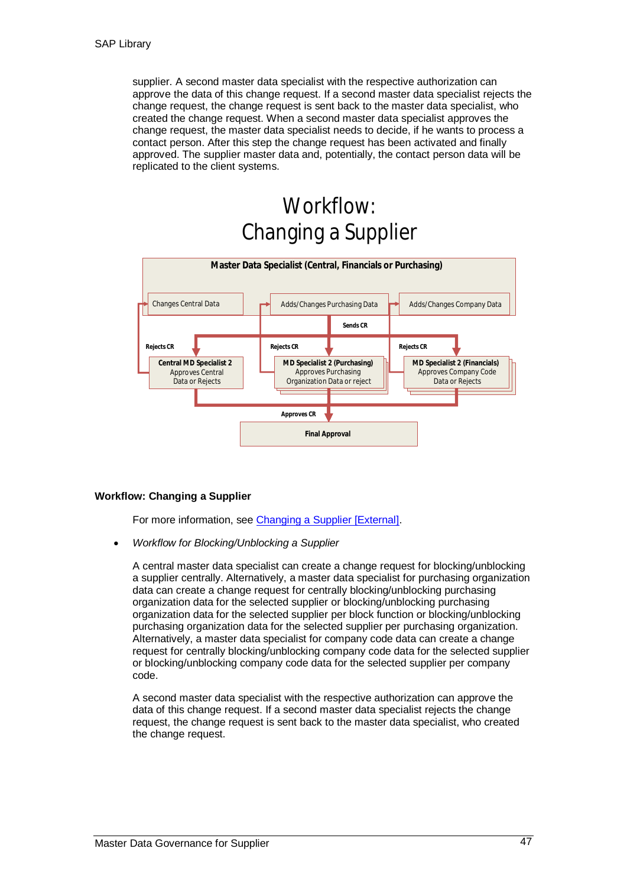supplier. A second master data specialist with the respective authorization can approve the data of this change request. If a second master data specialist rejects the change request, the change request is sent back to the master data specialist, who created the change request. When a second master data specialist approves the change request, the master data specialist needs to decide, if he wants to process a contact person. After this step the change request has been activated and finally approved. The supplier master data and, potentially, the contact person data will be replicated to the client systems.

Workflow:
Changing a Supplier

Master Data Specialist (Central, Financials or Purchasing)

Changes Central Data | Adds/Changes Purchasing Data | Adds/Changes Company Data

Sends CR

Rejects CR | Rejects CR | Rejects CR

Central MD Specialist 2 Approves Central Data or Rejects | MD Specialist 2 (Purchasing) Approves Purchasing Organization Data or reject | MD Specialist 2 (Financials) Approves Company Code Data or Rejects

Approves CR

Final Approval

**Workflow: Changing a Supplier**

For more information, see Changing a Supplier [External].

- *Workflow for Blocking/Unblocking a Supplier*

  A central master data specialist can create a change request for blocking/unblocking a supplier centrally. Alternatively, a master data specialist for purchasing organization data can create a change request for centrally blocking/unblocking purchasing organization data for the selected supplier or blocking/unblocking purchasing organization data for the selected supplier per block function or blocking/unblocking purchasing organization data for the selected supplier per purchasing organization. Alternatively, a master data specialist for company code data can create a change request for centrally blocking/unblocking company code data for the selected supplier or blocking/unblocking company code data for the selected supplier per company code.

  A second master data specialist with the respective authorization can approve the data of this change request. If a second master data specialist rejects the change request, the change request is sent back to the master data specialist, who created the change request.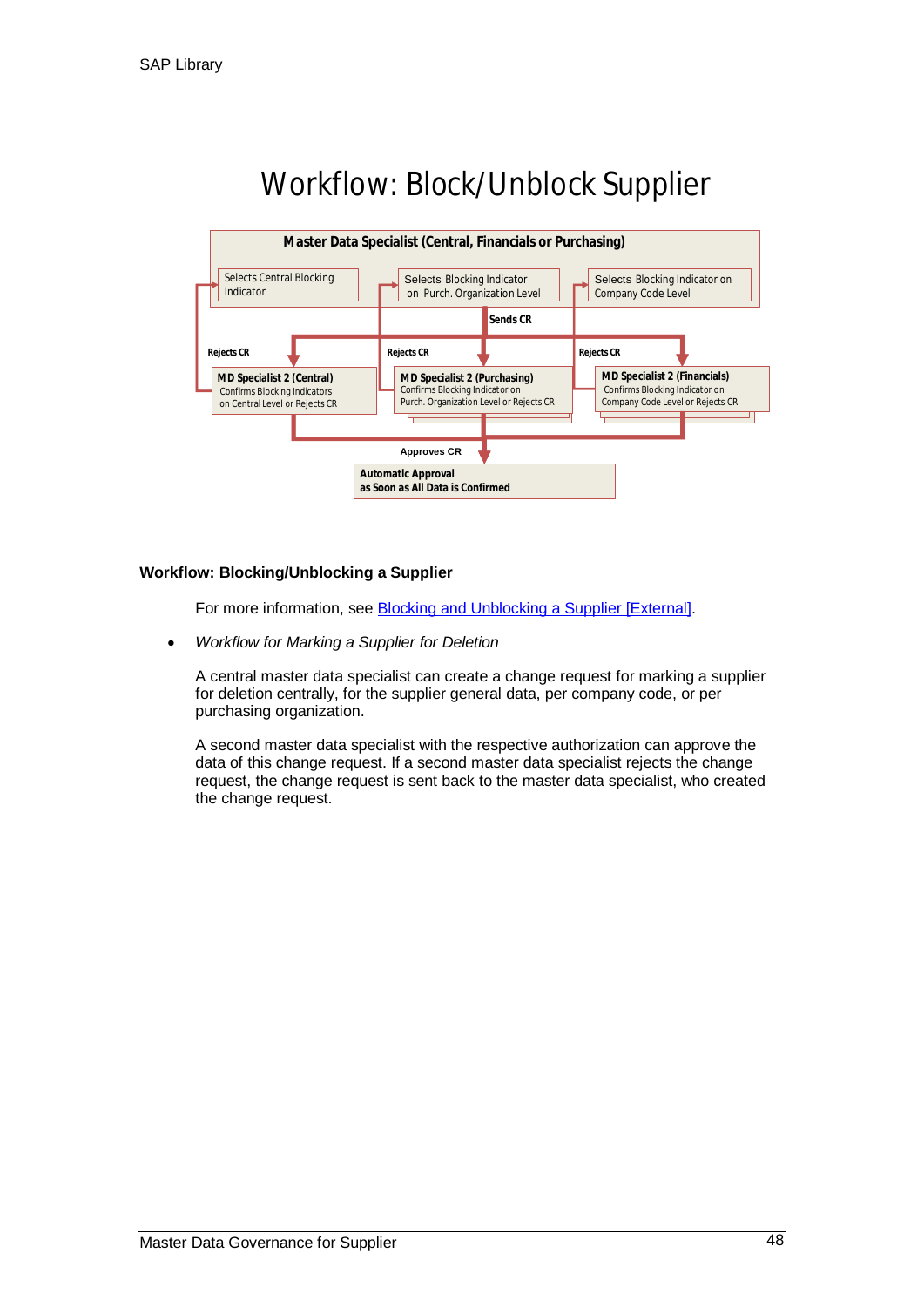# Workflow: Block/Unblock Supplier

Master Data Specialist (Central, Financials or Purchasing)

Selects Central Blocking Indicator

Selects Blocking Indicator on Purch. Organization Level

Selects Blocking Indicator on Company Code Level

Sends CR

Rejects CR

Rejects CR

Rejects CR

MD Specialist 2 (Central)
Confirms Blocking Indicators on Central Level or Rejects CR

MD Specialist 2 (Purchasing)
Confirms Blocking Indicator on Purch. Organization Level or Rejects CR

MD Specialist 2 (Financials)
Confirms Blocking Indicator on Company Code Level or Rejects CR

Approves CR

Automatic Approval as Soon as All Data is Confirmed

**Workflow: Blocking/Unblocking a Supplier**

For more information, see Blocking and Unblocking a Supplier [External].

- *Workflow for Marking a Supplier for Deletion*

  A central master data specialist can create a change request for marking a supplier for deletion centrally, for the supplier general data, per company code, or per purchasing organization.

  A second master data specialist with the respective authorization can approve the data of this change request. If a second master data specialist rejects the change request, the change request is sent back to the master data specialist, who created the change request.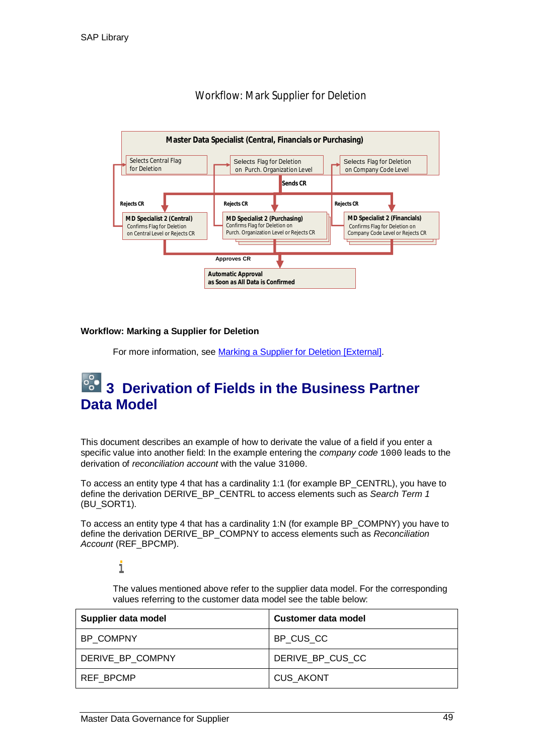Workflow: Mark Supplier for Deletion

Master Data Specialist (Central, Financials or Purchasing)

Selects Central Flag for Deletion

Selects Flag for Deletion on Purch. Organization Level

Selects Flag for Deletion on Company Code Level

Sends CR

Rejects CR

Rejects CR

Rejects CR

MD Specialist 2 (Central) Confirms Flag for Deletion on Central Level or Rejects CR

MD Specialist 2 (Purchasing) Confirms Flag for Deletion on Purch. Organization Level or Rejects CR

MD Specialist 2 (Financials) Confirms Flag for Deletion on Company Code Level or Rejects CR

Approves CR

Automatic Approval as Soon as All Data is Confirmed

**Workflow: Marking a Supplier for Deletion**

For more information, see Marking a Supplier for Deletion [External].

# 3 Derivation of Fields in the Business Partner Data Model

This document describes an example of how to derivate the value of a field if you enter a specific value into another field: In the example entering the *company code* `1000` leads to the derivation of *reconciliation account* with the value `31000`.

To access an entity type 4 that has a cardinality 1:1 (for example BP_CENTRL), you have to define the derivation DERIVE_BP_CENTRL to access elements such as *Search Term 1* (BU_SORT1).

To access an entity type 4 that has a cardinality 1:N (for example BP_COMPNY) you have to define the derivation DERIVE_BP_COMPNY to access elements such as *Reconciliation Account* (REF_BPCMP).

The values mentioned above refer to the supplier data model. For the corresponding values referring to the customer data model see the table below:

| Supplier data model | Customer data model |
|---|---|
| BP_COMPNY | BP_CUS_CC |
| DERIVE_BP_COMPNY | DERIVE_BP_CUS_CC |
| REF_BPCMP | CUS_AKONT |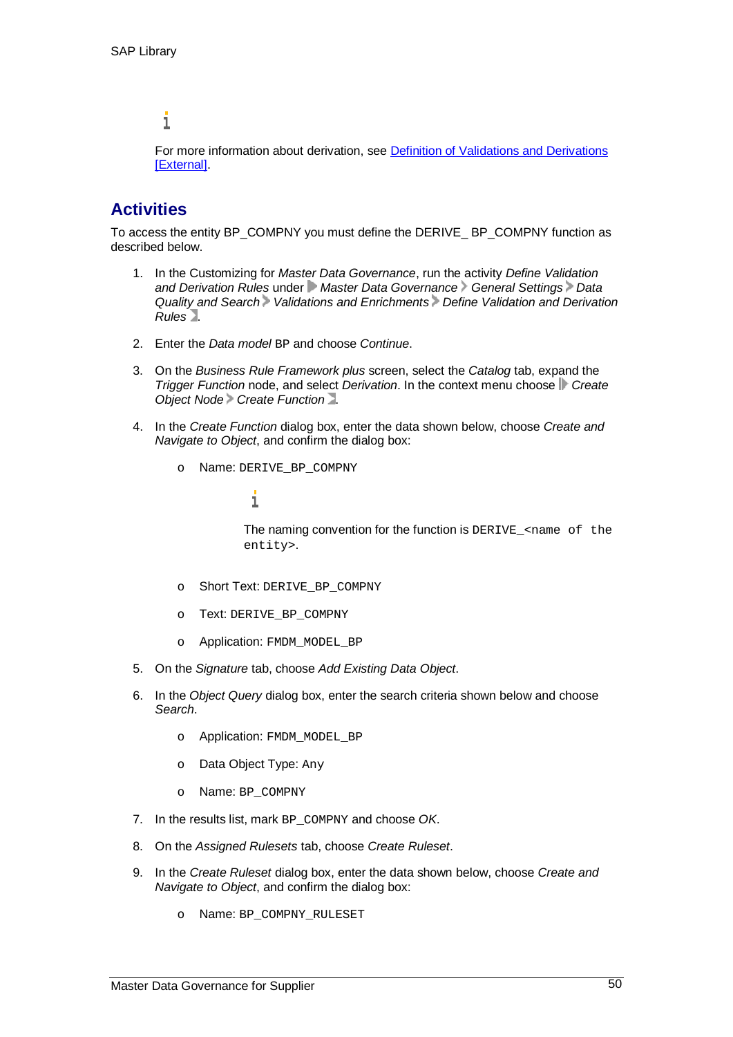For more information about derivation, see Definition of Validations and Derivations [External].

## Activities

To access the entity BP_COMPNY you must define the DERIVE_ BP_COMPNY function as described below.

1. In the Customizing for *Master Data Governance*, run the activity *Define Validation and Derivation Rules* under *Master Data Governance* > *General Settings* > *Data Quality and Search* > *Validations and Enrichments* > *Define Validation and Derivation Rules*.

2. Enter the *Data model* `BP` and choose *Continue*.

3. On the *Business Rule Framework plus* screen, select the *Catalog* tab, expand the *Trigger Function* node, and select *Derivation*. In the context menu choose *Create Object Node* > *Create Function*.

4. In the *Create Function* dialog box, enter the data shown below, choose *Create and Navigate to Object*, and confirm the dialog box:

   - Name: `DERIVE_BP_COMPNY`

     The naming convention for the function is `DERIVE_<name of the entity>`.

   - Short Text: `DERIVE_BP_COMPNY`
   - Text: `DERIVE_BP_COMPNY`
   - Application: `FMDM_MODEL_BP`

5. On the *Signature* tab, choose *Add Existing Data Object*.

6. In the *Object Query* dialog box, enter the search criteria shown below and choose *Search*.

   - Application: `FMDM_MODEL_BP`
   - Data Object Type: Any
   - Name: `BP_COMPNY`

7. In the results list, mark `BP_COMPNY` and choose *OK*.

8. On the *Assigned Rulesets* tab, choose *Create Ruleset*.

9. In the *Create Ruleset* dialog box, enter the data shown below, choose *Create and Navigate to Object*, and confirm the dialog box:

   - Name: `BP_COMPNY_RULESET`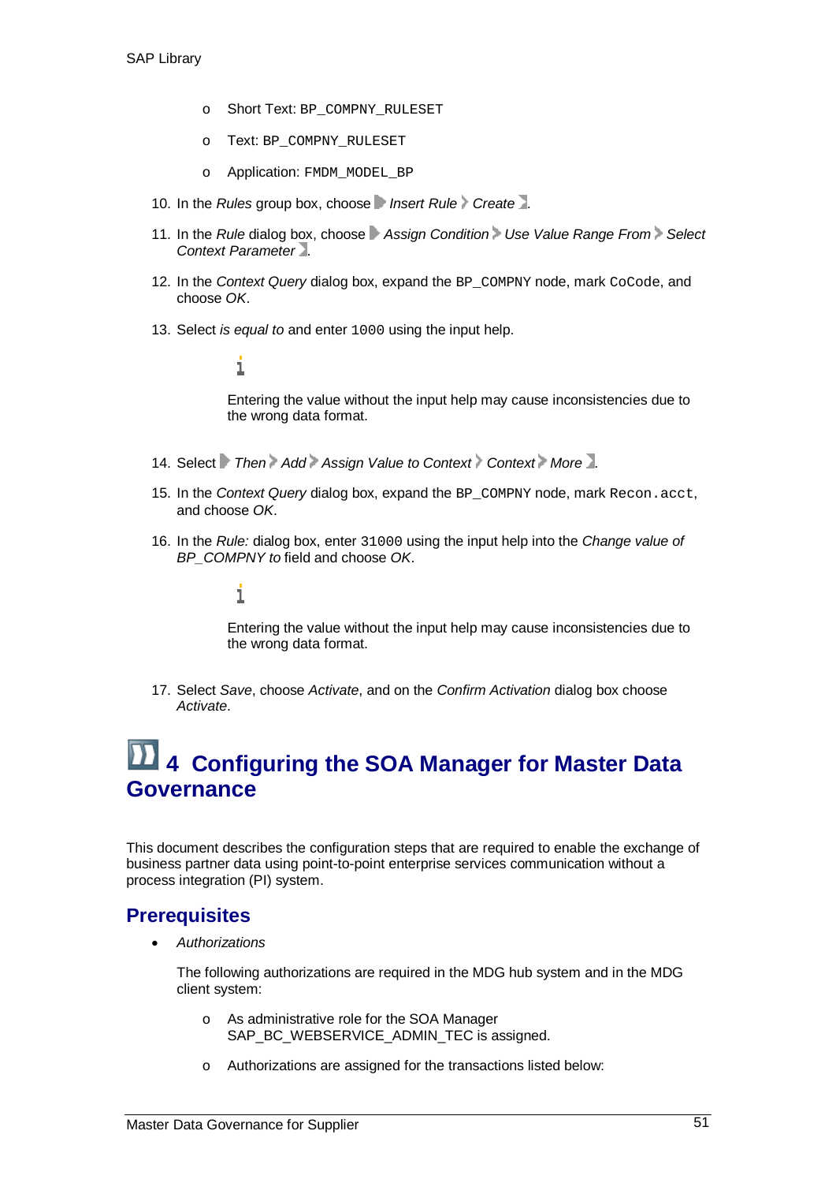- Short Text: `BP_COMPNY_RULESET`
- Text: `BP_COMPNY_RULESET`
- Application: `FMDM_MODEL_BP`

10. In the *Rules* group box, choose *Insert Rule* → *Create*.
11. In the *Rule* dialog box, choose *Assign Condition* → *Use Value Range From* → *Select Context Parameter*.
12. In the *Context Query* dialog box, expand the `BP_COMPNY` node, mark `CoCode`, and choose *OK*.
13. Select *is equal to* and enter `1000` using the input help.

    Entering the value without the input help may cause inconsistencies due to the wrong data format.

14. Select *Then* → *Add* → *Assign Value to Context* → *Context* → *More*.
15. In the *Context Query* dialog box, expand the `BP_COMPNY` node, mark `Recon.acct`, and choose *OK*.
16. In the *Rule:* dialog box, enter `31000` using the input help into the *Change value of BP_COMPNY to* field and choose *OK*.

    Entering the value without the input help may cause inconsistencies due to the wrong data format.

17. Select *Save*, choose *Activate*, and on the *Confirm Activation* dialog box choose *Activate*.

# 4 Configuring the SOA Manager for Master Data Governance

This document describes the configuration steps that are required to enable the exchange of business partner data using point-to-point enterprise services communication without a process integration (PI) system.

## Prerequisites

- *Authorizations*

  The following authorizations are required in the MDG hub system and in the MDG client system:

  - As administrative role for the SOA Manager SAP_BC_WEBSERVICE_ADMIN_TEC is assigned.
  - Authorizations are assigned for the transactions listed below: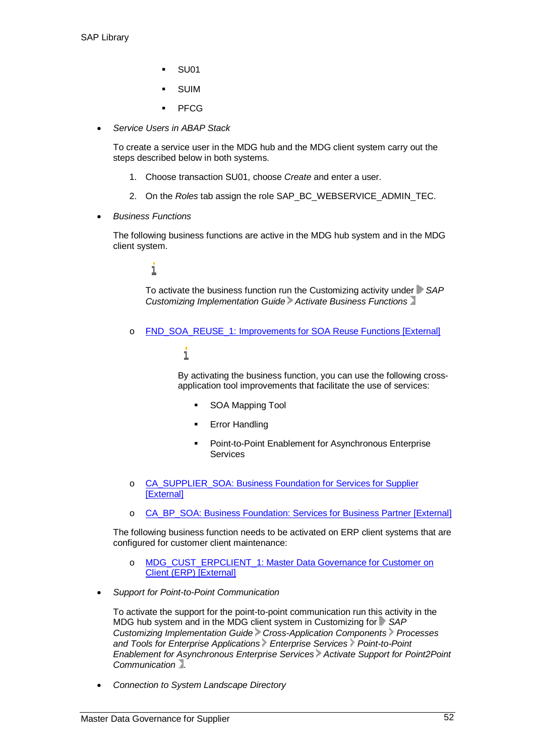- SU01
    - SUIM
    - PFCG

- *Service Users in ABAP Stack*

  To create a service user in the MDG hub and the MDG client system carry out the steps described below in both systems.

  1. Choose transaction SU01, choose *Create* and enter a user.
  2. On the *Roles* tab assign the role SAP_BC_WEBSERVICE_ADMIN_TEC.

- *Business Functions*

  The following business functions are active in the MDG hub system and in the MDG client system.

  > To activate the business function run the Customizing activity under *SAP Customizing Implementation Guide* > *Activate Business Functions*

  - FND_SOA_REUSE_1: Improvements for SOA Reuse Functions [External]

    > By activating the business function, you can use the following cross-application tool improvements that facilitate the use of services:
    >
    > - SOA Mapping Tool
    > - Error Handling
    > - Point-to-Point Enablement for Asynchronous Enterprise Services

  - CA_SUPPLIER_SOA: Business Foundation for Services for Supplier [External]
  - CA_BP_SOA: Business Foundation: Services for Business Partner [External]

  The following business function needs to be activated on ERP client systems that are configured for customer client maintenance:

  - MDG_CUST_ERPCLIENT_1: Master Data Governance for Customer on Client (ERP) [External]

- *Support for Point-to-Point Communication*

  To activate the support for the point-to-point communication run this activity in the MDG hub system and in the MDG client system in Customizing for *SAP Customizing Implementation Guide* > *Cross-Application Components* > *Processes and Tools for Enterprise Applications* > *Enterprise Services* > *Point-to-Point Enablement for Asynchronous Enterprise Services* > *Activate Support for Point2Point Communication*.

- *Connection to System Landscape Directory*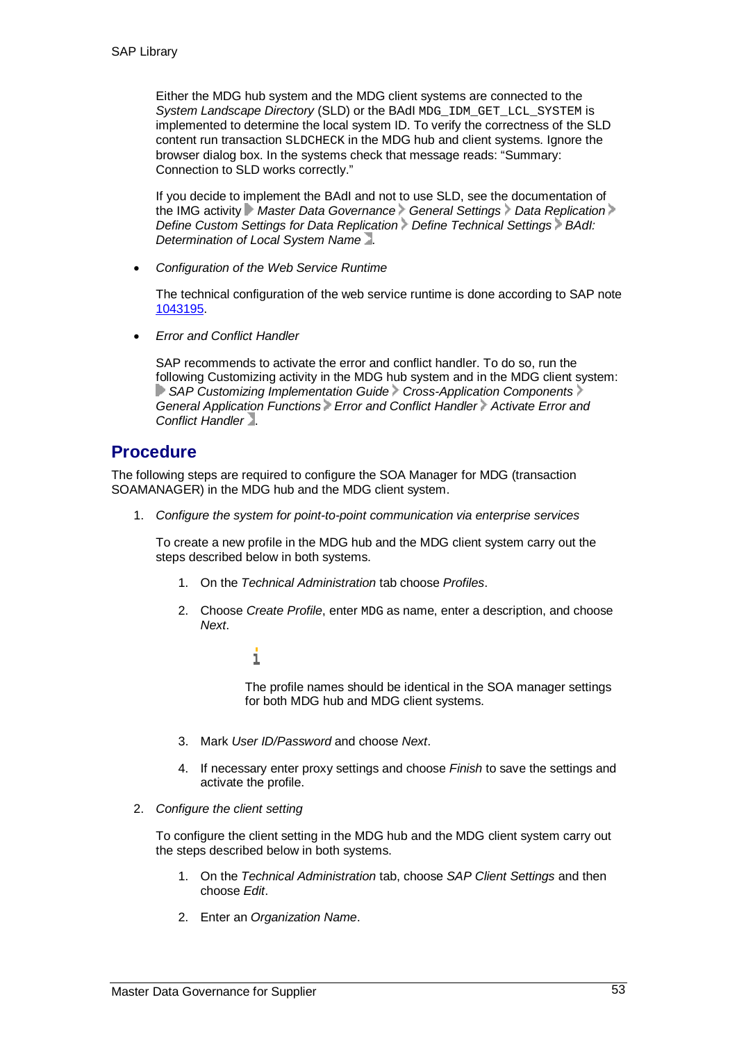Either the MDG hub system and the MDG client systems are connected to the *System Landscape Directory* (SLD) or the BAdI `MDG_IDM_GET_LCL_SYSTEM` is implemented to determine the local system ID. To verify the correctness of the SLD content run transaction `SLDCHECK` in the MDG hub and client systems. Ignore the browser dialog box. In the systems check that message reads: "Summary: Connection to SLD works correctly."

If you decide to implement the BAdI and not to use SLD, see the documentation of the IMG activity *Master Data Governance* › *General Settings* › *Data Replication* › *Define Custom Settings for Data Replication* › *Define Technical Settings* › *BAdI: Determination of Local System Name*.

- *Configuration of the Web Service Runtime*

  The technical configuration of the web service runtime is done according to SAP note 1043195.

- *Error and Conflict Handler*

  SAP recommends to activate the error and conflict handler. To do so, run the following Customizing activity in the MDG hub system and in the MDG client system: *SAP Customizing Implementation Guide* › *Cross-Application Components* › *General Application Functions* › *Error and Conflict Handler* › *Activate Error and Conflict Handler*.

## Procedure

The following steps are required to configure the SOA Manager for MDG (transaction SOAMANAGER) in the MDG hub and the MDG client system.

1. *Configure the system for point-to-point communication via enterprise services*

   To create a new profile in the MDG hub and the MDG client system carry out the steps described below in both systems.

   1. On the *Technical Administration* tab choose *Profiles*.
   2. Choose *Create Profile*, enter `MDG` as name, enter a description, and choose *Next*.

      The profile names should be identical in the SOA manager settings for both MDG hub and MDG client systems.

   3. Mark *User ID/Password* and choose *Next*.
   4. If necessary enter proxy settings and choose *Finish* to save the settings and activate the profile.

2. *Configure the client setting*

   To configure the client setting in the MDG hub and the MDG client system carry out the steps described below in both systems.

   1. On the *Technical Administration* tab, choose *SAP Client Settings* and then choose *Edit*.
   2. Enter an *Organization Name*.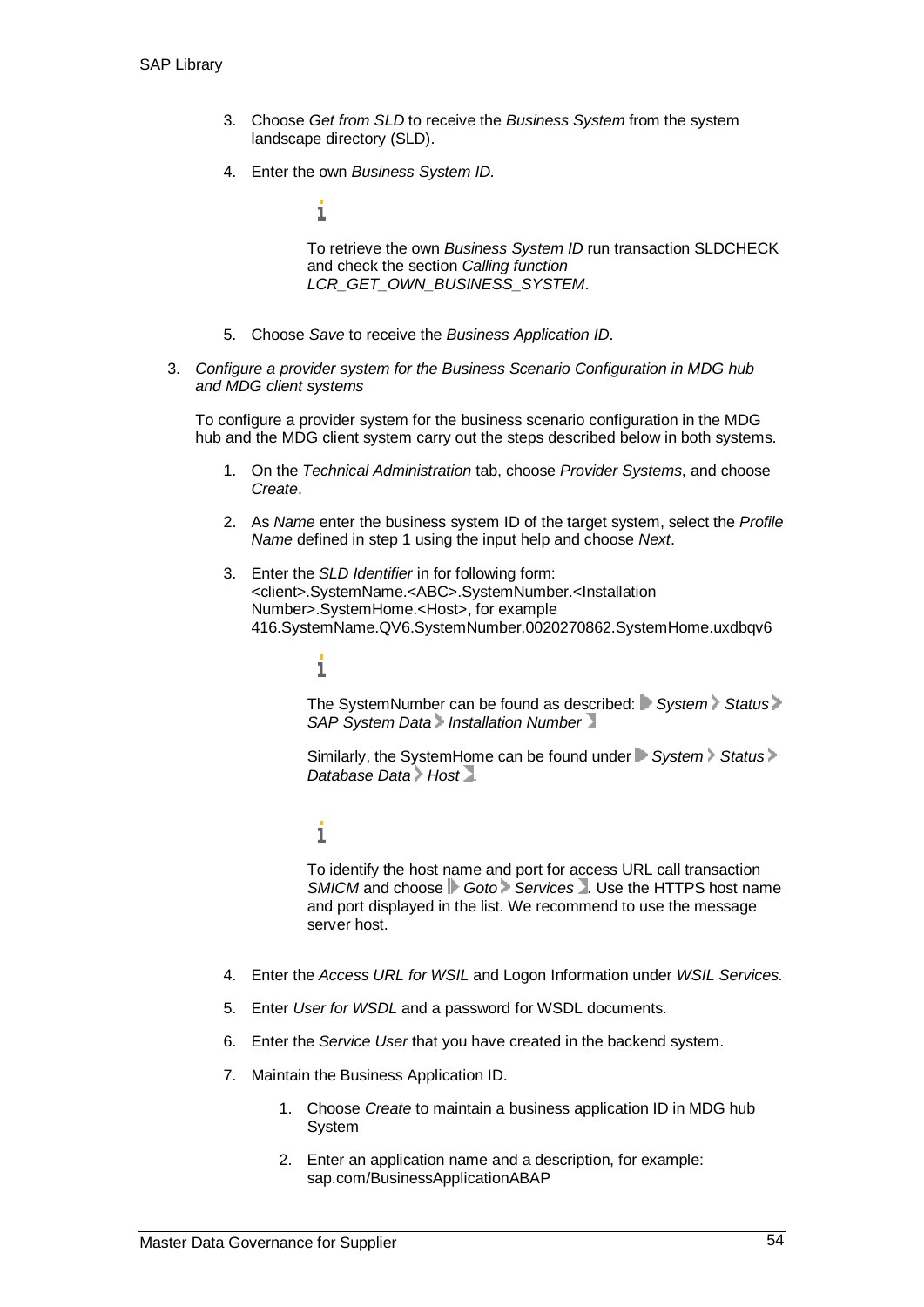3. Choose *Get from SLD* to receive the *Business System* from the system landscape directory (SLD).

4. Enter the own *Business System ID*.

   To retrieve the own *Business System ID* run transaction SLDCHECK and check the section *Calling function LCR_GET_OWN_BUSINESS_SYSTEM*.

5. Choose *Save* to receive the *Business Application ID*.

3. *Configure a provider system for the Business Scenario Configuration in MDG hub and MDG client systems*

   To configure a provider system for the business scenario configuration in the MDG hub and the MDG client system carry out the steps described below in both systems.

   1. On the *Technical Administration* tab, choose *Provider Systems*, and choose *Create*.

   2. As *Name* enter the business system ID of the target system, select the *Profile Name* defined in step 1 using the input help and choose *Next*.

   3. Enter the *SLD Identifier* in for following form: <client>.SystemName.<ABC>.SystemNumber.<Installation Number>.SystemHome.<Host>, for example 416.SystemName.QV6.SystemNumber.0020270862.SystemHome.uxdbqv6

      The SystemNumber can be found as described: *System* > *Status* > *SAP System Data* > *Installation Number*

      Similarly, the SystemHome can be found under *System* > *Status* > *Database Data* > *Host*.

      To identify the host name and port for access URL call transaction *SMICM* and choose *Goto* > *Services*. Use the HTTPS host name and port displayed in the list. We recommend to use the message server host.

   4. Enter the *Access URL for WSIL* and Logon Information under *WSIL Services.*

   5. Enter *User for WSDL* and a password for WSDL documents.

   6. Enter the *Service User* that you have created in the backend system.

   7. Maintain the Business Application ID.

      1. Choose *Create* to maintain a business application ID in MDG hub System

      2. Enter an application name and a description, for example: sap.com/BusinessApplicationABAP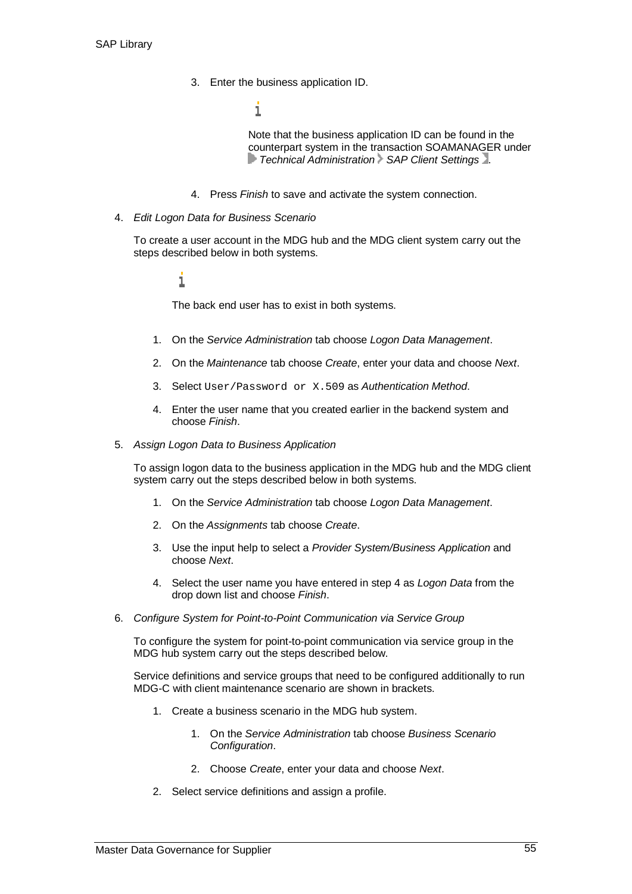3. Enter the business application ID.

   Note that the business application ID can be found in the counterpart system in the transaction SOAMANAGER under *Technical Administration* ▸ *SAP Client Settings*.

4. Press *Finish* to save and activate the system connection.

4. *Edit Logon Data for Business Scenario*

   To create a user account in the MDG hub and the MDG client system carry out the steps described below in both systems.

   The back end user has to exist in both systems.

   1. On the *Service Administration* tab choose *Logon Data Management*.
   2. On the *Maintenance* tab choose *Create*, enter your data and choose *Next*.
   3. Select `User/Password or X.509` as *Authentication Method*.
   4. Enter the user name that you created earlier in the backend system and choose *Finish*.

5. *Assign Logon Data to Business Application*

   To assign logon data to the business application in the MDG hub and the MDG client system carry out the steps described below in both systems.

   1. On the *Service Administration* tab choose *Logon Data Management*.
   2. On the *Assignments* tab choose *Create*.
   3. Use the input help to select a *Provider System/Business Application* and choose *Next*.
   4. Select the user name you have entered in step 4 as *Logon Data* from the drop down list and choose *Finish*.

6. *Configure System for Point-to-Point Communication via Service Group*

   To configure the system for point-to-point communication via service group in the MDG hub system carry out the steps described below.

   Service definitions and service groups that need to be configured additionally to run MDG-C with client maintenance scenario are shown in brackets.

   1. Create a business scenario in the MDG hub system.
      1. On the *Service Administration* tab choose *Business Scenario Configuration*.
      2. Choose *Create*, enter your data and choose *Next*.
   2. Select service definitions and assign a profile.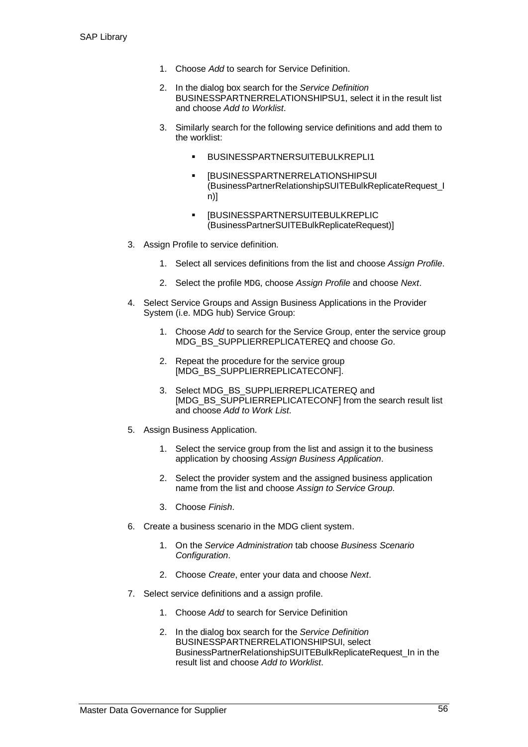1. Choose *Add* to search for Service Definition.

2. In the dialog box search for the *Service Definition* BUSINESSPARTNERRELATIONSHIPSU1, select it in the result list and choose *Add to Worklist*.

3. Similarly search for the following service definitions and add them to the worklist:

   - BUSINESSPARTNERSUITEBULKREPLI1
   - [BUSINESSPARTNERRELATIONSHIPSUI (BusinessPartnerRelationshipSUITEBulkReplicateRequest_In)]
   - [BUSINESSPARTNERSUITEBULKREPLIC (BusinessPartnerSUITEBulkReplicateRequest)]

3. Assign Profile to service definition.

   1. Select all services definitions from the list and choose *Assign Profile*.

   2. Select the profile `MDG`, choose *Assign Profile* and choose *Next*.

4. Select Service Groups and Assign Business Applications in the Provider System (i.e. MDG hub) Service Group:

   1. Choose *Add* to search for the Service Group, enter the service group MDG_BS_SUPPLIERREPLICATEREQ and choose *Go*.

   2. Repeat the procedure for the service group [MDG_BS_SUPPLIERREPLICATECONF].

   3. Select MDG_BS_SUPPLIERREPLICATEREQ and [MDG_BS_SUPPLIERREPLICATECONF] from the search result list and choose *Add to Work List*.

5. Assign Business Application.

   1. Select the service group from the list and assign it to the business application by choosing *Assign Business Application*.

   2. Select the provider system and the assigned business application name from the list and choose *Assign to Service Group*.

   3. Choose *Finish*.

6. Create a business scenario in the MDG client system.

   1. On the *Service Administration* tab choose *Business Scenario Configuration*.

   2. Choose *Create*, enter your data and choose *Next*.

7. Select service definitions and a assign profile.

   1. Choose *Add* to search for Service Definition

   2. In the dialog box search for the *Service Definition* BUSINESSPARTNERRELATIONSHIPSUI, select BusinessPartnerRelationshipSUITEBulkReplicateRequest_In in the result list and choose *Add to Worklist*.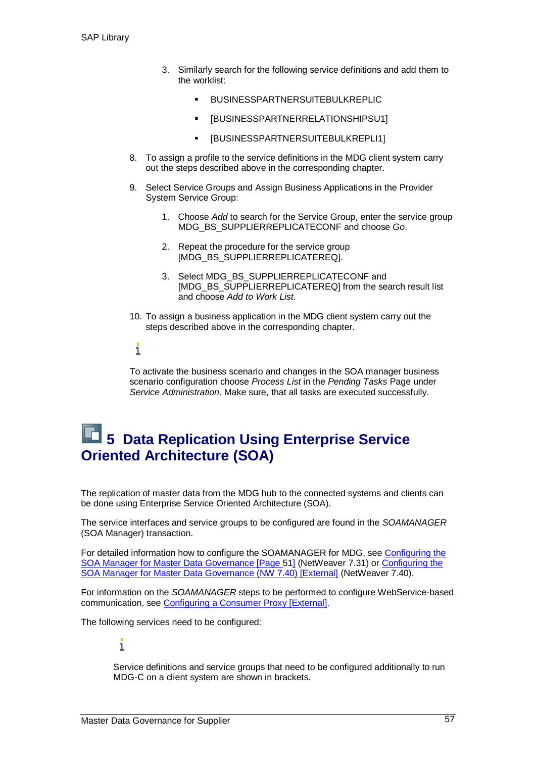3. Similarly search for the following service definitions and add them to the worklist:

   - BUSINESSPARTNERSUITEBULKREPLIC
   - [BUSINESSPARTNERRELATIONSHIPSU1]
   - [BUSINESSPARTNERSUITEBULKREPLI1]

8. To assign a profile to the service definitions in the MDG client system carry out the steps described above in the corresponding chapter.

9. Select Service Groups and Assign Business Applications in the Provider System Service Group:

   1. Choose *Add* to search for the Service Group, enter the service group MDG_BS_SUPPLIERREPLICATECONF and choose *Go*.
   2. Repeat the procedure for the service group [MDG_BS_SUPPLIERREPLICATEREQ].
   3. Select MDG_BS_SUPPLIERREPLICATECONF and [MDG_BS_SUPPLIERREPLICATEREQ] from the search result list and choose *Add to Work List*.

10. To assign a business application in the MDG client system carry out the steps described above in the corresponding chapter.

To activate the business scenario and changes in the SOA manager business scenario configuration choose *Process List* in the *Pending Tasks* Page under *Service Administration*. Make sure, that all tasks are executed successfully.

# 5 Data Replication Using Enterprise Service Oriented Architecture (SOA)

The replication of master data from the MDG hub to the connected systems and clients can be done using Enterprise Service Oriented Architecture (SOA).

The service interfaces and service groups to be configured are found in the *SOAMANAGER* (SOA Manager) transaction.

For detailed information how to configure the SOAMANAGER for MDG, see Configuring the SOA Manager for Master Data Governance [Page 51] (NetWeaver 7.31) or Configuring the SOA Manager for Master Data Governance (NW 7.40) [External] (NetWeaver 7.40).

For information on the *SOAMANAGER* steps to be performed to configure WebService-based communication, see Configuring a Consumer Proxy [External].

The following services need to be configured:

Service definitions and service groups that need to be configured additionally to run MDG-C on a client system are shown in brackets.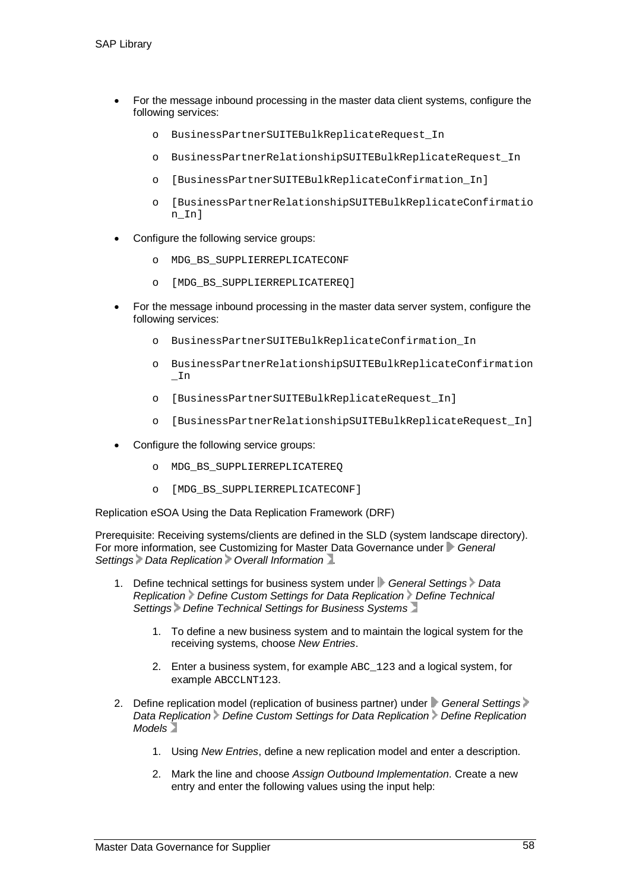- For the message inbound processing in the master data client systems, configure the following services:
  - `BusinessPartnerSUITEBulkReplicateRequest_In`
  - `BusinessPartnerRelationshipSUITEBulkReplicateRequest_In`
  - `[BusinessPartnerSUITEBulkReplicateConfirmation_In]`
  - `[BusinessPartnerRelationshipSUITEBulkReplicateConfirmation_In]`
- Configure the following service groups:
  - `MDG_BS_SUPPLIERREPLICATECONF`
  - `[MDG_BS_SUPPLIERREPLICATEREQ]`
- For the message inbound processing in the master data server system, configure the following services:
  - `BusinessPartnerSUITEBulkReplicateConfirmation_In`
  - `BusinessPartnerRelationshipSUITEBulkReplicateConfirmation_In`
  - `[BusinessPartnerSUITEBulkReplicateRequest_In]`
  - `[BusinessPartnerRelationshipSUITEBulkReplicateRequest_In]`
- Configure the following service groups:
  - `MDG_BS_SUPPLIERREPLICATEREQ`
  - `[MDG_BS_SUPPLIERREPLICATECONF]`

Replication eSOA Using the Data Replication Framework (DRF)

Prerequisite: Receiving systems/clients are defined in the SLD (system landscape directory). For more information, see Customizing for Master Data Governance under *General Settings* > *Data Replication* > *Overall Information*.

1. Define technical settings for business system under *General Settings* > *Data Replication* > *Define Custom Settings for Data Replication* > *Define Technical Settings* > *Define Technical Settings for Business Systems*
   1. To define a new business system and to maintain the logical system for the receiving systems, choose *New Entries*.
   2. Enter a business system, for example `ABC_123` and a logical system, for example `ABCCLNT123`.
2. Define replication model (replication of business partner) under *General Settings* > *Data Replication* > *Define Custom Settings for Data Replication* > *Define Replication Models*
   1. Using *New Entries*, define a new replication model and enter a description.
   2. Mark the line and choose *Assign Outbound Implementation*. Create a new entry and enter the following values using the input help: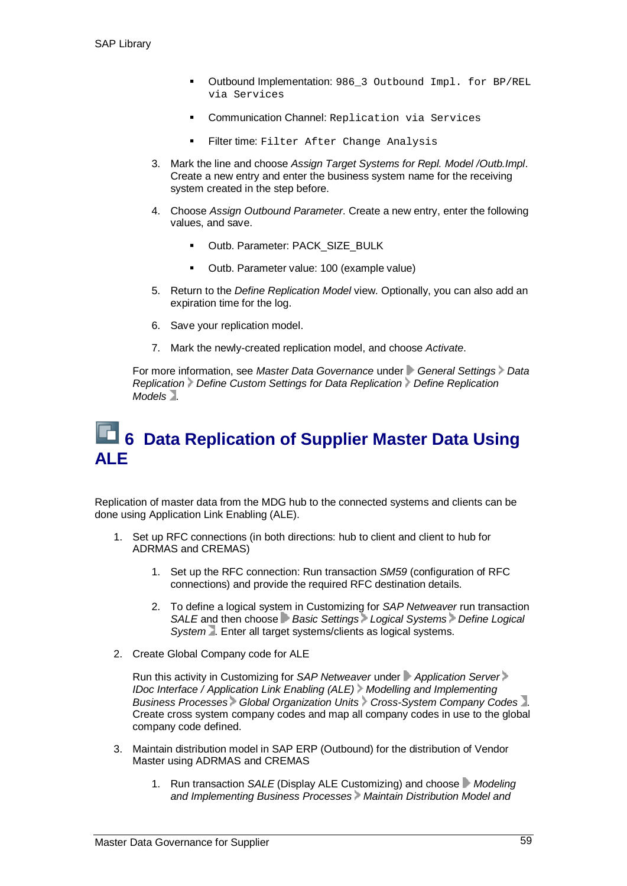- Outbound Implementation: `986_3 Outbound Impl. for BP/REL via Services`
   - Communication Channel: `Replication via Services`
   - Filter time: `Filter After Change Analysis`

3. Mark the line and choose *Assign Target Systems for Repl. Model /Outb.Impl*. Create a new entry and enter the business system name for the receiving system created in the step before.

4. Choose *Assign Outbound Parameter*. Create a new entry, enter the following values, and save.

   - Outb. Parameter: PACK_SIZE_BULK
   - Outb. Parameter value: 100 (example value)

5. Return to the *Define Replication Model* view. Optionally, you can also add an expiration time for the log.

6. Save your replication model.

7. Mark the newly-created replication model, and choose *Activate*.

For more information, see *Master Data Governance* under *General Settings > Data Replication > Define Custom Settings for Data Replication > Define Replication Models*.

# 6 Data Replication of Supplier Master Data Using ALE

Replication of master data from the MDG hub to the connected systems and clients can be done using Application Link Enabling (ALE).

1. Set up RFC connections (in both directions: hub to client and client to hub for ADRMAS and CREMAS)

   1. Set up the RFC connection: Run transaction *SM59* (configuration of RFC connections) and provide the required RFC destination details.

   2. To define a logical system in Customizing for *SAP Netweaver* run transaction *SALE* and then choose *Basic Settings > Logical Systems > Define Logical System*. Enter all target systems/clients as logical systems.

2. Create Global Company code for ALE

   Run this activity in Customizing for *SAP Netweaver* under *Application Server > IDoc Interface / Application Link Enabling (ALE) > Modelling and Implementing Business Processes > Global Organization Units > Cross-System Company Codes*. Create cross system company codes and map all company codes in use to the global company code defined.

3. Maintain distribution model in SAP ERP (Outbound) for the distribution of Vendor Master using ADRMAS and CREMAS

   1. Run transaction *SALE* (Display ALE Customizing) and choose *Modeling and Implementing Business Processes > Maintain Distribution Model and*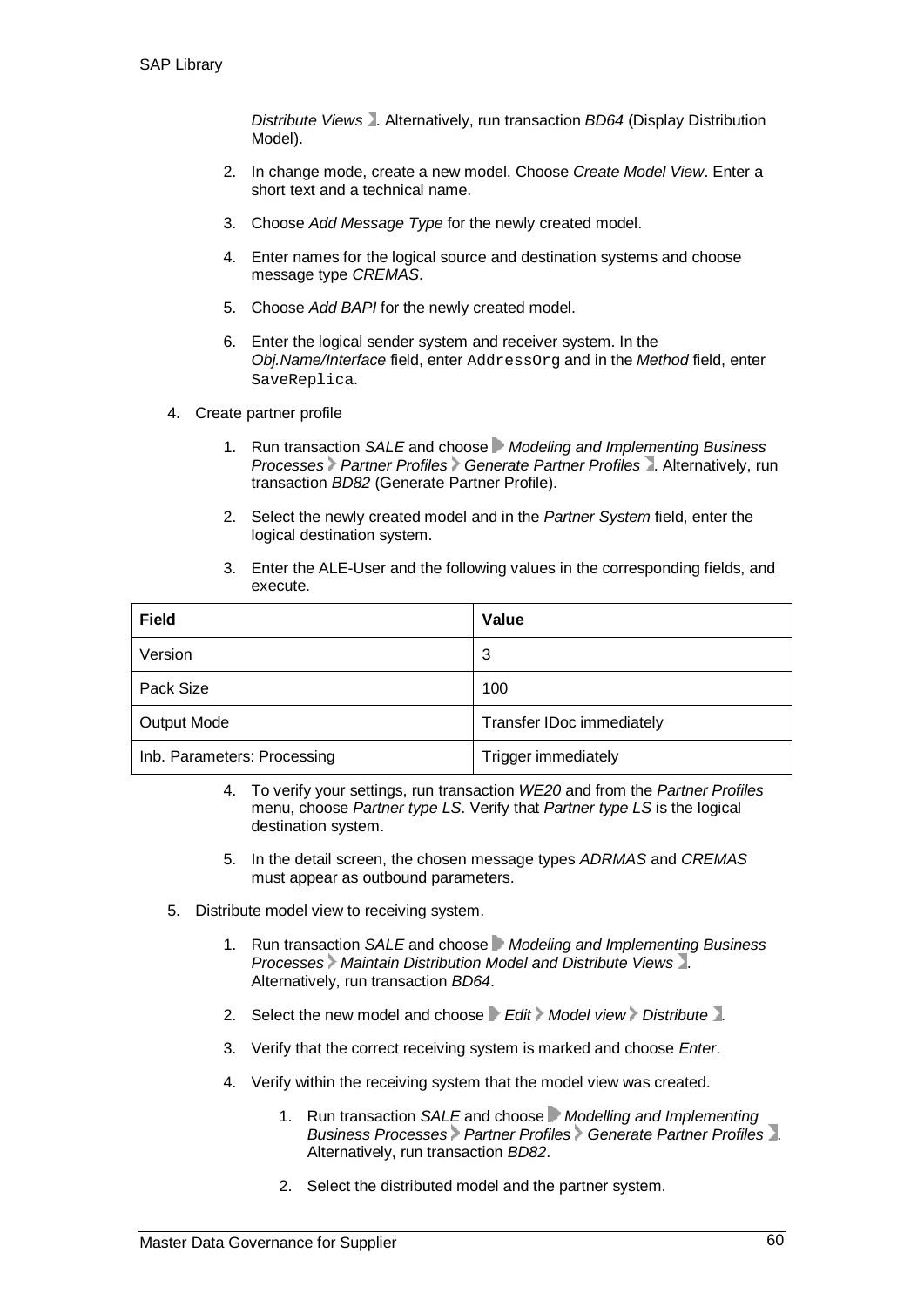*Distribute Views* . Alternatively, run transaction *BD64* (Display Distribution Model).

2. In change mode, create a new model. Choose *Create Model View*. Enter a short text and a technical name.

3. Choose *Add Message Type* for the newly created model.

4. Enter names for the logical source and destination systems and choose message type *CREMAS*.

5. Choose *Add BAPI* for the newly created model.

6. Enter the logical sender system and receiver system. In the *Obj.Name/Interface* field, enter `AddressOrg` and in the *Method* field, enter `SaveReplica`.

4. Create partner profile

   1. Run transaction *SALE* and choose *Modeling and Implementing Business Processes* > *Partner Profiles* > *Generate Partner Profiles* . Alternatively, run transaction *BD82* (Generate Partner Profile).

   2. Select the newly created model and in the *Partner System* field, enter the logical destination system.

   3. Enter the ALE-User and the following values in the corresponding fields, and execute.

| Field | Value |
|---|---|
| Version | 3 |
| Pack Size | 100 |
| Output Mode | Transfer IDoc immediately |
| Inb. Parameters: Processing | Trigger immediately |

   4. To verify your settings, run transaction *WE20* and from the *Partner Profiles* menu, choose *Partner type LS*. Verify that *Partner type LS* is the logical destination system.

   5. In the detail screen, the chosen message types *ADRMAS* and *CREMAS* must appear as outbound parameters.

5. Distribute model view to receiving system.

   1. Run transaction *SALE* and choose *Modeling and Implementing Business Processes* > *Maintain Distribution Model and Distribute Views* . Alternatively, run transaction *BD64*.

   2. Select the new model and choose *Edit* > *Model view* > *Distribute* .

   3. Verify that the correct receiving system is marked and choose *Enter*.

   4. Verify within the receiving system that the model view was created.

      1. Run transaction *SALE* and choose *Modelling and Implementing Business Processes* > *Partner Profiles* > *Generate Partner Profiles* . Alternatively, run transaction *BD82*.

      2. Select the distributed model and the partner system.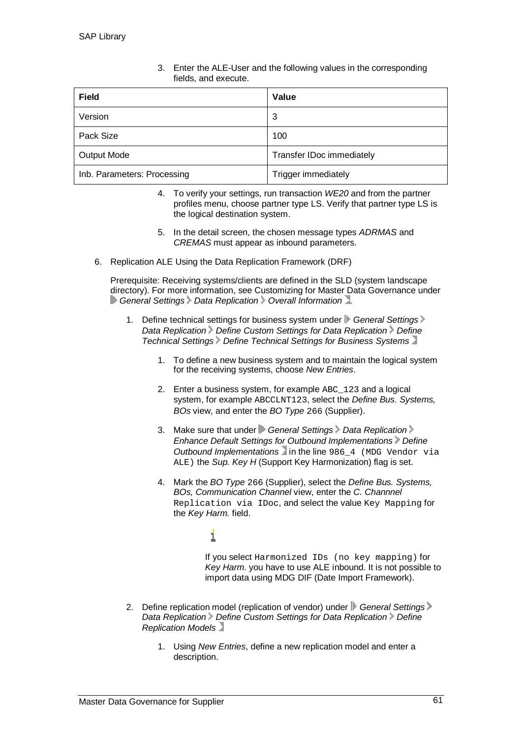3. Enter the ALE-User and the following values in the corresponding fields, and execute.

| Field | Value |
|---|---|
| Version | 3 |
| Pack Size | 100 |
| Output Mode | Transfer IDoc immediately |
| Inb. Parameters: Processing | Trigger immediately |

4. To verify your settings, run transaction *WE20* and from the partner profiles menu, choose partner type LS. Verify that partner type LS is the logical destination system.

5. In the detail screen, the chosen message types *ADRMAS* and *CREMAS* must appear as inbound parameters.

6. Replication ALE Using the Data Replication Framework (DRF)

   Prerequisite: Receiving systems/clients are defined in the SLD (system landscape directory). For more information, see Customizing for Master Data Governance under *General Settings* > *Data Replication* > *Overall Information*.

   1. Define technical settings for business system under *General Settings* > *Data Replication* > *Define Custom Settings for Data Replication* > *Define Technical Settings* > *Define Technical Settings for Business Systems*

      1. To define a new business system and to maintain the logical system for the receiving systems, choose *New Entries*.

      2. Enter a business system, for example `ABC_123` and a logical system, for example `ABCCLNT123`, select the *Define Bus. Systems, BOs* view, and enter the *BO Type* `266` (Supplier).

      3. Make sure that under *General Settings* > *Data Replication* > *Enhance Default Settings for Outbound Implementations* > *Define Outbound Implementations* in the line `986_4 (MDG Vendor via ALE)` the *Sup. Key H* (Support Key Harmonization) flag is set.

      4. Mark the *BO Type* `266` (Supplier), select the *Define Bus. Systems, BOs, Communication Channel* view, enter the *C. Channnel* `Replication via IDoc`, and select the value `Key Mapping` for the *Key Harm.* field.

         If you select `Harmonized IDs (no key mapping)` for *Key Harm.* you have to use ALE inbound. It is not possible to import data using MDG DIF (Date Import Framework).

   2. Define replication model (replication of vendor) under *General Settings* > *Data Replication* > *Define Custom Settings for Data Replication* > *Define Replication Models*

      1. Using *New Entries*, define a new replication model and enter a description.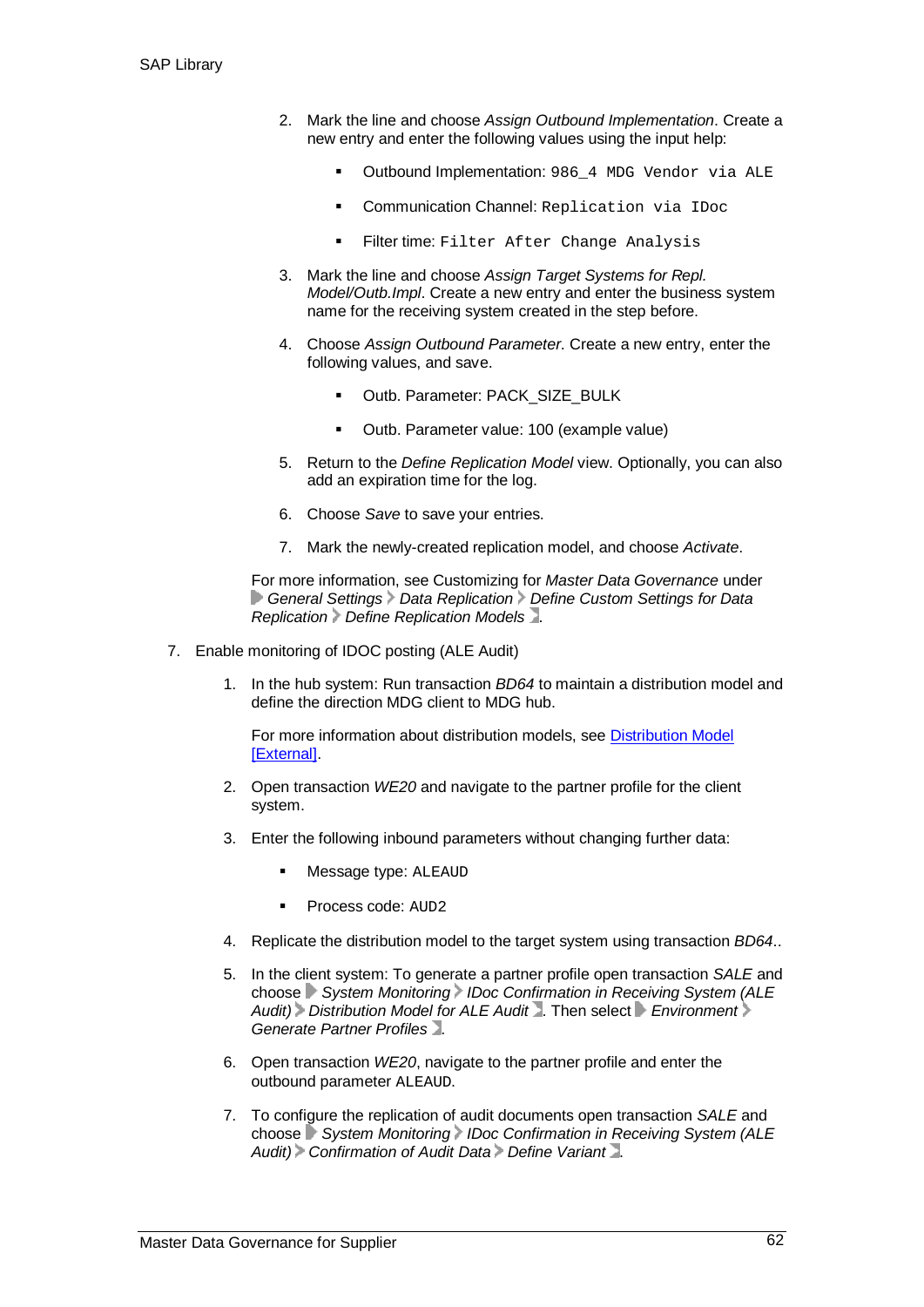2. Mark the line and choose *Assign Outbound Implementation*. Create a new entry and enter the following values using the input help:

   - Outbound Implementation: `986_4 MDG Vendor via ALE`
   - Communication Channel: `Replication via IDoc`
   - Filter time: `Filter After Change Analysis`

3. Mark the line and choose *Assign Target Systems for Repl. Model/Outb.Impl*. Create a new entry and enter the business system name for the receiving system created in the step before.

4. Choose *Assign Outbound Parameter*. Create a new entry, enter the following values, and save.

   - Outb. Parameter: PACK_SIZE_BULK
   - Outb. Parameter value: 100 (example value)

5. Return to the *Define Replication Model* view. Optionally, you can also add an expiration time for the log.

6. Choose *Save* to save your entries.

7. Mark the newly-created replication model, and choose *Activate*.

For more information, see Customizing for *Master Data Governance* under *General Settings* > *Data Replication* > *Define Custom Settings for Data Replication* > *Define Replication Models*.

7. Enable monitoring of IDOC posting (ALE Audit)

   1. In the hub system: Run transaction *BD64* to maintain a distribution model and define the direction MDG client to MDG hub.

      For more information about distribution models, see [Distribution Model [External]].

   2. Open transaction *WE20* and navigate to the partner profile for the client system.

   3. Enter the following inbound parameters without changing further data:

      - Message type: `ALEAUD`
      - Process code: `AUD2`

   4. Replicate the distribution model to the target system using transaction *BD64*..

   5. In the client system: To generate a partner profile open transaction *SALE* and choose *System Monitoring* > *IDoc Confirmation in Receiving System (ALE Audit)* > *Distribution Model for ALE Audit*. Then select *Environment* > *Generate Partner Profiles*.

   6. Open transaction *WE20*, navigate to the partner profile and enter the outbound parameter `ALEAUD`.

   7. To configure the replication of audit documents open transaction *SALE* and choose *System Monitoring* > *IDoc Confirmation in Receiving System (ALE Audit)* > *Confirmation of Audit Data* > *Define Variant*.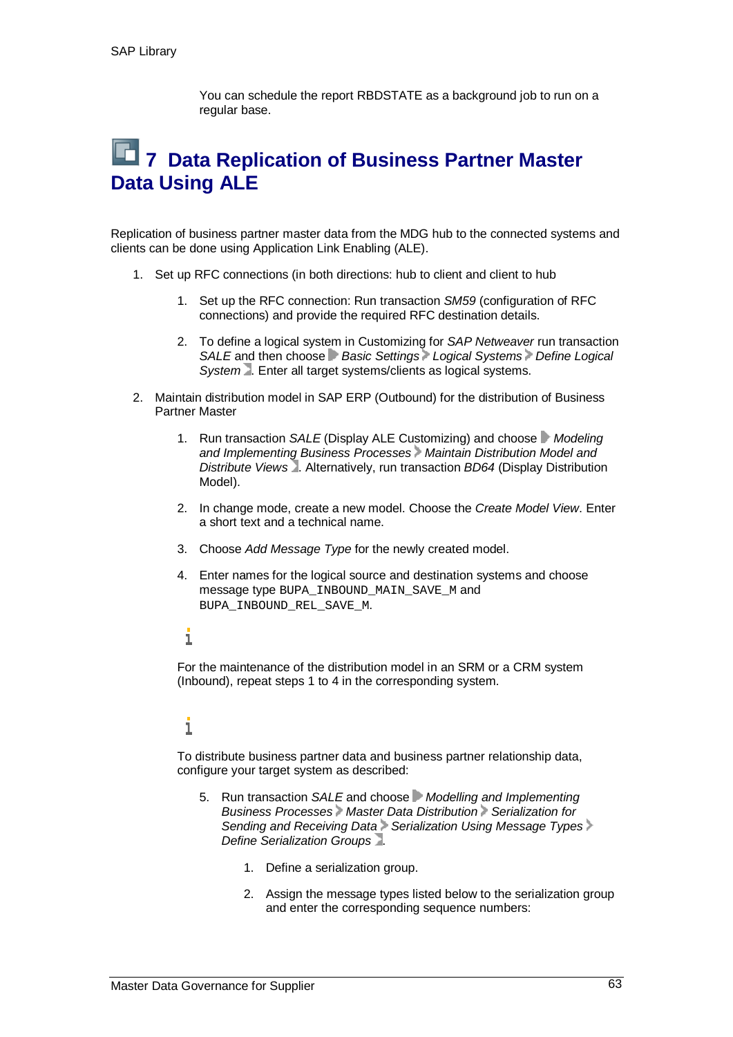You can schedule the report RBDSTATE as a background job to run on a regular base.

# 7 Data Replication of Business Partner Master Data Using ALE

Replication of business partner master data from the MDG hub to the connected systems and clients can be done using Application Link Enabling (ALE).

1. Set up RFC connections (in both directions: hub to client and client to hub
    1. Set up the RFC connection: Run transaction *SM59* (configuration of RFC connections) and provide the required RFC destination details.
    2. To define a logical system in Customizing for *SAP Netweaver* run transaction *SALE* and then choose *Basic Settings* > *Logical Systems* > *Define Logical System*. Enter all target systems/clients as logical systems.
2. Maintain distribution model in SAP ERP (Outbound) for the distribution of Business Partner Master
    1. Run transaction *SALE* (Display ALE Customizing) and choose *Modeling and Implementing Business Processes* > *Maintain Distribution Model and Distribute Views*. Alternatively, run transaction *BD64* (Display Distribution Model).
    2. In change mode, create a new model. Choose the *Create Model View*. Enter a short text and a technical name.
    3. Choose *Add Message Type* for the newly created model.
    4. Enter names for the logical source and destination systems and choose message type `BUPA_INBOUND_MAIN_SAVE_M` and `BUPA_INBOUND_REL_SAVE_M`.

    For the maintenance of the distribution model in an SRM or a CRM system (Inbound), repeat steps 1 to 4 in the corresponding system.

    To distribute business partner data and business partner relationship data, configure your target system as described:

    5. Run transaction *SALE* and choose *Modelling and Implementing Business Processes* > *Master Data Distribution* > *Serialization for Sending and Receiving Data* > *Serialization Using Message Types* > *Define Serialization Groups*.
        1. Define a serialization group.
        2. Assign the message types listed below to the serialization group and enter the corresponding sequence numbers: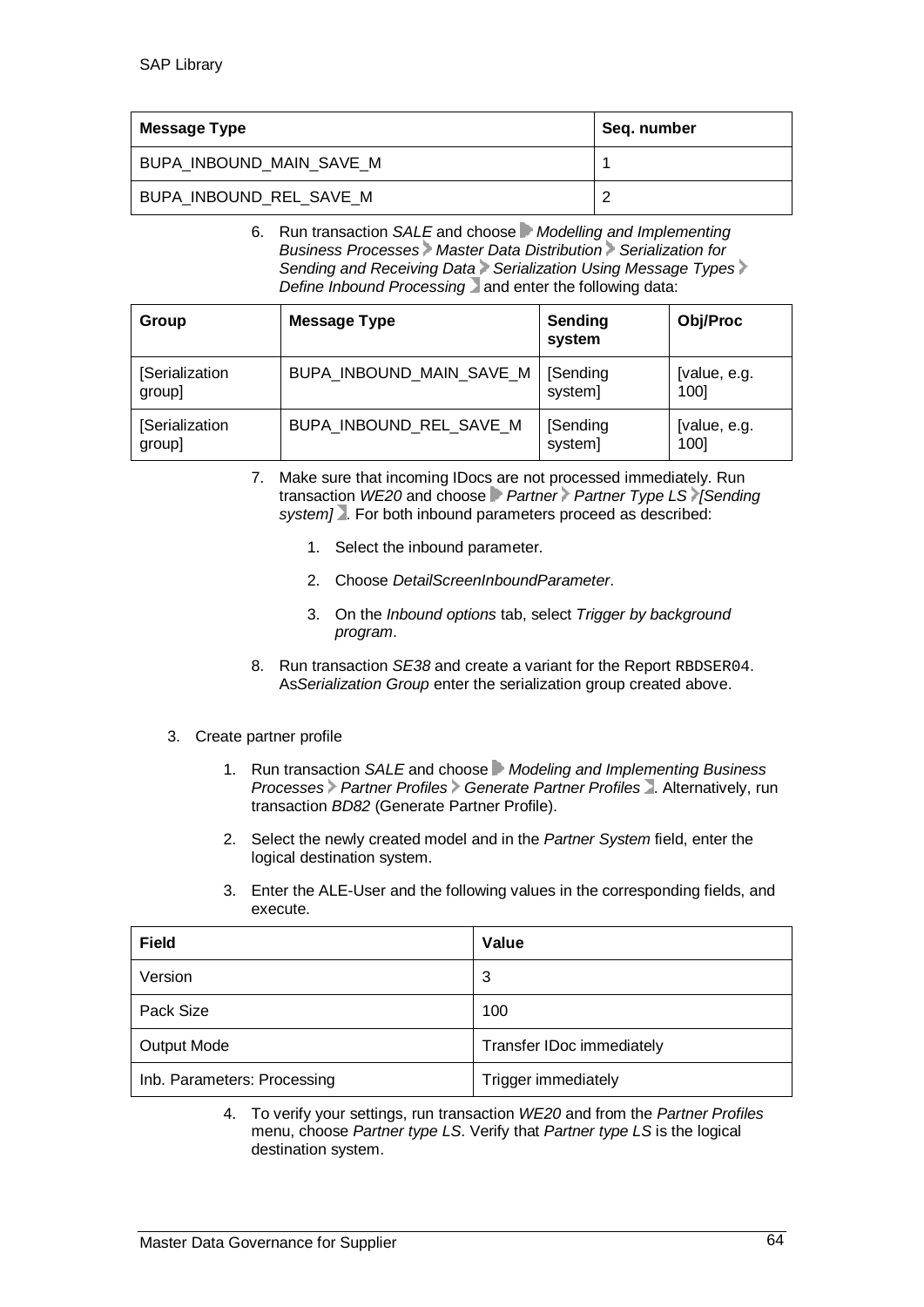| Message Type | Seq. number |
| --- | --- |
| BUPA_INBOUND_MAIN_SAVE_M | 1 |
| BUPA_INBOUND_REL_SAVE_M | 2 |

6. Run transaction *SALE* and choose *Modelling and Implementing Business Processes* > *Master Data Distribution* > *Serialization for Sending and Receiving Data* > *Serialization Using Message Types* > *Define Inbound Processing* and enter the following data:

| Group | Message Type | Sending system | Obj/Proc |
| --- | --- | --- | --- |
| [Serialization group] | BUPA_INBOUND_MAIN_SAVE_M | [Sending system] | [value, e.g. 100] |
| [Serialization group] | BUPA_INBOUND_REL_SAVE_M | [Sending system] | [value, e.g. 100] |

7. Make sure that incoming IDocs are not processed immediately. Run transaction *WE20* and choose *Partner* > *Partner Type LS* > *[Sending system]*. For both inbound parameters proceed as described:
   1. Select the inbound parameter.
   2. Choose *DetailScreenInboundParameter*.
   3. On the *Inbound options* tab, select *Trigger by background program*.
8. Run transaction *SE38* and create a variant for the Report `RBDSER04`. As*Serialization Group* enter the serialization group created above.

3. Create partner profile
   1. Run transaction *SALE* and choose *Modeling and Implementing Business Processes* > *Partner Profiles* > *Generate Partner Profiles*. Alternatively, run transaction *BD82* (Generate Partner Profile).
   2. Select the newly created model and in the *Partner System* field, enter the logical destination system.
   3. Enter the ALE-User and the following values in the corresponding fields, and execute.

| Field | Value |
| --- | --- |
| Version | 3 |
| Pack Size | 100 |
| Output Mode | Transfer IDoc immediately |
| Inb. Parameters: Processing | Trigger immediately |

   4. To verify your settings, run transaction *WE20* and from the *Partner Profiles* menu, choose *Partner type LS*. Verify that *Partner type LS* is the logical destination system.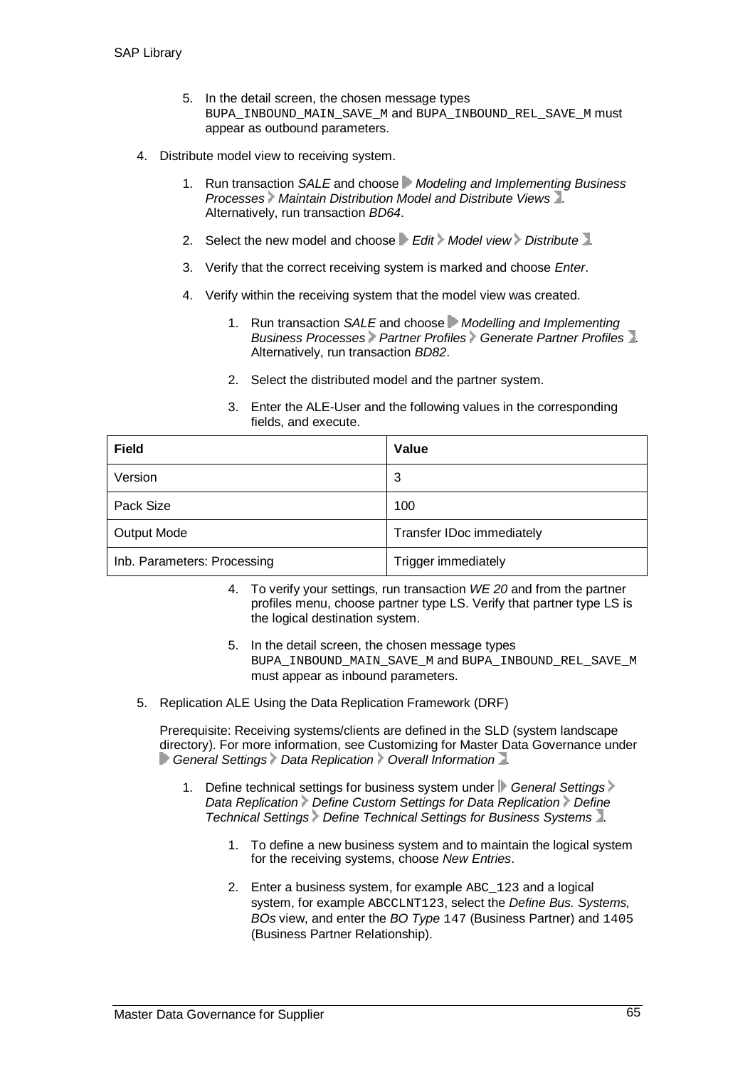5. In the detail screen, the chosen message types BUPA_INBOUND_MAIN_SAVE_M and BUPA_INBOUND_REL_SAVE_M must appear as outbound parameters.

4. Distribute model view to receiving system.

    1. Run transaction *SALE* and choose *Modeling and Implementing Business Processes > Maintain Distribution Model and Distribute Views*. Alternatively, run transaction *BD64*.

    2. Select the new model and choose *Edit > Model view > Distribute*.

    3. Verify that the correct receiving system is marked and choose *Enter*.

    4. Verify within the receiving system that the model view was created.

        1. Run transaction *SALE* and choose *Modelling and Implementing Business Processes > Partner Profiles > Generate Partner Profiles*. Alternatively, run transaction *BD82*.

        2. Select the distributed model and the partner system.

        3. Enter the ALE-User and the following values in the corresponding fields, and execute.

| Field | Value |
|---|---|
| Version | 3 |
| Pack Size | 100 |
| Output Mode | Transfer IDoc immediately |
| Inb. Parameters: Processing | Trigger immediately |

        4. To verify your settings, run transaction *WE 20* and from the partner profiles menu, choose partner type LS. Verify that partner type LS is the logical destination system.

        5. In the detail screen, the chosen message types BUPA_INBOUND_MAIN_SAVE_M and BUPA_INBOUND_REL_SAVE_M must appear as inbound parameters.

5. Replication ALE Using the Data Replication Framework (DRF)

    Prerequisite: Receiving systems/clients are defined in the SLD (system landscape directory). For more information, see Customizing for Master Data Governance under *General Settings > Data Replication > Overall Information*.

    1. Define technical settings for business system under *General Settings > Data Replication > Define Custom Settings for Data Replication > Define Technical Settings > Define Technical Settings for Business Systems*.

        1. To define a new business system and to maintain the logical system for the receiving systems, choose *New Entries*.

        2. Enter a business system, for example ABC_123 and a logical system, for example ABCCLNT123, select the *Define Bus. Systems, BOs* view, and enter the *BO Type* 147 (Business Partner) and 1405 (Business Partner Relationship).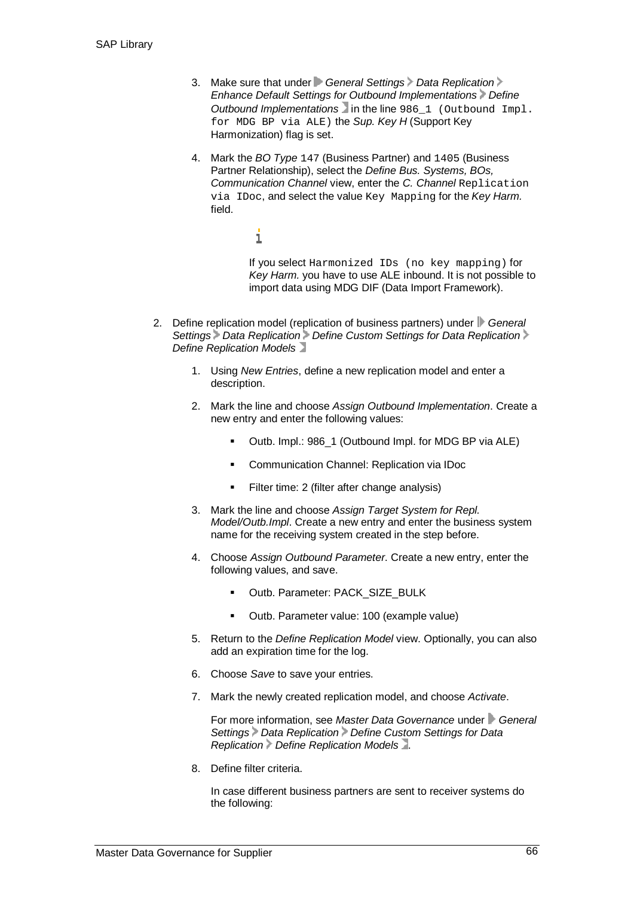3. Make sure that under *General Settings* > *Data Replication* > *Enhance Default Settings for Outbound Implementations* > *Define Outbound Implementations* in the line `986_1 (Outbound Impl. for MDG BP via ALE)` the *Sup. Key H* (Support Key Harmonization) flag is set.

4. Mark the *BO Type* `147` (Business Partner) and `1405` (Business Partner Relationship), select the *Define Bus. Systems, BOs, Communication Channel* view, enter the *C. Channel* `Replication via IDoc`, and select the value `Key Mapping` for the *Key Harm.* field.

   > If you select `Harmonized IDs (no key mapping)` for *Key Harm.* you have to use ALE inbound. It is not possible to import data using MDG DIF (Data Import Framework).

2. Define replication model (replication of business partners) under *General Settings* > *Data Replication* > *Define Custom Settings for Data Replication* > *Define Replication Models*

   1. Using *New Entries*, define a new replication model and enter a description.

   2. Mark the line and choose *Assign Outbound Implementation*. Create a new entry and enter the following values:

      - Outb. Impl.: 986_1 (Outbound Impl. for MDG BP via ALE)
      - Communication Channel: Replication via IDoc
      - Filter time: 2 (filter after change analysis)

   3. Mark the line and choose *Assign Target System for Repl. Model/Outb.Impl*. Create a new entry and enter the business system name for the receiving system created in the step before.

   4. Choose *Assign Outbound Parameter*. Create a new entry, enter the following values, and save.

      - Outb. Parameter: PACK_SIZE_BULK
      - Outb. Parameter value: 100 (example value)

   5. Return to the *Define Replication Model* view. Optionally, you can also add an expiration time for the log.

   6. Choose *Save* to save your entries.

   7. Mark the newly created replication model, and choose *Activate*.

      For more information, see *Master Data Governance* under *General Settings* > *Data Replication* > *Define Custom Settings for Data Replication* > *Define Replication Models*.

   8. Define filter criteria.

      In case different business partners are sent to receiver systems do the following: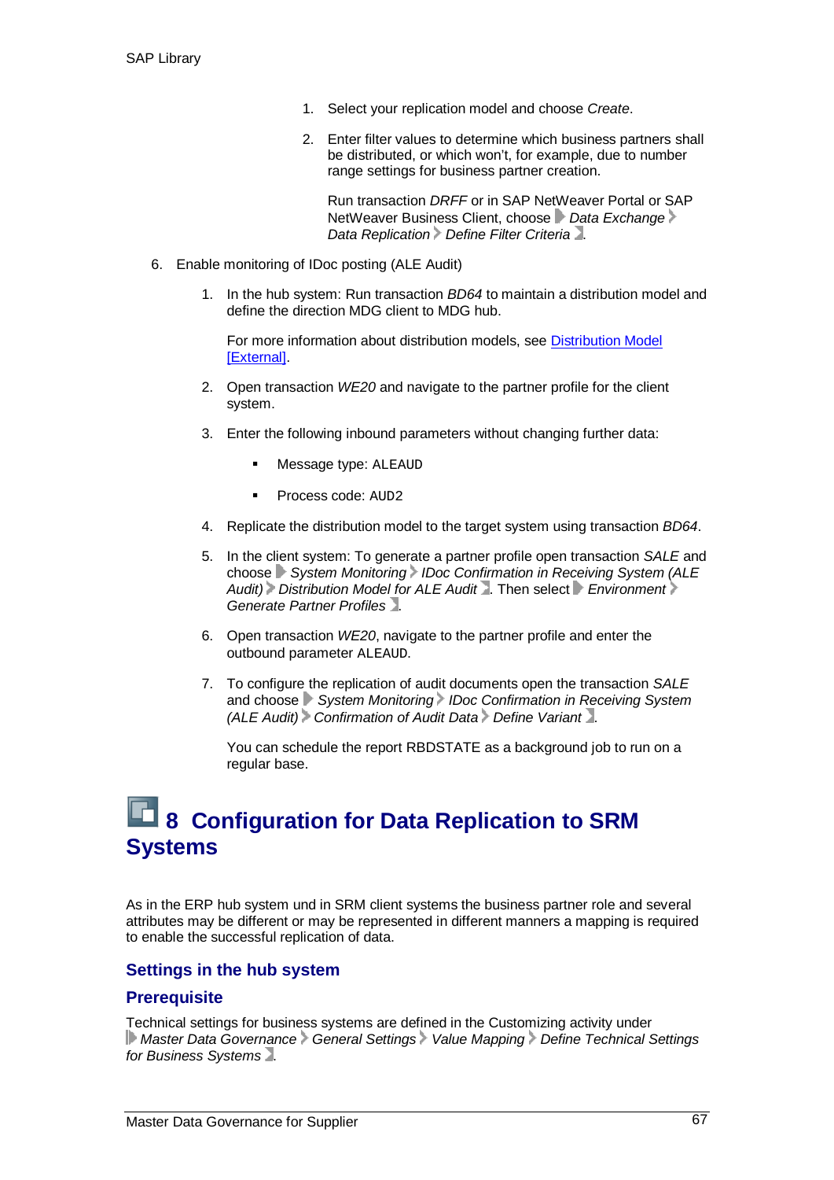1. Select your replication model and choose *Create*.

2. Enter filter values to determine which business partners shall be distributed, or which won't, for example, due to number range settings for business partner creation.

   Run transaction *DRFF* or in SAP NetWeaver Portal or SAP NetWeaver Business Client, choose *Data Exchange* > *Data Replication* > *Define Filter Criteria*.

6. Enable monitoring of IDoc posting (ALE Audit)

   1. In the hub system: Run transaction *BD64* to maintain a distribution model and define the direction MDG client to MDG hub.

      For more information about distribution models, see Distribution Model [External].

   2. Open transaction *WE20* and navigate to the partner profile for the client system.

   3. Enter the following inbound parameters without changing further data:

      - Message type: ALEAUD

      - Process code: AUD2

   4. Replicate the distribution model to the target system using transaction *BD64*.

   5. In the client system: To generate a partner profile open transaction *SALE* and choose *System Monitoring* > *IDoc Confirmation in Receiving System (ALE Audit)* > *Distribution Model for ALE Audit*. Then select *Environment* > *Generate Partner Profiles*.

   6. Open transaction *WE20*, navigate to the partner profile and enter the outbound parameter ALEAUD.

   7. To configure the replication of audit documents open the transaction *SALE* and choose *System Monitoring* > *IDoc Confirmation in Receiving System (ALE Audit)* > *Confirmation of Audit Data* > *Define Variant*.

      You can schedule the report RBDSTATE as a background job to run on a regular base.

# 8 Configuration for Data Replication to SRM Systems

As in the ERP hub system und in SRM client systems the business partner role and several attributes may be different or may be represented in different manners a mapping is required to enable the successful replication of data.

### Settings in the hub system

### Prerequisite

Technical settings for business systems are defined in the Customizing activity under *Master Data Governance* > *General Settings* > *Value Mapping* > *Define Technical Settings for Business Systems*.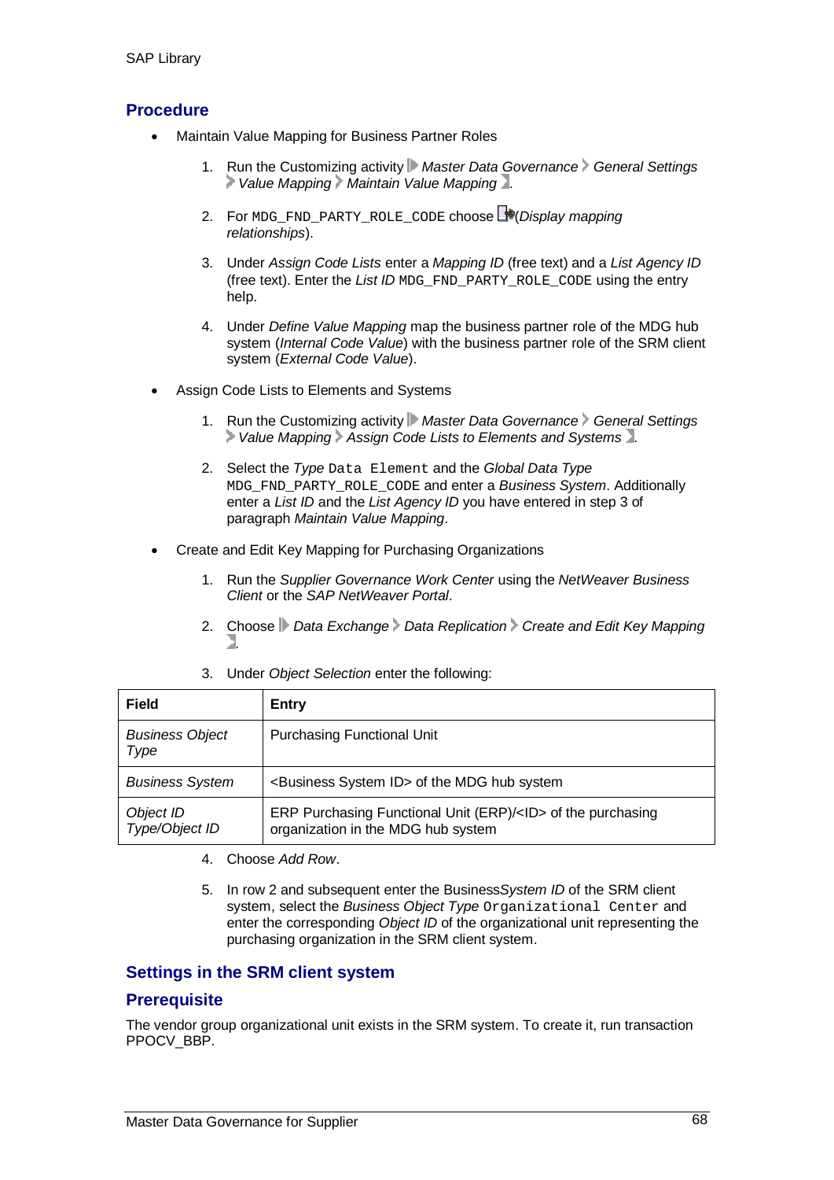## Procedure

- Maintain Value Mapping for Business Partner Roles
  1. Run the Customizing activity *Master Data Governance* › *General Settings* › *Value Mapping* › *Maintain Value Mapping*.
  2. For `MDG_FND_PARTY_ROLE_CODE` choose (*Display mapping relationships*).
  3. Under *Assign Code Lists* enter a *Mapping ID* (free text) and a *List Agency ID* (free text). Enter the *List ID* `MDG_FND_PARTY_ROLE_CODE` using the entry help.
  4. Under *Define Value Mapping* map the business partner role of the MDG hub system (*Internal Code Value*) with the business partner role of the SRM client system (*External Code Value*).
- Assign Code Lists to Elements and Systems
  1. Run the Customizing activity *Master Data Governance* › *General Settings* › *Value Mapping* › *Assign Code Lists to Elements and Systems*.
  2. Select the *Type* `Data Element` and the *Global Data Type* `MDG_FND_PARTY_ROLE_CODE` and enter a *Business System*. Additionally enter a *List ID* and the *List Agency ID* you have entered in step 3 of paragraph *Maintain Value Mapping*.
- Create and Edit Key Mapping for Purchasing Organizations
  1. Run the *Supplier Governance Work Center* using the *NetWeaver Business Client* or the *SAP NetWeaver Portal*.
  2. Choose *Data Exchange* › *Data Replication* › *Create and Edit Key Mapping*.
  3. Under *Object Selection* enter the following:

| Field | Entry |
|---|---|
| *Business Object Type* | Purchasing Functional Unit |
| *Business System* | <Business System ID> of the MDG hub system |
| *Object ID Type/Object ID* | ERP Purchasing Functional Unit (ERP)/<ID> of the purchasing organization in the MDG hub system |

  4. Choose *Add Row*.
  5. In row 2 and subsequent enter the Business*System ID* of the SRM client system, select the *Business Object Type* `Organizational Center` and enter the corresponding *Object ID* of the organizational unit representing the purchasing organization in the SRM client system.

## Settings in the SRM client system

## Prerequisite

The vendor group organizational unit exists in the SRM system. To create it, run transaction PPOCV_BBP.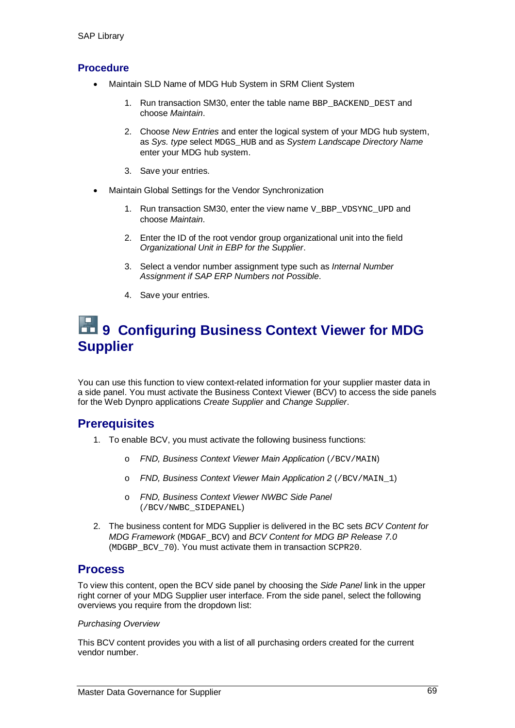## Procedure

- Maintain SLD Name of MDG Hub System in SRM Client System
    1. Run transaction SM30, enter the table name `BBP_BACKEND_DEST` and choose *Maintain*.
    2. Choose *New Entries* and enter the logical system of your MDG hub system, as *Sys. type* select `MDGS_HUB` and as *System Landscape Directory Name* enter your MDG hub system.
    3. Save your entries.
- Maintain Global Settings for the Vendor Synchronization
    1. Run transaction SM30, enter the view name `V_BBP_VDSYNC_UPD` and choose *Maintain*.
    2. Enter the ID of the root vendor group organizational unit into the field *Organizational Unit in EBP for the Supplier*.
    3. Select a vendor number assignment type such as *Internal Number Assignment if SAP ERP Numbers not Possible*.
    4. Save your entries.

# 9 Configuring Business Context Viewer for MDG Supplier

You can use this function to view context-related information for your supplier master data in a side panel. You must activate the Business Context Viewer (BCV) to access the side panels for the Web Dynpro applications *Create Supplier* and *Change Supplier*.

## Prerequisites

1. To enable BCV, you must activate the following business functions:
    - *FND, Business Context Viewer Main Application* (`/BCV/MAIN`)
    - *FND, Business Context Viewer Main Application 2* (`/BCV/MAIN_1`)
    - *FND, Business Context Viewer NWBC Side Panel* (`/BCV/NWBC_SIDEPANEL`)
2. The business content for MDG Supplier is delivered in the BC sets *BCV Content for MDG Framework* (`MDGAF_BCV`) and *BCV Content for MDG BP Release 7.0* (`MDGBP_BCV_70`). You must activate them in transaction `SCPR20`.

## Process

To view this content, open the BCV side panel by choosing the *Side Panel* link in the upper right corner of your MDG Supplier user interface. From the side panel, select the following overviews you require from the dropdown list:

*Purchasing Overview*

This BCV content provides you with a list of all purchasing orders created for the current vendor number.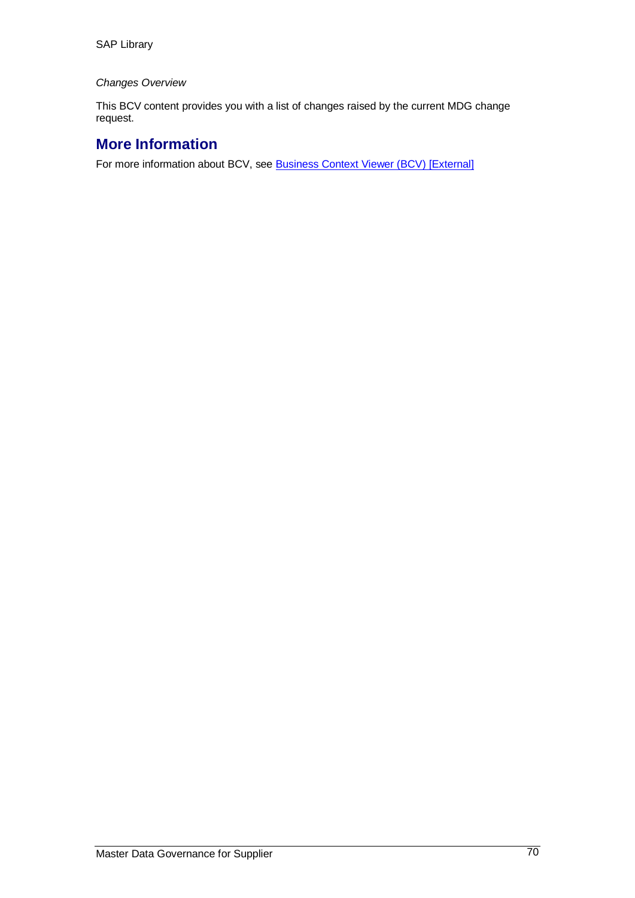*Changes Overview*

This BCV content provides you with a list of changes raised by the current MDG change request.

## More Information

For more information about BCV, see Business Context Viewer (BCV) [External]